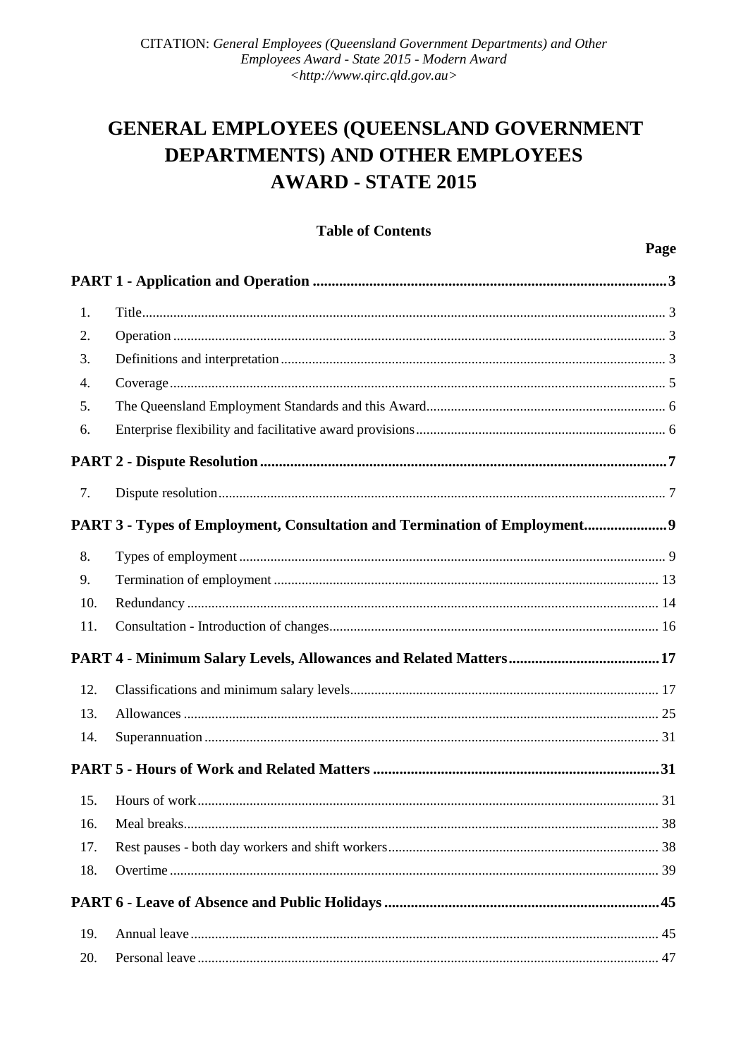CITATION: *General Employees (Queensland Government Departments) and Other Employees Award - State 2015 - Modern Award* *<http://www.qirc.qld.gov.au>*

# GENERAL EMPLOYEES (QUEENSLAND GOVERNMENT DEPARTMENTS) AND OTHER EMPLOYEES AWARD - STATE 2015

## Table of Contents

| | | Page |
|---|---|---|
| **PART 1 - Application and Operation** | | **3** |
| 1. | Title | 3 |
| 2. | Operation | 3 |
| 3. | Definitions and interpretation | 3 |
| 4. | Coverage | 5 |
| 5. | The Queensland Employment Standards and this Award | 6 |
| 6. | Enterprise flexibility and facilitative award provisions | 6 |
| **PART 2 - Dispute Resolution** | | **7** |
| 7. | Dispute resolution | 7 |
| **PART 3 - Types of Employment, Consultation and Termination of Employment** | | **9** |
| 8. | Types of employment | 9 |
| 9. | Termination of employment | 13 |
| 10. | Redundancy | 14 |
| 11. | Consultation - Introduction of changes | 16 |
| **PART 4 - Minimum Salary Levels, Allowances and Related Matters** | | **17** |
| 12. | Classifications and minimum salary levels | 17 |
| 13. | Allowances | 25 |
| 14. | Superannuation | 31 |
| **PART 5 - Hours of Work and Related Matters** | | **31** |
| 15. | Hours of work | 31 |
| 16. | Meal breaks | 38 |
| 17. | Rest pauses - both day workers and shift workers | 38 |
| 18. | Overtime | 39 |
| **PART 6 - Leave of Absence and Public Holidays** | | **45** |
| 19. | Annual leave | 45 |
| 20. | Personal leave | 47 |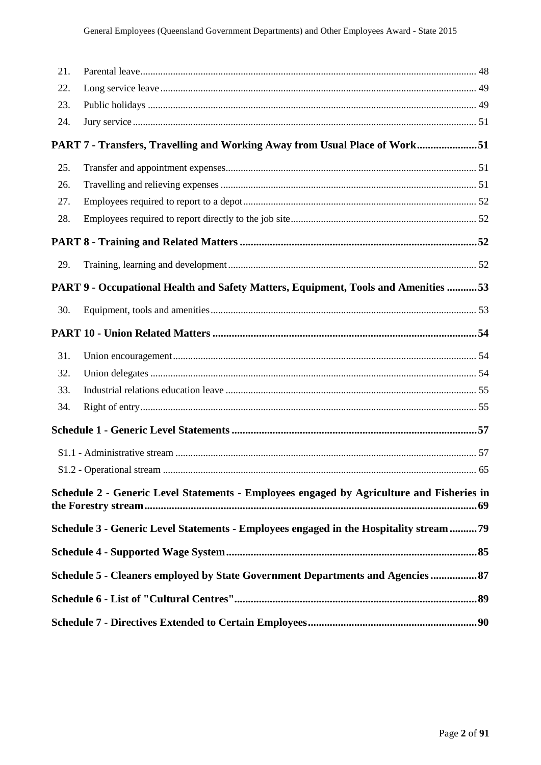| | | |
|---|---|---|
| 21. | Parental leave | 48 |
| 22. | Long service leave | 49 |
| 23. | Public holidays | 49 |
| 24. | Jury service | 51 |

**PART 7 - Transfers, Travelling and Working Away from Usual Place of Work ..... 51**

| | | |
|---|---|---|
| 25. | Transfer and appointment expenses | 51 |
| 26. | Travelling and relieving expenses | 51 |
| 27. | Employees required to report to a depot | 52 |
| 28. | Employees required to report directly to the job site | 52 |

**PART 8 - Training and Related Matters ..... 52**

| | | |
|---|---|---|
| 29. | Training, learning and development | 52 |

**PART 9 - Occupational Health and Safety Matters, Equipment, Tools and Amenities ..... 53**

| | | |
|---|---|---|
| 30. | Equipment, tools and amenities | 53 |

**PART 10 - Union Related Matters ..... 54**

| | | |
|---|---|---|
| 31. | Union encouragement | 54 |
| 32. | Union delegates | 54 |
| 33. | Industrial relations education leave | 55 |
| 34. | Right of entry | 55 |

**Schedule 1 - Generic Level Statements ..... 57**

| | |
|---|---|
| S1.1 - Administrative stream | 57 |
| S1.2 - Operational stream | 65 |

**Schedule 2 - Generic Level Statements - Employees engaged by Agriculture and Fisheries in the Forestry stream ..... 69**

**Schedule 3 - Generic Level Statements - Employees engaged in the Hospitality stream ..... 79**

**Schedule 4 - Supported Wage System ..... 85**

**Schedule 5 - Cleaners employed by State Government Departments and Agencies ..... 87**

**Schedule 6 - List of "Cultural Centres" ..... 89**

**Schedule 7 - Directives Extended to Certain Employees ..... 90**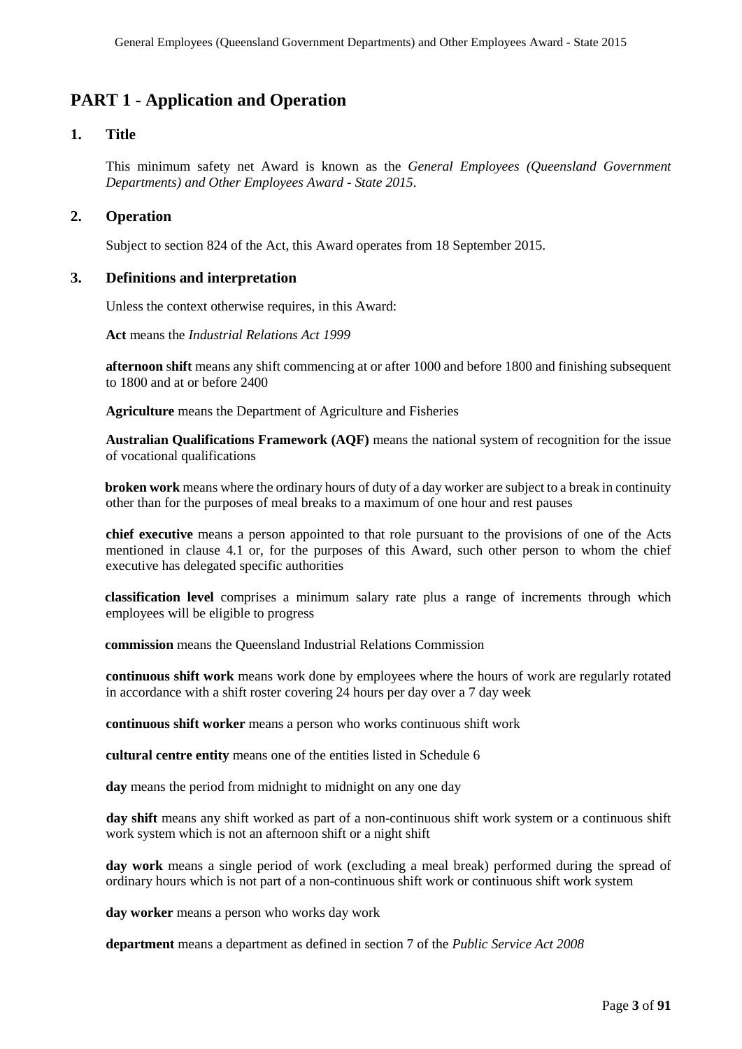# PART 1 - Application and Operation

## 1. Title

This minimum safety net Award is known as the *General Employees (Queensland Government Departments) and Other Employees Award - State 2015*.

## 2. Operation

Subject to section 824 of the Act, this Award operates from 18 September 2015.

## 3. Definitions and interpretation

Unless the context otherwise requires, in this Award:

**Act** means the *Industrial Relations Act 1999*

**afternoon shift** means any shift commencing at or after 1000 and before 1800 and finishing subsequent to 1800 and at or before 2400

**Agriculture** means the Department of Agriculture and Fisheries

**Australian Qualifications Framework (AQF)** means the national system of recognition for the issue of vocational qualifications

**broken work** means where the ordinary hours of duty of a day worker are subject to a break in continuity other than for the purposes of meal breaks to a maximum of one hour and rest pauses

**chief executive** means a person appointed to that role pursuant to the provisions of one of the Acts mentioned in clause 4.1 or, for the purposes of this Award, such other person to whom the chief executive has delegated specific authorities

**classification level** comprises a minimum salary rate plus a range of increments through which employees will be eligible to progress

**commission** means the Queensland Industrial Relations Commission

**continuous shift work** means work done by employees where the hours of work are regularly rotated in accordance with a shift roster covering 24 hours per day over a 7 day week

**continuous shift worker** means a person who works continuous shift work

**cultural centre entity** means one of the entities listed in Schedule 6

**day** means the period from midnight to midnight on any one day

**day shift** means any shift worked as part of a non-continuous shift work system or a continuous shift work system which is not an afternoon shift or a night shift

**day work** means a single period of work (excluding a meal break) performed during the spread of ordinary hours which is not part of a non-continuous shift work or continuous shift work system

**day worker** means a person who works day work

**department** means a department as defined in section 7 of the *Public Service Act 2008*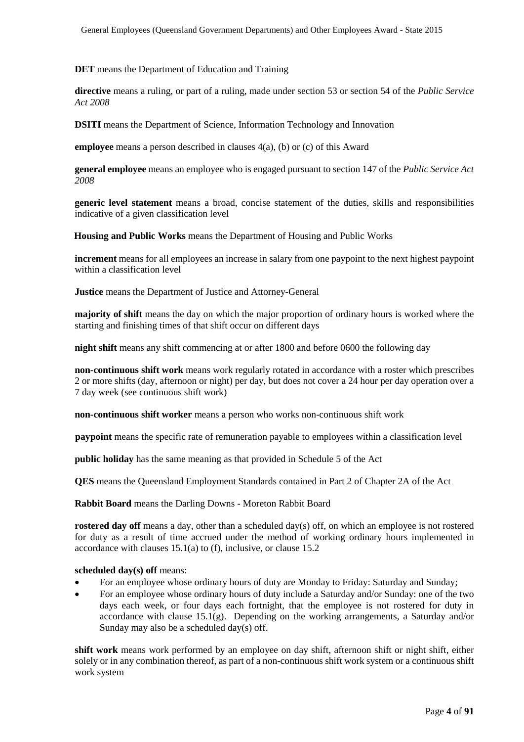**DET** means the Department of Education and Training

**directive** means a ruling, or part of a ruling, made under section 53 or section 54 of the *Public Service Act 2008*

**DSITI** means the Department of Science, Information Technology and Innovation

**employee** means a person described in clauses 4(a), (b) or (c) of this Award

**general employee** means an employee who is engaged pursuant to section 147 of the *Public Service Act 2008*

**generic level statement** means a broad, concise statement of the duties, skills and responsibilities indicative of a given classification level

**Housing and Public Works** means the Department of Housing and Public Works

**increment** means for all employees an increase in salary from one paypoint to the next highest paypoint within a classification level

**Justice** means the Department of Justice and Attorney-General

**majority of shift** means the day on which the major proportion of ordinary hours is worked where the starting and finishing times of that shift occur on different days

**night shift** means any shift commencing at or after 1800 and before 0600 the following day

**non-continuous shift work** means work regularly rotated in accordance with a roster which prescribes 2 or more shifts (day, afternoon or night) per day, but does not cover a 24 hour per day operation over a 7 day week (see continuous shift work)

**non-continuous shift worker** means a person who works non-continuous shift work

**paypoint** means the specific rate of remuneration payable to employees within a classification level

**public holiday** has the same meaning as that provided in Schedule 5 of the Act

**QES** means the Queensland Employment Standards contained in Part 2 of Chapter 2A of the Act

**Rabbit Board** means the Darling Downs - Moreton Rabbit Board

**rostered day off** means a day, other than a scheduled day(s) off, on which an employee is not rostered for duty as a result of time accrued under the method of working ordinary hours implemented in accordance with clauses 15.1(a) to (f), inclusive, or clause 15.2

**scheduled day(s) off** means:

- For an employee whose ordinary hours of duty are Monday to Friday: Saturday and Sunday;
- For an employee whose ordinary hours of duty include a Saturday and/or Sunday: one of the two days each week, or four days each fortnight, that the employee is not rostered for duty in accordance with clause 15.1(g). Depending on the working arrangements, a Saturday and/or Sunday may also be a scheduled day(s) off.

**shift work** means work performed by an employee on day shift, afternoon shift or night shift, either solely or in any combination thereof, as part of a non-continuous shift work system or a continuous shift work system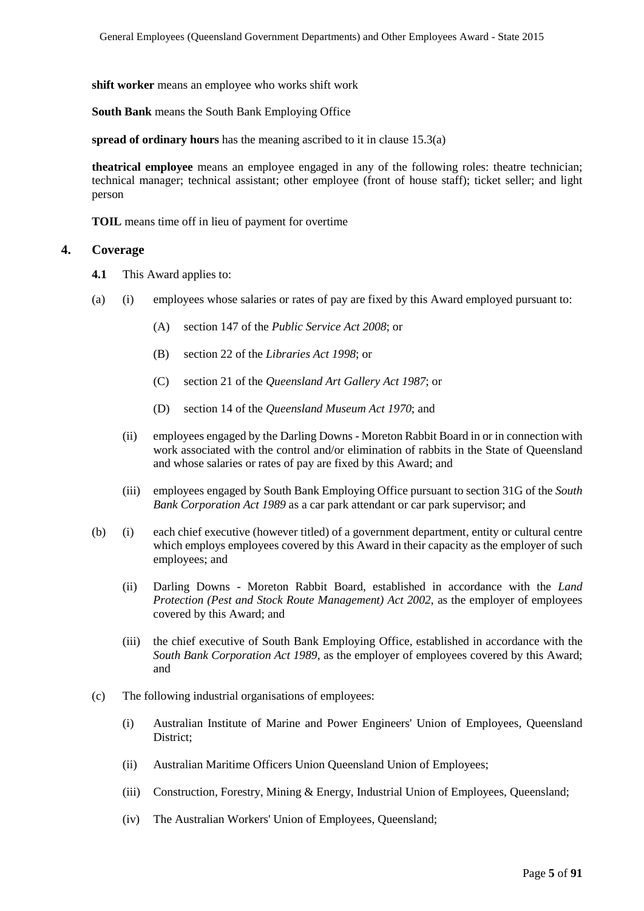**shift worker** means an employee who works shift work

**South Bank** means the South Bank Employing Office

**spread of ordinary hours** has the meaning ascribed to it in clause 15.3(a)

**theatrical employee** means an employee engaged in any of the following roles: theatre technician; technical manager; technical assistant; other employee (front of house staff); ticket seller; and light person

**TOIL** means time off in lieu of payment for overtime

## 4. Coverage

**4.1** This Award applies to:

(a) (i) employees whose salaries or rates of pay are fixed by this Award employed pursuant to:

(A) section 147 of the *Public Service Act 2008*; or

(B) section 22 of the *Libraries Act 1998*; or

(C) section 21 of the *Queensland Art Gallery Act 1987*; or

(D) section 14 of the *Queensland Museum Act 1970*; and

(ii) employees engaged by the Darling Downs - Moreton Rabbit Board in or in connection with work associated with the control and/or elimination of rabbits in the State of Queensland and whose salaries or rates of pay are fixed by this Award; and

(iii) employees engaged by South Bank Employing Office pursuant to section 31G of the *South Bank Corporation Act 1989* as a car park attendant or car park supervisor; and

(b) (i) each chief executive (however titled) of a government department, entity or cultural centre which employs employees covered by this Award in their capacity as the employer of such employees; and

(ii) Darling Downs - Moreton Rabbit Board, established in accordance with the *Land Protection (Pest and Stock Route Management) Act 2002*, as the employer of employees covered by this Award; and

(iii) the chief executive of South Bank Employing Office, established in accordance with the *South Bank Corporation Act 1989*, as the employer of employees covered by this Award; and

(c) The following industrial organisations of employees:

(i) Australian Institute of Marine and Power Engineers' Union of Employees, Queensland District;

(ii) Australian Maritime Officers Union Queensland Union of Employees;

(iii) Construction, Forestry, Mining & Energy, Industrial Union of Employees, Queensland;

(iv) The Australian Workers' Union of Employees, Queensland;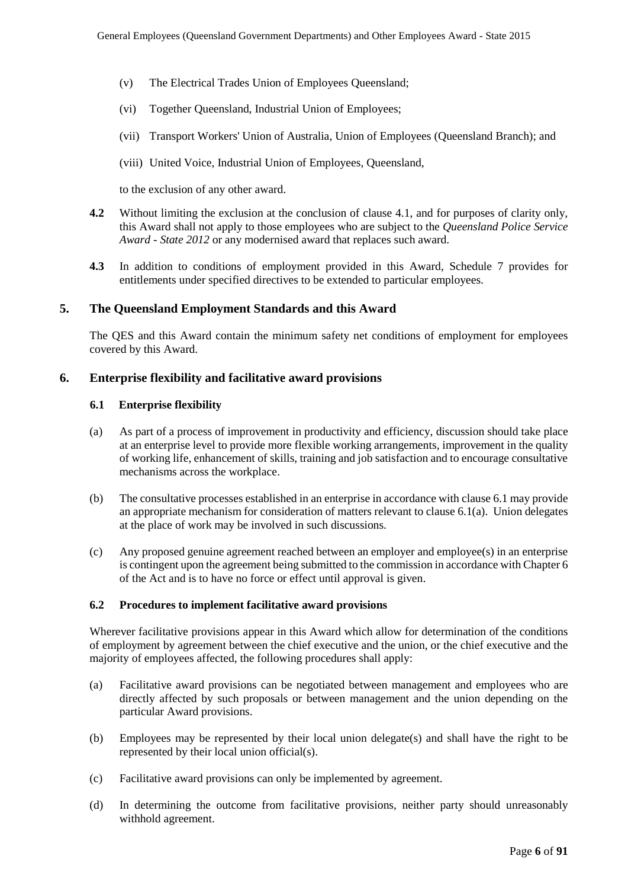(v) The Electrical Trades Union of Employees Queensland;

(vi) Together Queensland, Industrial Union of Employees;

(vii) Transport Workers' Union of Australia, Union of Employees (Queensland Branch); and

(viii) United Voice, Industrial Union of Employees, Queensland,

to the exclusion of any other award.

**4.2** Without limiting the exclusion at the conclusion of clause 4.1, and for purposes of clarity only, this Award shall not apply to those employees who are subject to the *Queensland Police Service Award - State 2012* or any modernised award that replaces such award.

**4.3** In addition to conditions of employment provided in this Award, Schedule 7 provides for entitlements under specified directives to be extended to particular employees.

## 5. The Queensland Employment Standards and this Award

The QES and this Award contain the minimum safety net conditions of employment for employees covered by this Award.

## 6. Enterprise flexibility and facilitative award provisions

### 6.1 Enterprise flexibility

(a) As part of a process of improvement in productivity and efficiency, discussion should take place at an enterprise level to provide more flexible working arrangements, improvement in the quality of working life, enhancement of skills, training and job satisfaction and to encourage consultative mechanisms across the workplace.

(b) The consultative processes established in an enterprise in accordance with clause 6.1 may provide an appropriate mechanism for consideration of matters relevant to clause 6.1(a). Union delegates at the place of work may be involved in such discussions.

(c) Any proposed genuine agreement reached between an employer and employee(s) in an enterprise is contingent upon the agreement being submitted to the commission in accordance with Chapter 6 of the Act and is to have no force or effect until approval is given.

### 6.2 Procedures to implement facilitative award provisions

Wherever facilitative provisions appear in this Award which allow for determination of the conditions of employment by agreement between the chief executive and the union, or the chief executive and the majority of employees affected, the following procedures shall apply:

(a) Facilitative award provisions can be negotiated between management and employees who are directly affected by such proposals or between management and the union depending on the particular Award provisions.

(b) Employees may be represented by their local union delegate(s) and shall have the right to be represented by their local union official(s).

(c) Facilitative award provisions can only be implemented by agreement.

(d) In determining the outcome from facilitative provisions, neither party should unreasonably withhold agreement.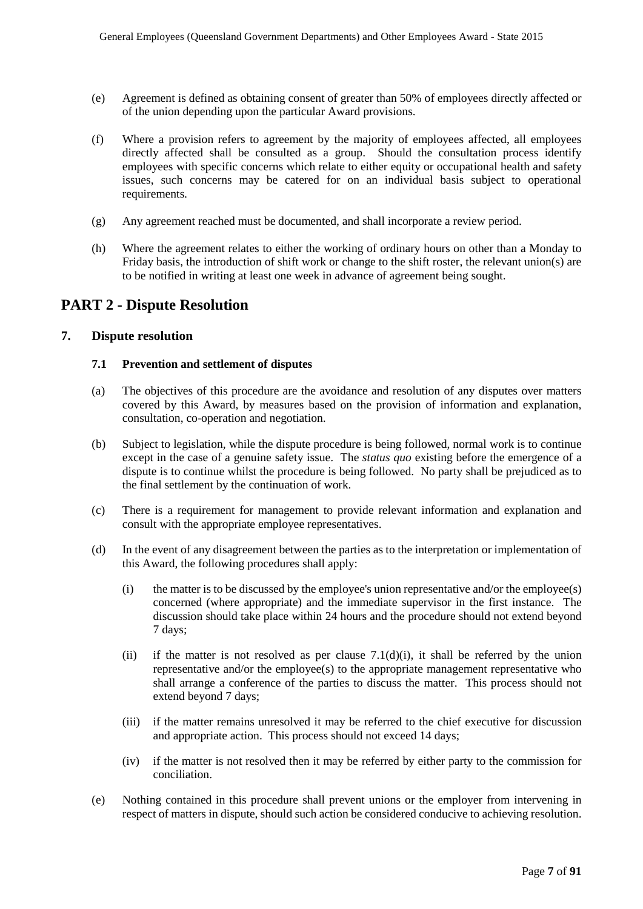(e) Agreement is defined as obtaining consent of greater than 50% of employees directly affected or of the union depending upon the particular Award provisions.

(f) Where a provision refers to agreement by the majority of employees affected, all employees directly affected shall be consulted as a group. Should the consultation process identify employees with specific concerns which relate to either equity or occupational health and safety issues, such concerns may be catered for on an individual basis subject to operational requirements.

(g) Any agreement reached must be documented, and shall incorporate a review period.

(h) Where the agreement relates to either the working of ordinary hours on other than a Monday to Friday basis, the introduction of shift work or change to the shift roster, the relevant union(s) are to be notified in writing at least one week in advance of agreement being sought.

# PART 2 - Dispute Resolution

## 7. Dispute resolution

### 7.1 Prevention and settlement of disputes

(a) The objectives of this procedure are the avoidance and resolution of any disputes over matters covered by this Award, by measures based on the provision of information and explanation, consultation, co-operation and negotiation.

(b) Subject to legislation, while the dispute procedure is being followed, normal work is to continue except in the case of a genuine safety issue. The *status quo* existing before the emergence of a dispute is to continue whilst the procedure is being followed. No party shall be prejudiced as to the final settlement by the continuation of work.

(c) There is a requirement for management to provide relevant information and explanation and consult with the appropriate employee representatives.

(d) In the event of any disagreement between the parties as to the interpretation or implementation of this Award, the following procedures shall apply:

   (i) the matter is to be discussed by the employee's union representative and/or the employee(s) concerned (where appropriate) and the immediate supervisor in the first instance. The discussion should take place within 24 hours and the procedure should not extend beyond 7 days;

   (ii) if the matter is not resolved as per clause 7.1(d)(i), it shall be referred by the union representative and/or the employee(s) to the appropriate management representative who shall arrange a conference of the parties to discuss the matter. This process should not extend beyond 7 days;

   (iii) if the matter remains unresolved it may be referred to the chief executive for discussion and appropriate action. This process should not exceed 14 days;

   (iv) if the matter is not resolved then it may be referred by either party to the commission for conciliation.

(e) Nothing contained in this procedure shall prevent unions or the employer from intervening in respect of matters in dispute, should such action be considered conducive to achieving resolution.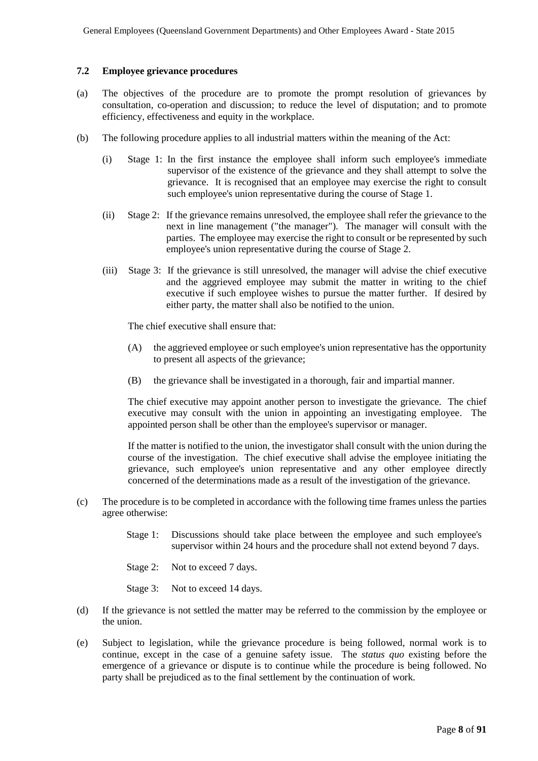### 7.2 Employee grievance procedures

(a) The objectives of the procedure are to promote the prompt resolution of grievances by consultation, co-operation and discussion; to reduce the level of disputation; and to promote efficiency, effectiveness and equity in the workplace.

(b) The following procedure applies to all industrial matters within the meaning of the Act:

(i) Stage 1: In the first instance the employee shall inform such employee's immediate supervisor of the existence of the grievance and they shall attempt to solve the grievance. It is recognised that an employee may exercise the right to consult such employee's union representative during the course of Stage 1.

(ii) Stage 2: If the grievance remains unresolved, the employee shall refer the grievance to the next in line management ("the manager"). The manager will consult with the parties. The employee may exercise the right to consult or be represented by such employee's union representative during the course of Stage 2.

(iii) Stage 3: If the grievance is still unresolved, the manager will advise the chief executive and the aggrieved employee may submit the matter in writing to the chief executive if such employee wishes to pursue the matter further. If desired by either party, the matter shall also be notified to the union.

The chief executive shall ensure that:

(A) the aggrieved employee or such employee's union representative has the opportunity to present all aspects of the grievance;

(B) the grievance shall be investigated in a thorough, fair and impartial manner.

The chief executive may appoint another person to investigate the grievance. The chief executive may consult with the union in appointing an investigating employee. The appointed person shall be other than the employee's supervisor or manager.

If the matter is notified to the union, the investigator shall consult with the union during the course of the investigation. The chief executive shall advise the employee initiating the grievance, such employee's union representative and any other employee directly concerned of the determinations made as a result of the investigation of the grievance.

(c) The procedure is to be completed in accordance with the following time frames unless the parties agree otherwise:

Stage 1: Discussions should take place between the employee and such employee's supervisor within 24 hours and the procedure shall not extend beyond 7 days.

Stage 2: Not to exceed 7 days.

Stage 3: Not to exceed 14 days.

(d) If the grievance is not settled the matter may be referred to the commission by the employee or the union.

(e) Subject to legislation, while the grievance procedure is being followed, normal work is to continue, except in the case of a genuine safety issue. The *status quo* existing before the emergence of a grievance or dispute is to continue while the procedure is being followed. No party shall be prejudiced as to the final settlement by the continuation of work.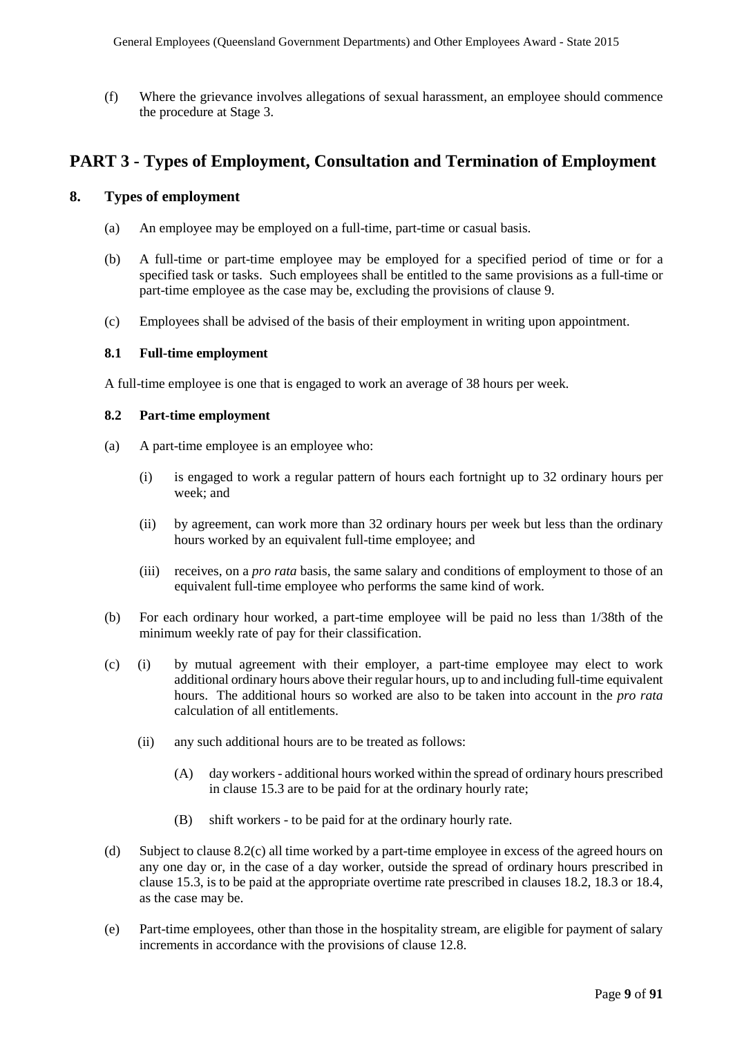(f) Where the grievance involves allegations of sexual harassment, an employee should commence the procedure at Stage 3.

# PART 3 - Types of Employment, Consultation and Termination of Employment

## 8. Types of employment

(a) An employee may be employed on a full-time, part-time or casual basis.

(b) A full-time or part-time employee may be employed for a specified period of time or for a specified task or tasks. Such employees shall be entitled to the same provisions as a full-time or part-time employee as the case may be, excluding the provisions of clause 9.

(c) Employees shall be advised of the basis of their employment in writing upon appointment.

### 8.1 Full-time employment

A full-time employee is one that is engaged to work an average of 38 hours per week.

### 8.2 Part-time employment

(a) A part-time employee is an employee who:

(i) is engaged to work a regular pattern of hours each fortnight up to 32 ordinary hours per week; and

(ii) by agreement, can work more than 32 ordinary hours per week but less than the ordinary hours worked by an equivalent full-time employee; and

(iii) receives, on a *pro rata* basis, the same salary and conditions of employment to those of an equivalent full-time employee who performs the same kind of work.

(b) For each ordinary hour worked, a part-time employee will be paid no less than 1/38th of the minimum weekly rate of pay for their classification.

(c) (i) by mutual agreement with their employer, a part-time employee may elect to work additional ordinary hours above their regular hours, up to and including full-time equivalent hours. The additional hours so worked are also to be taken into account in the *pro rata* calculation of all entitlements.

(ii) any such additional hours are to be treated as follows:

(A) day workers - additional hours worked within the spread of ordinary hours prescribed in clause 15.3 are to be paid for at the ordinary hourly rate;

(B) shift workers - to be paid for at the ordinary hourly rate.

(d) Subject to clause 8.2(c) all time worked by a part-time employee in excess of the agreed hours on any one day or, in the case of a day worker, outside the spread of ordinary hours prescribed in clause 15.3, is to be paid at the appropriate overtime rate prescribed in clauses 18.2, 18.3 or 18.4, as the case may be.

(e) Part-time employees, other than those in the hospitality stream, are eligible for payment of salary increments in accordance with the provisions of clause 12.8.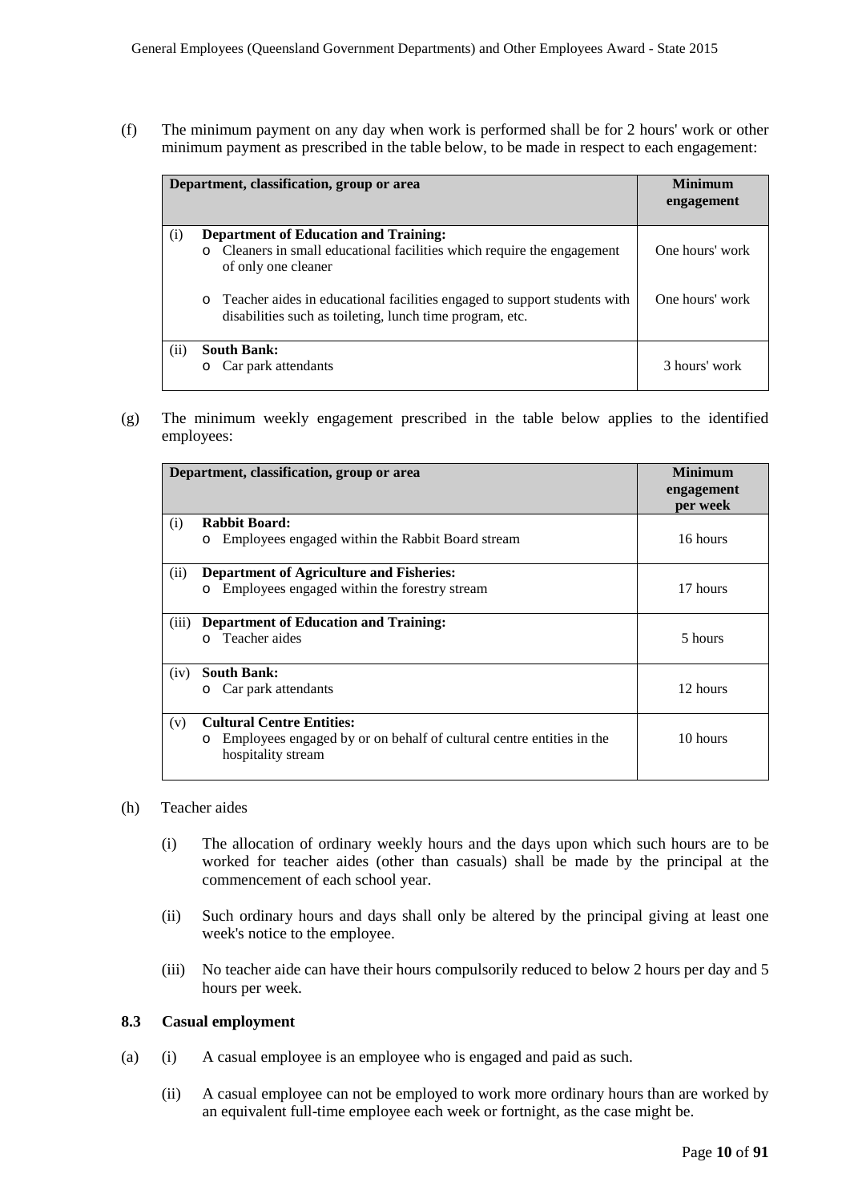(f) The minimum payment on any day when work is performed shall be for 2 hours' work or other minimum payment as prescribed in the table below, to be made in respect to each engagement:

| | Department, classification, group or area | Minimum engagement |
|---|---|---|
| (i) | **Department of Education and Training:** | |
| | o Cleaners in small educational facilities which require the engagement of only one cleaner | One hours' work |
| | o Teacher aides in educational facilities engaged to support students with disabilities such as toileting, lunch time program, etc. | One hours' work |
| (ii) | **South Bank:** | |
| | o Car park attendants | 3 hours' work |

(g) The minimum weekly engagement prescribed in the table below applies to the identified employees:

| | Department, classification, group or area | Minimum engagement per week |
|---|---|---|
| (i) | **Rabbit Board:** | |
| | o Employees engaged within the Rabbit Board stream | 16 hours |
| (ii) | **Department of Agriculture and Fisheries:** | |
| | o Employees engaged within the forestry stream | 17 hours |
| (iii) | **Department of Education and Training:** | |
| | o Teacher aides | 5 hours |
| (iv) | **South Bank:** | |
| | o Car park attendants | 12 hours |
| (v) | **Cultural Centre Entities:** | |
| | o Employees engaged by or on behalf of cultural centre entities in the hospitality stream | 10 hours |

(h) Teacher aides

(i) The allocation of ordinary weekly hours and the days upon which such hours are to be worked for teacher aides (other than casuals) shall be made by the principal at the commencement of each school year.

(ii) Such ordinary hours and days shall only be altered by the principal giving at least one week's notice to the employee.

(iii) No teacher aide can have their hours compulsorily reduced to below 2 hours per day and 5 hours per week.

### 8.3 Casual employment

(a) (i) A casual employee is an employee who is engaged and paid as such.

(ii) A casual employee can not be employed to work more ordinary hours than are worked by an equivalent full-time employee each week or fortnight, as the case might be.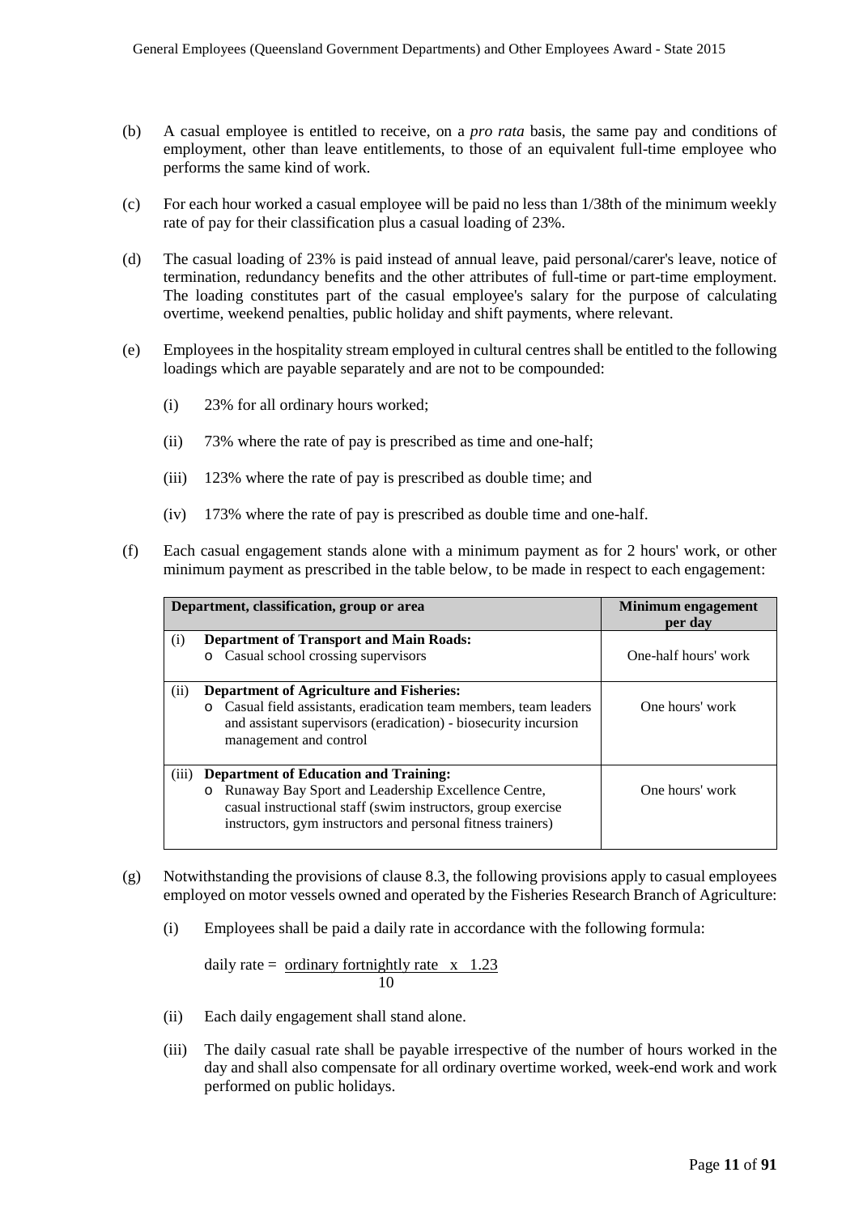(b) A casual employee is entitled to receive, on a *pro rata* basis, the same pay and conditions of employment, other than leave entitlements, to those of an equivalent full-time employee who performs the same kind of work.

(c) For each hour worked a casual employee will be paid no less than 1/38th of the minimum weekly rate of pay for their classification plus a casual loading of 23%.

(d) The casual loading of 23% is paid instead of annual leave, paid personal/carer's leave, notice of termination, redundancy benefits and the other attributes of full-time or part-time employment. The loading constitutes part of the casual employee's salary for the purpose of calculating overtime, weekend penalties, public holiday and shift payments, where relevant.

(e) Employees in the hospitality stream employed in cultural centres shall be entitled to the following loadings which are payable separately and are not to be compounded:

  (i) 23% for all ordinary hours worked;

  (ii) 73% where the rate of pay is prescribed as time and one-half;

  (iii) 123% where the rate of pay is prescribed as double time; and

  (iv) 173% where the rate of pay is prescribed as double time and one-half.

(f) Each casual engagement stands alone with a minimum payment as for 2 hours' work, or other minimum payment as prescribed in the table below, to be made in respect to each engagement:

| Department, classification, group or area | | Minimum engagement per day |
|---|---|---|
| (i) | **Department of Transport and Main Roads:**<br>o Casual school crossing supervisors | One-half hours' work |
| (ii) | **Department of Agriculture and Fisheries:**<br>o Casual field assistants, eradication team members, team leaders and assistant supervisors (eradication) - biosecurity incursion management and control | One hours' work |
| (iii) | **Department of Education and Training:**<br>o Runaway Bay Sport and Leadership Excellence Centre, casual instructional staff (swim instructors, group exercise instructors, gym instructors and personal fitness trainers) | One hours' work |

(g) Notwithstanding the provisions of clause 8.3, the following provisions apply to casual employees employed on motor vessels owned and operated by the Fisheries Research Branch of Agriculture:

  (i) Employees shall be paid a daily rate in accordance with the following formula:

$$\text{daily rate} = \frac{\text{ordinary fortnightly rate} \times 1.23}{10}$$

  (ii) Each daily engagement shall stand alone.

  (iii) The daily casual rate shall be payable irrespective of the number of hours worked in the day and shall also compensate for all ordinary overtime worked, week-end work and work performed on public holidays.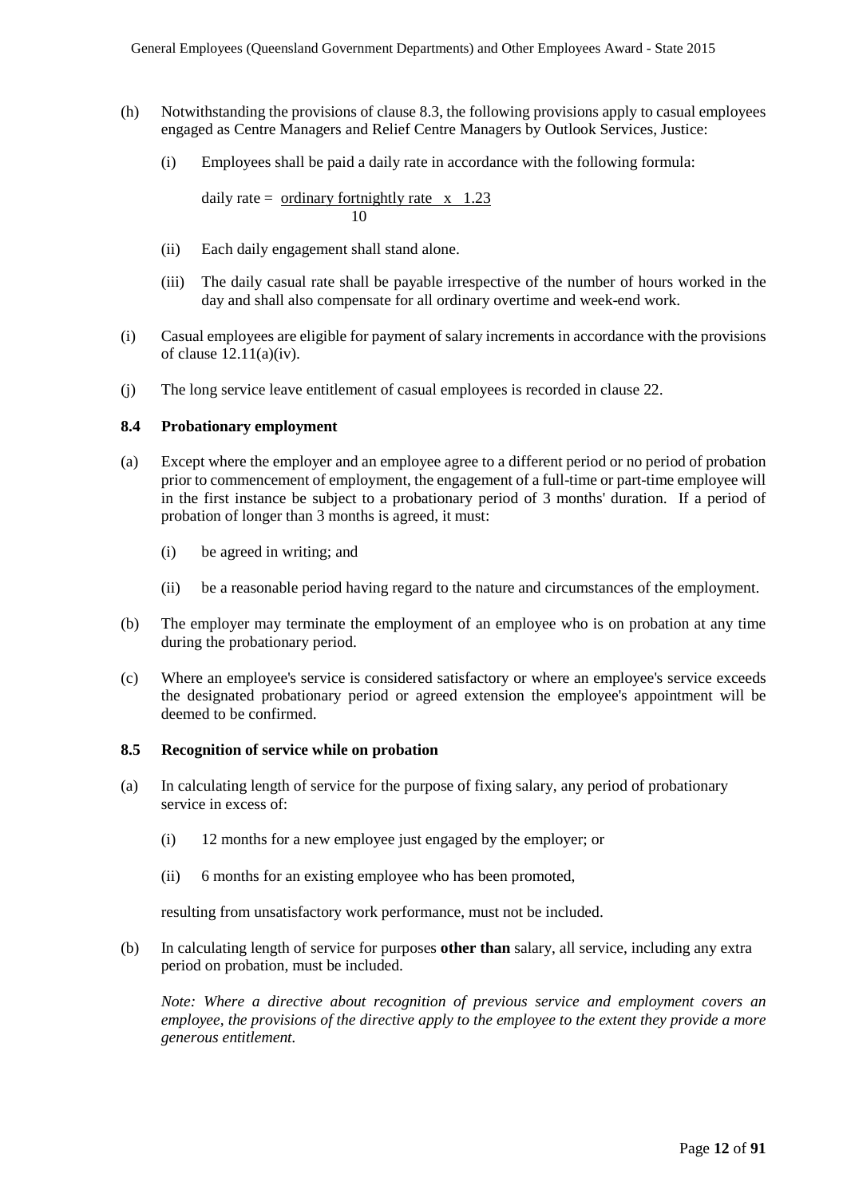(h) Notwithstanding the provisions of clause 8.3, the following provisions apply to casual employees engaged as Centre Managers and Relief Centre Managers by Outlook Services, Justice:

(i) Employees shall be paid a daily rate in accordance with the following formula:

$$\text{daily rate} = \frac{\text{ordinary fortnightly rate} \times 1.23}{10}$$

(ii) Each daily engagement shall stand alone.

(iii) The daily casual rate shall be payable irrespective of the number of hours worked in the day and shall also compensate for all ordinary overtime and week-end work.

(i) Casual employees are eligible for payment of salary increments in accordance with the provisions of clause 12.11(a)(iv).

(j) The long service leave entitlement of casual employees is recorded in clause 22.

### 8.4 Probationary employment

(a) Except where the employer and an employee agree to a different period or no period of probation prior to commencement of employment, the engagement of a full-time or part-time employee will in the first instance be subject to a probationary period of 3 months' duration. If a period of probation of longer than 3 months is agreed, it must:

(i) be agreed in writing; and

(ii) be a reasonable period having regard to the nature and circumstances of the employment.

(b) The employer may terminate the employment of an employee who is on probation at any time during the probationary period.

(c) Where an employee's service is considered satisfactory or where an employee's service exceeds the designated probationary period or agreed extension the employee's appointment will be deemed to be confirmed.

### 8.5 Recognition of service while on probation

(a) In calculating length of service for the purpose of fixing salary, any period of probationary service in excess of:

(i) 12 months for a new employee just engaged by the employer; or

(ii) 6 months for an existing employee who has been promoted,

resulting from unsatisfactory work performance, must not be included.

(b) In calculating length of service for purposes **other than** salary, all service, including any extra period on probation, must be included.

*Note: Where a directive about recognition of previous service and employment covers an employee, the provisions of the directive apply to the employee to the extent they provide a more generous entitlement.*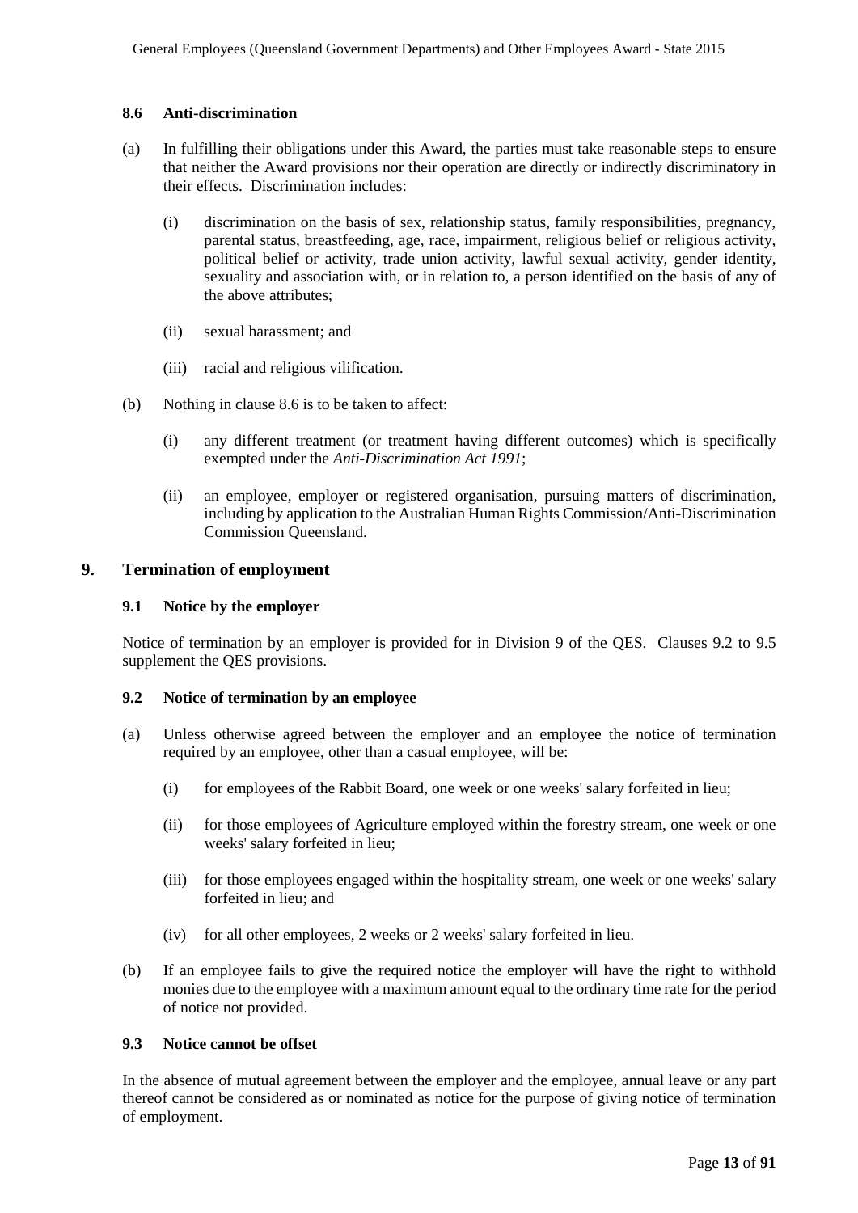### 8.6 Anti-discrimination

(a) In fulfilling their obligations under this Award, the parties must take reasonable steps to ensure that neither the Award provisions nor their operation are directly or indirectly discriminatory in their effects. Discrimination includes:

(i) discrimination on the basis of sex, relationship status, family responsibilities, pregnancy, parental status, breastfeeding, age, race, impairment, religious belief or religious activity, political belief or activity, trade union activity, lawful sexual activity, gender identity, sexuality and association with, or in relation to, a person identified on the basis of any of the above attributes;

(ii) sexual harassment; and

(iii) racial and religious vilification.

(b) Nothing in clause 8.6 is to be taken to affect:

(i) any different treatment (or treatment having different outcomes) which is specifically exempted under the *Anti-Discrimination Act 1991*;

(ii) an employee, employer or registered organisation, pursuing matters of discrimination, including by application to the Australian Human Rights Commission/Anti-Discrimination Commission Queensland.

## 9. Termination of employment

### 9.1 Notice by the employer

Notice of termination by an employer is provided for in Division 9 of the QES. Clauses 9.2 to 9.5 supplement the QES provisions.

### 9.2 Notice of termination by an employee

(a) Unless otherwise agreed between the employer and an employee the notice of termination required by an employee, other than a casual employee, will be:

(i) for employees of the Rabbit Board, one week or one weeks' salary forfeited in lieu;

(ii) for those employees of Agriculture employed within the forestry stream, one week or one weeks' salary forfeited in lieu;

(iii) for those employees engaged within the hospitality stream, one week or one weeks' salary forfeited in lieu; and

(iv) for all other employees, 2 weeks or 2 weeks' salary forfeited in lieu.

(b) If an employee fails to give the required notice the employer will have the right to withhold monies due to the employee with a maximum amount equal to the ordinary time rate for the period of notice not provided.

### 9.3 Notice cannot be offset

In the absence of mutual agreement between the employer and the employee, annual leave or any part thereof cannot be considered as or nominated as notice for the purpose of giving notice of termination of employment.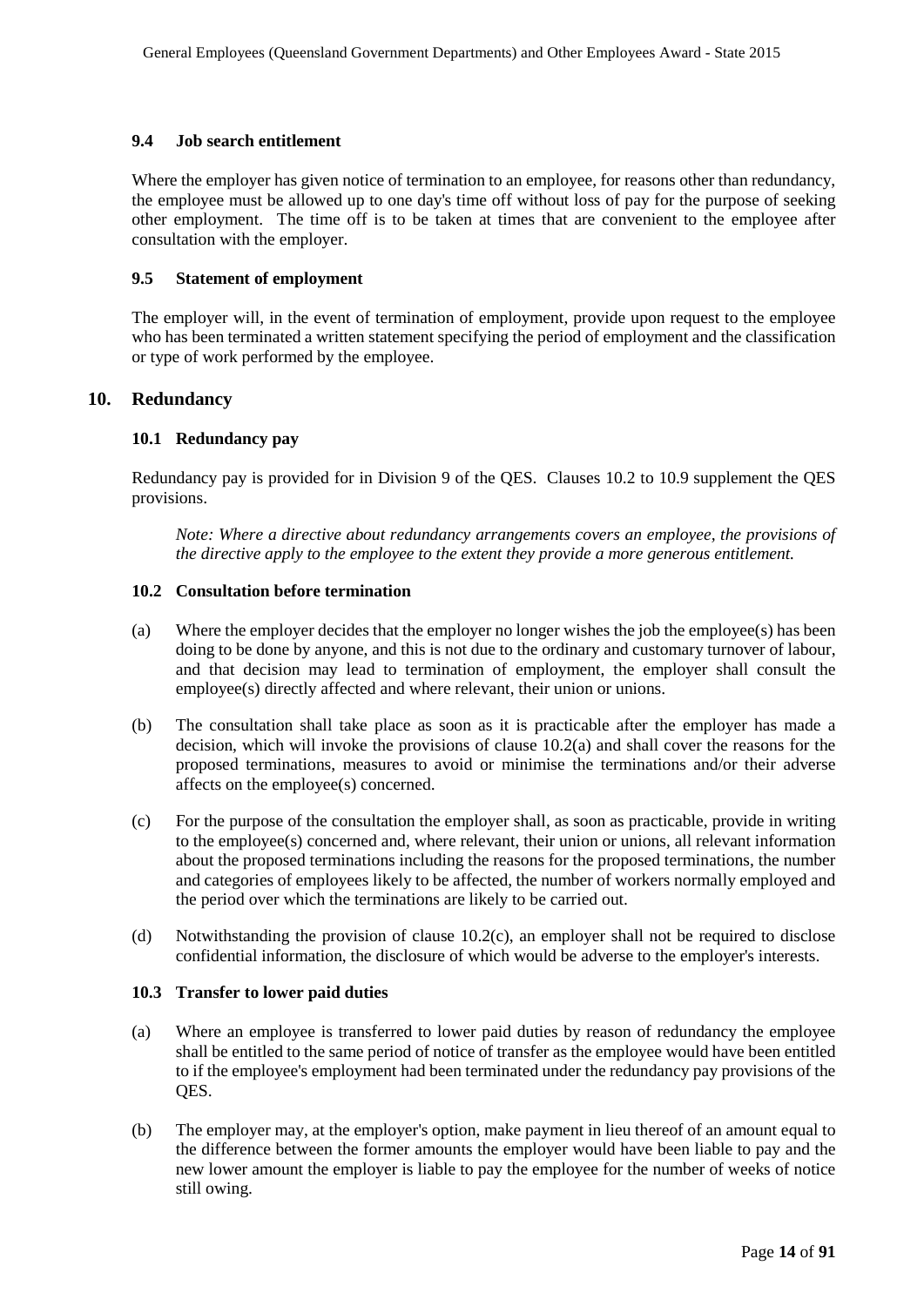### 9.4 Job search entitlement

Where the employer has given notice of termination to an employee, for reasons other than redundancy, the employee must be allowed up to one day's time off without loss of pay for the purpose of seeking other employment. The time off is to be taken at times that are convenient to the employee after consultation with the employer.

### 9.5 Statement of employment

The employer will, in the event of termination of employment, provide upon request to the employee who has been terminated a written statement specifying the period of employment and the classification or type of work performed by the employee.

## 10. Redundancy

### 10.1 Redundancy pay

Redundancy pay is provided for in Division 9 of the QES. Clauses 10.2 to 10.9 supplement the QES provisions.

*Note: Where a directive about redundancy arrangements covers an employee, the provisions of the directive apply to the employee to the extent they provide a more generous entitlement.*

### 10.2 Consultation before termination

(a) Where the employer decides that the employer no longer wishes the job the employee(s) has been doing to be done by anyone, and this is not due to the ordinary and customary turnover of labour, and that decision may lead to termination of employment, the employer shall consult the employee(s) directly affected and where relevant, their union or unions.

(b) The consultation shall take place as soon as it is practicable after the employer has made a decision, which will invoke the provisions of clause 10.2(a) and shall cover the reasons for the proposed terminations, measures to avoid or minimise the terminations and/or their adverse affects on the employee(s) concerned.

(c) For the purpose of the consultation the employer shall, as soon as practicable, provide in writing to the employee(s) concerned and, where relevant, their union or unions, all relevant information about the proposed terminations including the reasons for the proposed terminations, the number and categories of employees likely to be affected, the number of workers normally employed and the period over which the terminations are likely to be carried out.

(d) Notwithstanding the provision of clause 10.2(c), an employer shall not be required to disclose confidential information, the disclosure of which would be adverse to the employer's interests.

### 10.3 Transfer to lower paid duties

(a) Where an employee is transferred to lower paid duties by reason of redundancy the employee shall be entitled to the same period of notice of transfer as the employee would have been entitled to if the employee's employment had been terminated under the redundancy pay provisions of the QES.

(b) The employer may, at the employer's option, make payment in lieu thereof of an amount equal to the difference between the former amounts the employer would have been liable to pay and the new lower amount the employer is liable to pay the employee for the number of weeks of notice still owing.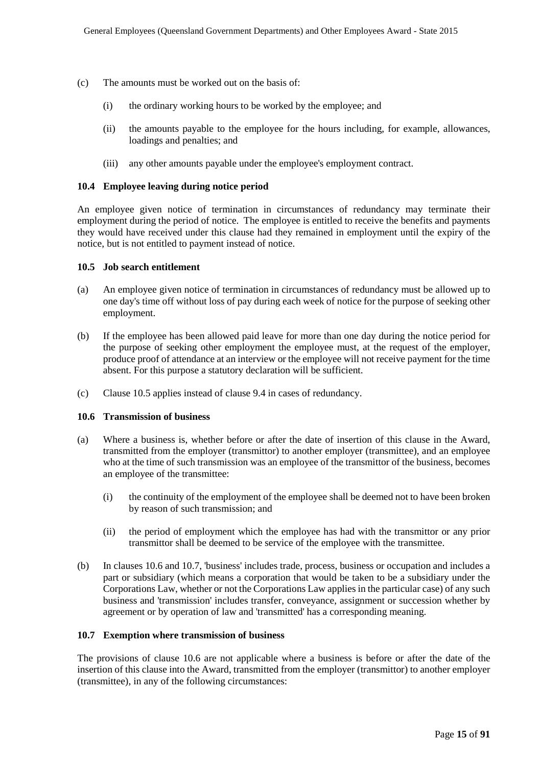(c) The amounts must be worked out on the basis of:

  (i) the ordinary working hours to be worked by the employee; and

  (ii) the amounts payable to the employee for the hours including, for example, allowances, loadings and penalties; and

  (iii) any other amounts payable under the employee's employment contract.

### 10.4 Employee leaving during notice period

An employee given notice of termination in circumstances of redundancy may terminate their employment during the period of notice. The employee is entitled to receive the benefits and payments they would have received under this clause had they remained in employment until the expiry of the notice, but is not entitled to payment instead of notice.

### 10.5 Job search entitlement

(a) An employee given notice of termination in circumstances of redundancy must be allowed up to one day's time off without loss of pay during each week of notice for the purpose of seeking other employment.

(b) If the employee has been allowed paid leave for more than one day during the notice period for the purpose of seeking other employment the employee must, at the request of the employer, produce proof of attendance at an interview or the employee will not receive payment for the time absent. For this purpose a statutory declaration will be sufficient.

(c) Clause 10.5 applies instead of clause 9.4 in cases of redundancy.

### 10.6 Transmission of business

(a) Where a business is, whether before or after the date of insertion of this clause in the Award, transmitted from the employer (transmittor) to another employer (transmittee), and an employee who at the time of such transmission was an employee of the transmittor of the business, becomes an employee of the transmittee:

  (i) the continuity of the employment of the employee shall be deemed not to have been broken by reason of such transmission; and

  (ii) the period of employment which the employee has had with the transmittor or any prior transmittor shall be deemed to be service of the employee with the transmittee.

(b) In clauses 10.6 and 10.7, 'business' includes trade, process, business or occupation and includes a part or subsidiary (which means a corporation that would be taken to be a subsidiary under the Corporations Law, whether or not the Corporations Law applies in the particular case) of any such business and 'transmission' includes transfer, conveyance, assignment or succession whether by agreement or by operation of law and 'transmitted' has a corresponding meaning.

### 10.7 Exemption where transmission of business

The provisions of clause 10.6 are not applicable where a business is before or after the date of the insertion of this clause into the Award, transmitted from the employer (transmittor) to another employer (transmittee), in any of the following circumstances: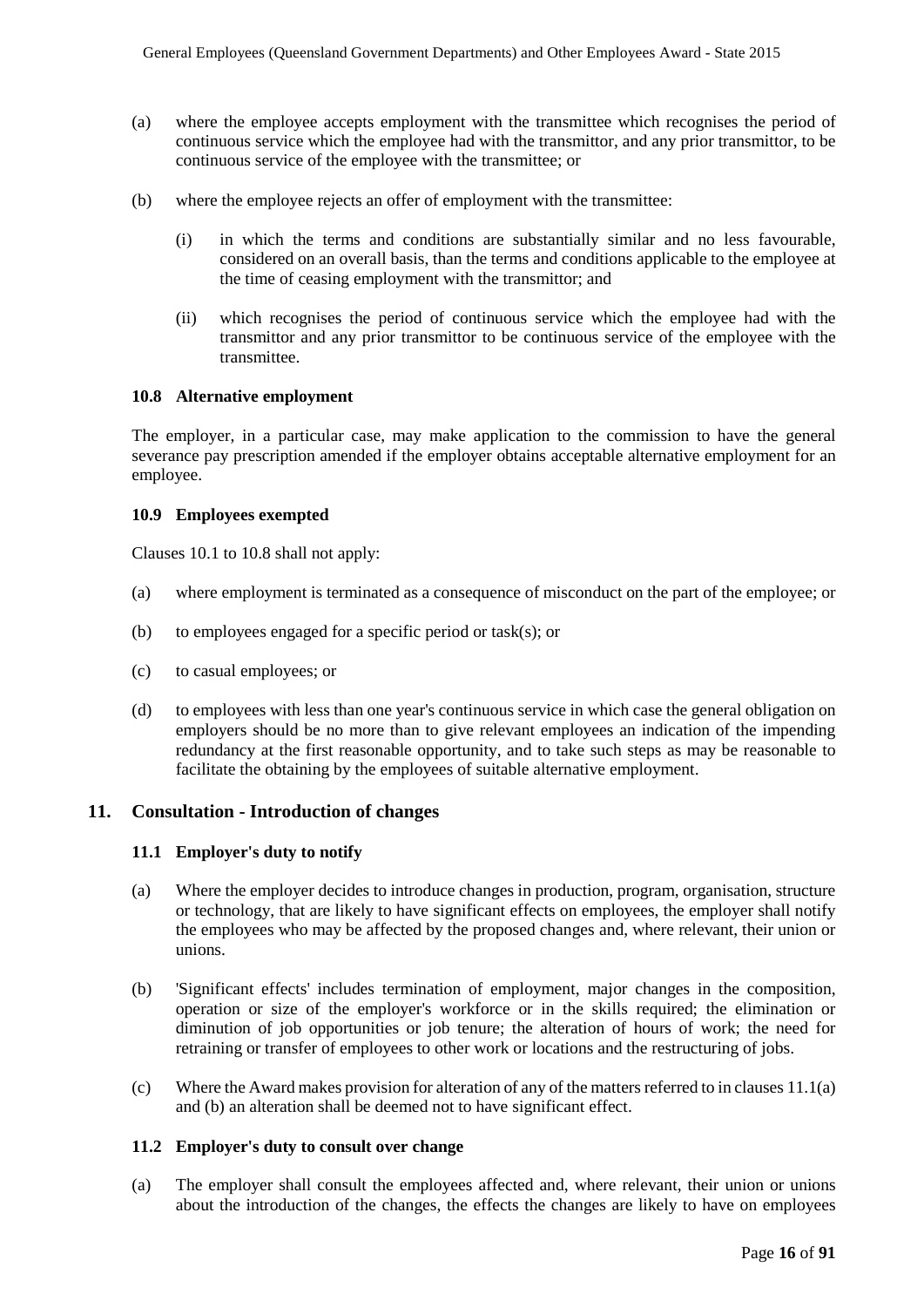(a) where the employee accepts employment with the transmittee which recognises the period of continuous service which the employee had with the transmittor, and any prior transmittor, to be continuous service of the employee with the transmittee; or

(b) where the employee rejects an offer of employment with the transmittee:

   (i) in which the terms and conditions are substantially similar and no less favourable, considered on an overall basis, than the terms and conditions applicable to the employee at the time of ceasing employment with the transmittor; and

   (ii) which recognises the period of continuous service which the employee had with the transmittor and any prior transmittor to be continuous service of the employee with the transmittee.

### 10.8 Alternative employment

The employer, in a particular case, may make application to the commission to have the general severance pay prescription amended if the employer obtains acceptable alternative employment for an employee.

### 10.9 Employees exempted

Clauses 10.1 to 10.8 shall not apply:

(a) where employment is terminated as a consequence of misconduct on the part of the employee; or

(b) to employees engaged for a specific period or task(s); or

(c) to casual employees; or

(d) to employees with less than one year's continuous service in which case the general obligation on employers should be no more than to give relevant employees an indication of the impending redundancy at the first reasonable opportunity, and to take such steps as may be reasonable to facilitate the obtaining by the employees of suitable alternative employment.

## 11. Consultation - Introduction of changes

### 11.1 Employer's duty to notify

(a) Where the employer decides to introduce changes in production, program, organisation, structure or technology, that are likely to have significant effects on employees, the employer shall notify the employees who may be affected by the proposed changes and, where relevant, their union or unions.

(b) 'Significant effects' includes termination of employment, major changes in the composition, operation or size of the employer's workforce or in the skills required; the elimination or diminution of job opportunities or job tenure; the alteration of hours of work; the need for retraining or transfer of employees to other work or locations and the restructuring of jobs.

(c) Where the Award makes provision for alteration of any of the matters referred to in clauses 11.1(a) and (b) an alteration shall be deemed not to have significant effect.

### 11.2 Employer's duty to consult over change

(a) The employer shall consult the employees affected and, where relevant, their union or unions about the introduction of the changes, the effects the changes are likely to have on employees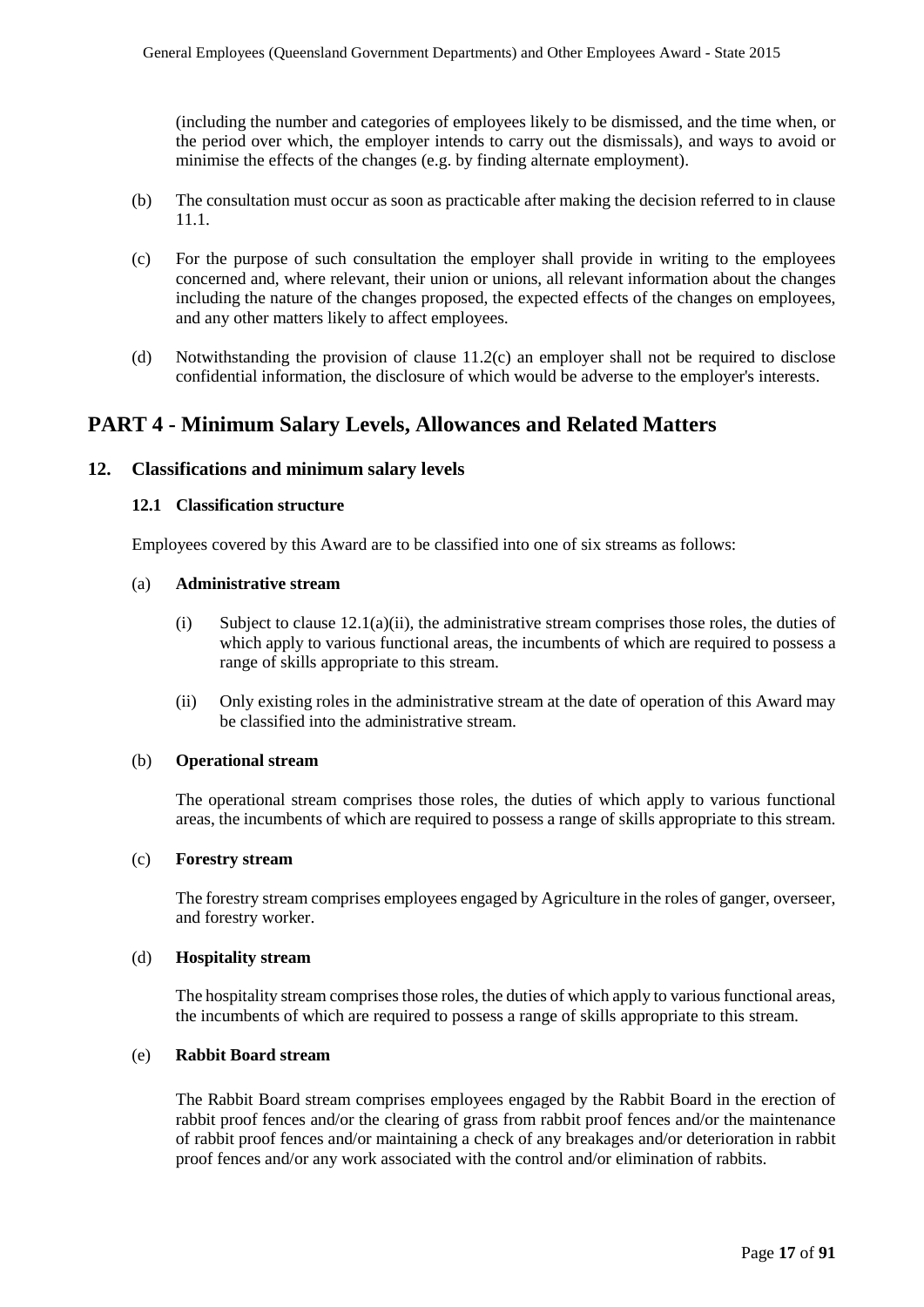(including the number and categories of employees likely to be dismissed, and the time when, or the period over which, the employer intends to carry out the dismissals), and ways to avoid or minimise the effects of the changes (e.g. by finding alternate employment).

(b) The consultation must occur as soon as practicable after making the decision referred to in clause 11.1.

(c) For the purpose of such consultation the employer shall provide in writing to the employees concerned and, where relevant, their union or unions, all relevant information about the changes including the nature of the changes proposed, the expected effects of the changes on employees, and any other matters likely to affect employees.

(d) Notwithstanding the provision of clause 11.2(c) an employer shall not be required to disclose confidential information, the disclosure of which would be adverse to the employer's interests.

# PART 4 - Minimum Salary Levels, Allowances and Related Matters

## 12. Classifications and minimum salary levels

### 12.1 Classification structure

Employees covered by this Award are to be classified into one of six streams as follows:

(a) **Administrative stream**

(i) Subject to clause 12.1(a)(ii), the administrative stream comprises those roles, the duties of which apply to various functional areas, the incumbents of which are required to possess a range of skills appropriate to this stream.

(ii) Only existing roles in the administrative stream at the date of operation of this Award may be classified into the administrative stream.

(b) **Operational stream**

The operational stream comprises those roles, the duties of which apply to various functional areas, the incumbents of which are required to possess a range of skills appropriate to this stream.

(c) **Forestry stream**

The forestry stream comprises employees engaged by Agriculture in the roles of ganger, overseer, and forestry worker.

(d) **Hospitality stream**

The hospitality stream comprises those roles, the duties of which apply to various functional areas, the incumbents of which are required to possess a range of skills appropriate to this stream.

(e) **Rabbit Board stream**

The Rabbit Board stream comprises employees engaged by the Rabbit Board in the erection of rabbit proof fences and/or the clearing of grass from rabbit proof fences and/or the maintenance of rabbit proof fences and/or maintaining a check of any breakages and/or deterioration in rabbit proof fences and/or any work associated with the control and/or elimination of rabbits.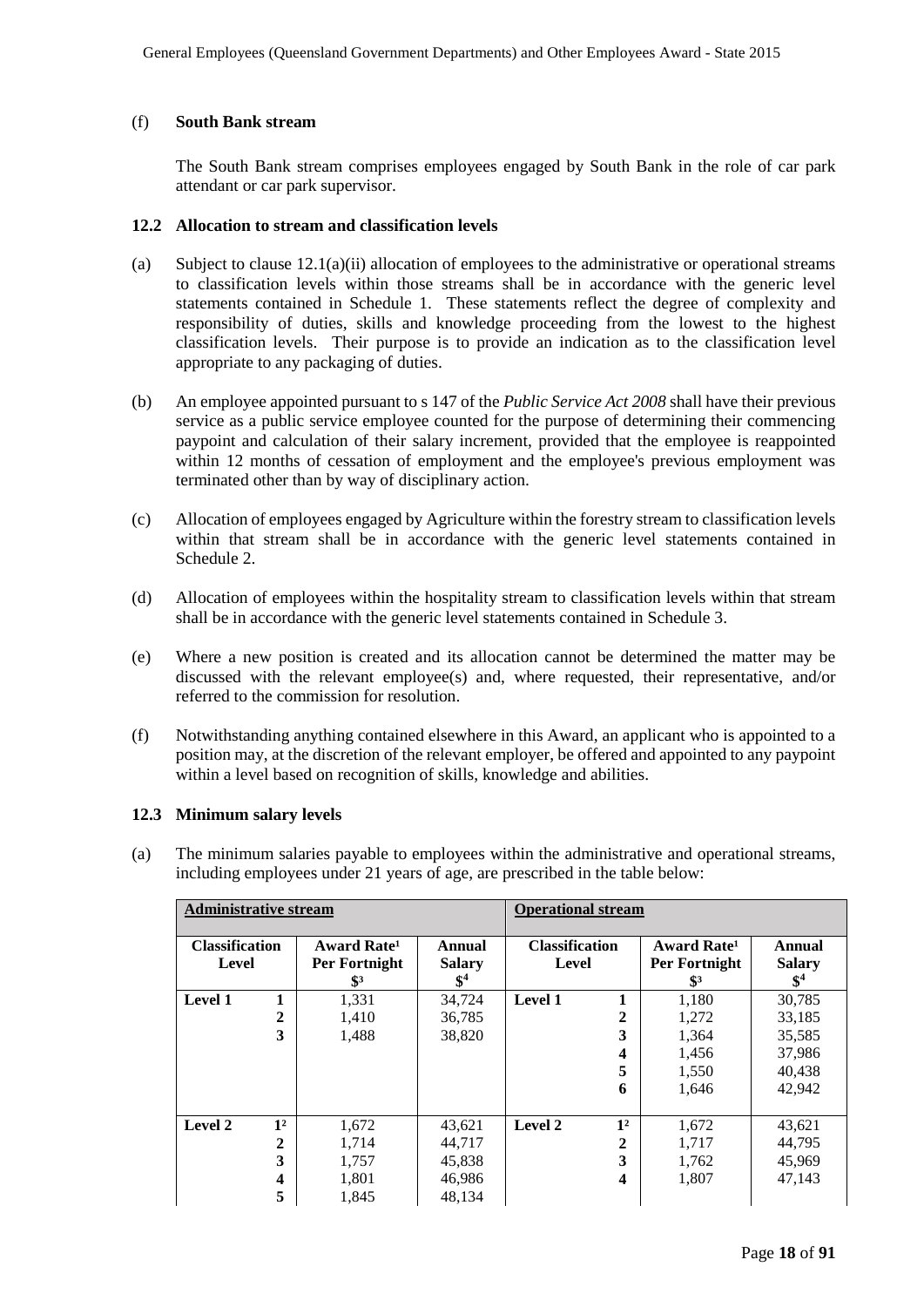(f) **South Bank stream**

The South Bank stream comprises employees engaged by South Bank in the role of car park attendant or car park supervisor.

### 12.2 Allocation to stream and classification levels

(a) Subject to clause 12.1(a)(ii) allocation of employees to the administrative or operational streams to classification levels within those streams shall be in accordance with the generic level statements contained in Schedule 1. These statements reflect the degree of complexity and responsibility of duties, skills and knowledge proceeding from the lowest to the highest classification levels. Their purpose is to provide an indication as to the classification level appropriate to any packaging of duties.

(b) An employee appointed pursuant to s 147 of the *Public Service Act 2008* shall have their previous service as a public service employee counted for the purpose of determining their commencing paypoint and calculation of their salary increment, provided that the employee is reappointed within 12 months of cessation of employment and the employee's previous employment was terminated other than by way of disciplinary action.

(c) Allocation of employees engaged by Agriculture within the forestry stream to classification levels within that stream shall be in accordance with the generic level statements contained in Schedule 2.

(d) Allocation of employees within the hospitality stream to classification levels within that stream shall be in accordance with the generic level statements contained in Schedule 3.

(e) Where a new position is created and its allocation cannot be determined the matter may be discussed with the relevant employee(s) and, where requested, their representative, and/or referred to the commission for resolution.

(f) Notwithstanding anything contained elsewhere in this Award, an applicant who is appointed to a position may, at the discretion of the relevant employer, be offered and appointed to any paypoint within a level based on recognition of skills, knowledge and abilities.

### 12.3 Minimum salary levels

(a) The minimum salaries payable to employees within the administrative and operational streams, including employees under 21 years of age, are prescribed in the table below:

| **Administrative stream** | | | | **Operational stream** | | | |
|---|---|---|---|---|---|---|---|
| **Classification Level** | | **Award Rate[1] Per Fortnight $[3]** | **Annual Salary $[4]** | **Classification Level** | | **Award Rate[1] Per Fortnight $[3]** | **Annual Salary $[4]** |
| **Level 1** | **1** | 1,331 | 34,724 | **Level 1** | **1** | 1,180 | 30,785 |
| | **2** | 1,410 | 36,785 | | **2** | 1,272 | 33,185 |
| | **3** | 1,488 | 38,820 | | **3** | 1,364 | 35,585 |
| | | | | | **4** | 1,456 | 37,986 |
| | | | | | **5** | 1,550 | 40,438 |
| | | | | | **6** | 1,646 | 42,942 |
| **Level 2** | **1[2]** | 1,672 | 43,621 | **Level 2** | **1[2]** | 1,672 | 43,621 |
| | **2** | 1,714 | 44,717 | | **2** | 1,717 | 44,795 |
| | **3** | 1,757 | 45,838 | | **3** | 1,762 | 45,969 |
| | **4** | 1,801 | 46,986 | | **4** | 1,807 | 47,143 |
| | **5** | 1,845 | 48,134 | | | | |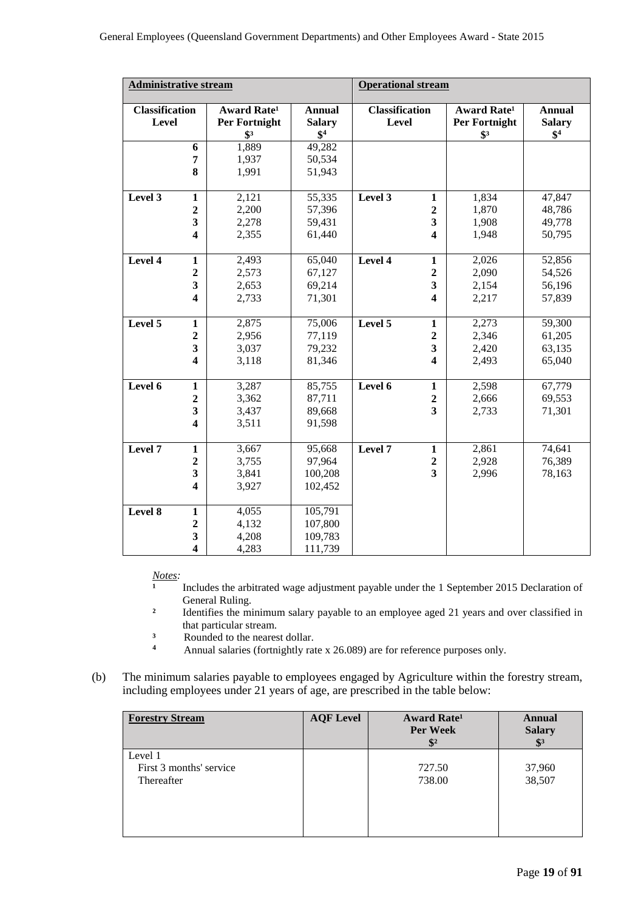| **Administrative stream** | | | | **Operational stream** | | | |
|---|---|---|---|---|---|---|---|
| **Classification Level** | | **Award Rate[1] Per Fortnight $[3]** | **Annual Salary $[4]** | **Classification Level** | | **Award Rate[1] Per Fortnight $[3]** | **Annual Salary $[4]** |
| | **6** | 1,889 | 49,282 | | | | |
| | **7** | 1,937 | 50,534 | | | | |
| | **8** | 1,991 | 51,943 | | | | |
| **Level 3** | **1** | 2,121 | 55,335 | **Level 3** | **1** | 1,834 | 47,847 |
| | **2** | 2,200 | 57,396 | | **2** | 1,870 | 48,786 |
| | **3** | 2,278 | 59,431 | | **3** | 1,908 | 49,778 |
| | **4** | 2,355 | 61,440 | | **4** | 1,948 | 50,795 |
| **Level 4** | **1** | 2,493 | 65,040 | **Level 4** | **1** | 2,026 | 52,856 |
| | **2** | 2,573 | 67,127 | | **2** | 2,090 | 54,526 |
| | **3** | 2,653 | 69,214 | | **3** | 2,154 | 56,196 |
| | **4** | 2,733 | 71,301 | | **4** | 2,217 | 57,839 |
| **Level 5** | **1** | 2,875 | 75,006 | **Level 5** | **1** | 2,273 | 59,300 |
| | **2** | 2,956 | 77,119 | | **2** | 2,346 | 61,205 |
| | **3** | 3,037 | 79,232 | | **3** | 2,420 | 63,135 |
| | **4** | 3,118 | 81,346 | | **4** | 2,493 | 65,040 |
| **Level 6** | **1** | 3,287 | 85,755 | **Level 6** | **1** | 2,598 | 67,779 |
| | **2** | 3,362 | 87,711 | | **2** | 2,666 | 69,553 |
| | **3** | 3,437 | 89,668 | | **3** | 2,733 | 71,301 |
| | **4** | 3,511 | 91,598 | | | | |
| **Level 7** | **1** | 3,667 | 95,668 | **Level 7** | **1** | 2,861 | 74,641 |
| | **2** | 3,755 | 97,964 | | **2** | 2,928 | 76,389 |
| | **3** | 3,841 | 100,208 | | **3** | 2,996 | 78,163 |
| | **4** | 3,927 | 102,452 | | | | |
| **Level 8** | **1** | 4,055 | 105,791 | | | | |
| | **2** | 4,132 | 107,800 | | | | |
| | **3** | 4,208 | 109,783 | | | | |
| | **4** | 4,283 | 111,739 | | | | |

*Notes:*

[1] Includes the arbitrated wage adjustment payable under the 1 September 2015 Declaration of General Ruling.

[2] Identifies the minimum salary payable to an employee aged 21 years and over classified in that particular stream.

[3] Rounded to the nearest dollar.

[4] Annual salaries (fortnightly rate x 26.089) are for reference purposes only.

(b) The minimum salaries payable to employees engaged by Agriculture within the forestry stream, including employees under 21 years of age, are prescribed in the table below:

| **Forestry Stream** | **AQF Level** | **Award Rate[1] Per Week $[2]** | **Annual Salary $[3]** |
|---|---|---|---|
| Level 1 | | | |
| First 3 months' service | | 727.50 | 37,960 |
| Thereafter | | 738.00 | 38,507 |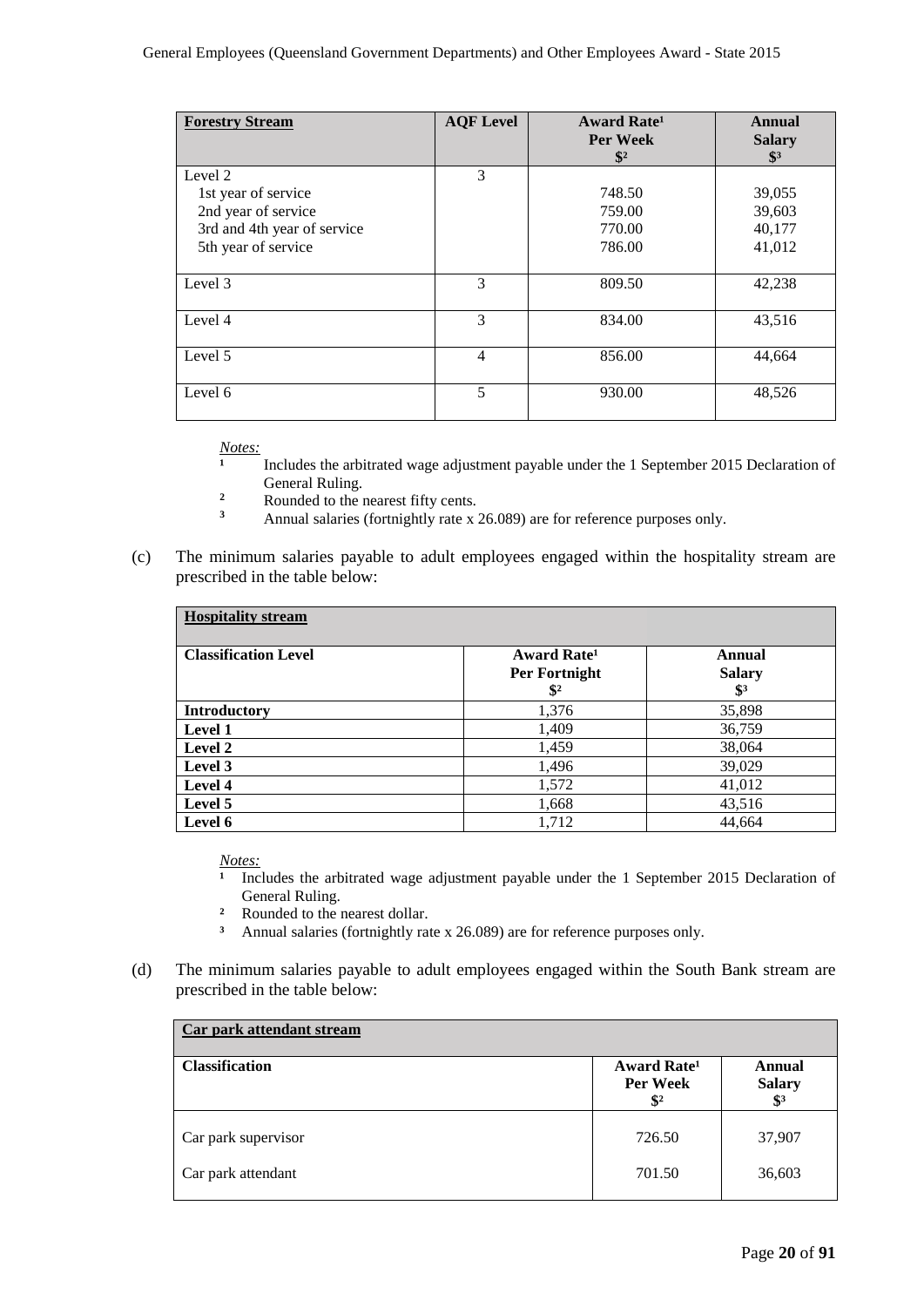| **Forestry Stream** | **AQF Level** | **Award Rate[1] Per Week $[2]** | **Annual Salary $[3]** |
|---|---|---|---|
| Level 2 | 3 | | |
| 1st year of service | | 748.50 | 39,055 |
| 2nd year of service | | 759.00 | 39,603 |
| 3rd and 4th year of service | | 770.00 | 40,177 |
| 5th year of service | | 786.00 | 41,012 |
| Level 3 | 3 | 809.50 | 42,238 |
| Level 4 | 3 | 834.00 | 43,516 |
| Level 5 | 4 | 856.00 | 44,664 |
| Level 6 | 5 | 930.00 | 48,526 |

*Notes:*

[1] Includes the arbitrated wage adjustment payable under the 1 September 2015 Declaration of General Ruling.

[2] Rounded to the nearest fifty cents.

[3] Annual salaries (fortnightly rate x 26.089) are for reference purposes only.

(c) The minimum salaries payable to adult employees engaged within the hospitality stream are prescribed in the table below:

| **Hospitality stream** | | |
|---|---|---|
| **Classification Level** | **Award Rate[1] Per Fortnight $[2]** | **Annual Salary $[3]** |
| **Introductory** | 1,376 | 35,898 |
| **Level 1** | 1,409 | 36,759 |
| **Level 2** | 1,459 | 38,064 |
| **Level 3** | 1,496 | 39,029 |
| **Level 4** | 1,572 | 41,012 |
| **Level 5** | 1,668 | 43,516 |
| **Level 6** | 1,712 | 44,664 |

*Notes:*

[1] Includes the arbitrated wage adjustment payable under the 1 September 2015 Declaration of General Ruling.

[2] Rounded to the nearest dollar.

[3] Annual salaries (fortnightly rate x 26.089) are for reference purposes only.

(d) The minimum salaries payable to adult employees engaged within the South Bank stream are prescribed in the table below:

| **Car park attendant stream** | | |
|---|---|---|
| **Classification** | **Award Rate[1] Per Week $[2]** | **Annual Salary $[3]** |
| Car park supervisor | 726.50 | 37,907 |
| Car park attendant | 701.50 | 36,603 |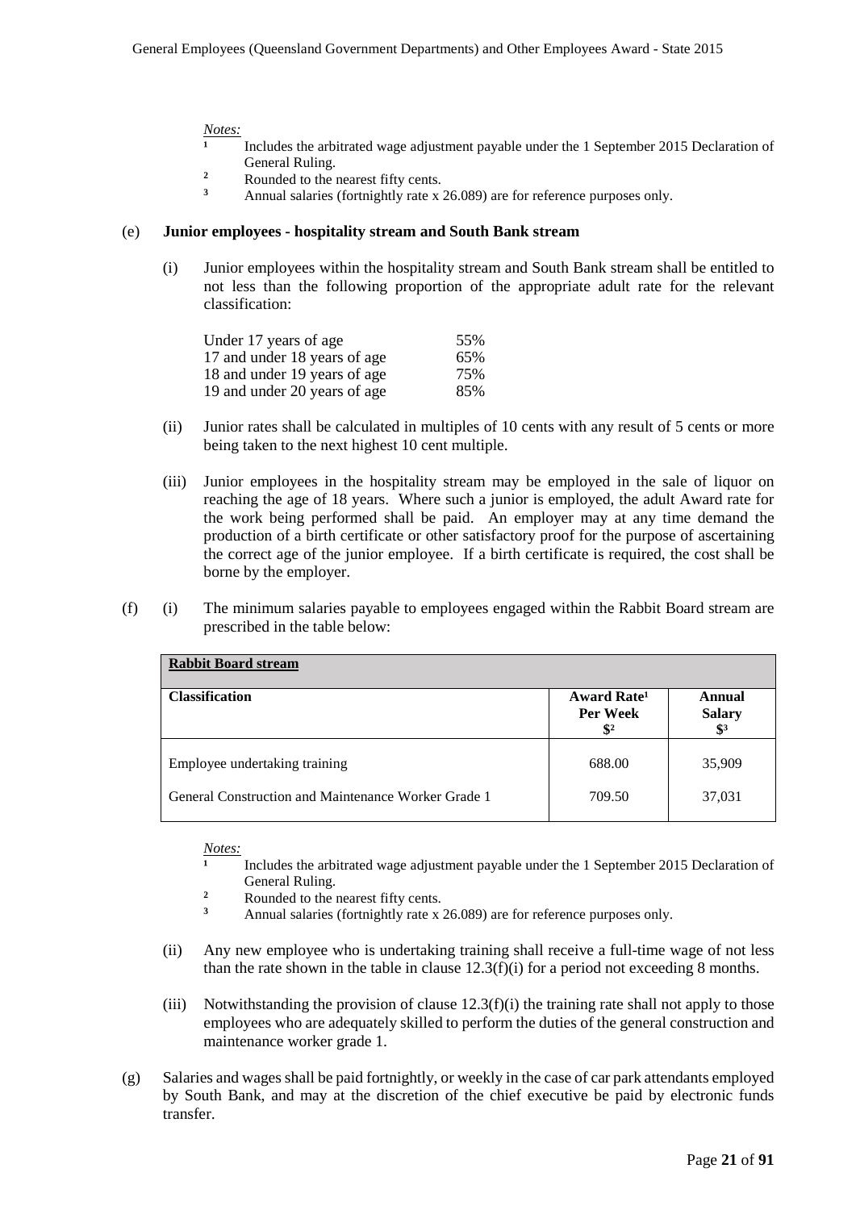*Notes:*

[1] Includes the arbitrated wage adjustment payable under the 1 September 2015 Declaration of General Ruling.

[2] Rounded to the nearest fifty cents.

[3] Annual salaries (fortnightly rate x 26.089) are for reference purposes only.

(e) **Junior employees - hospitality stream and South Bank stream**

(i) Junior employees within the hospitality stream and South Bank stream shall be entitled to not less than the following proportion of the appropriate adult rate for the relevant classification:

| | |
|---|---|
| Under 17 years of age | 55% |
| 17 and under 18 years of age | 65% |
| 18 and under 19 years of age | 75% |
| 19 and under 20 years of age | 85% |

(ii) Junior rates shall be calculated in multiples of 10 cents with any result of 5 cents or more being taken to the next highest 10 cent multiple.

(iii) Junior employees in the hospitality stream may be employed in the sale of liquor on reaching the age of 18 years. Where such a junior is employed, the adult Award rate for the work being performed shall be paid. An employer may at any time demand the production of a birth certificate or other satisfactory proof for the purpose of ascertaining the correct age of the junior employee. If a birth certificate is required, the cost shall be borne by the employer.

(f) (i) The minimum salaries payable to employees engaged within the Rabbit Board stream are prescribed in the table below:

| **Rabbit Board stream** | | |
|---|---|---|
| **Classification** | **Award Rate[1] Per Week $[2]** | **Annual Salary $[3]** |
| Employee undertaking training | 688.00 | 35,909 |
| General Construction and Maintenance Worker Grade 1 | 709.50 | 37,031 |

*Notes:*

[1] Includes the arbitrated wage adjustment payable under the 1 September 2015 Declaration of General Ruling.

[2] Rounded to the nearest fifty cents.

[3] Annual salaries (fortnightly rate x 26.089) are for reference purposes only.

(ii) Any new employee who is undertaking training shall receive a full-time wage of not less than the rate shown in the table in clause 12.3(f)(i) for a period not exceeding 8 months.

(iii) Notwithstanding the provision of clause 12.3(f)(i) the training rate shall not apply to those employees who are adequately skilled to perform the duties of the general construction and maintenance worker grade 1.

(g) Salaries and wages shall be paid fortnightly, or weekly in the case of car park attendants employed by South Bank, and may at the discretion of the chief executive be paid by electronic funds transfer.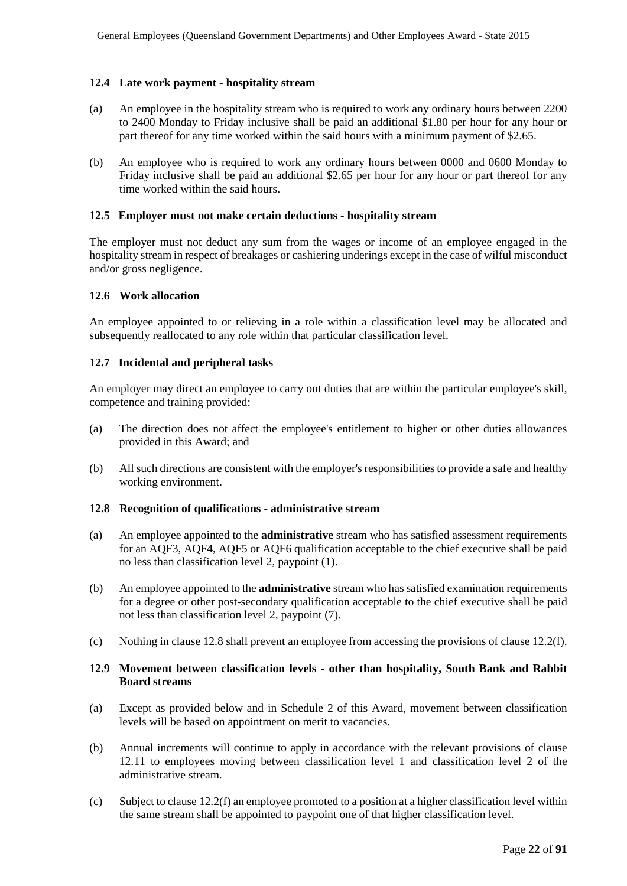### 12.4 Late work payment - hospitality stream

(a) An employee in the hospitality stream who is required to work any ordinary hours between 2200 to 2400 Monday to Friday inclusive shall be paid an additional $1.80 per hour for any hour or part thereof for any time worked within the said hours with a minimum payment of $2.65.

(b) An employee who is required to work any ordinary hours between 0000 and 0600 Monday to Friday inclusive shall be paid an additional $2.65 per hour for any hour or part thereof for any time worked within the said hours.

### 12.5 Employer must not make certain deductions - hospitality stream

The employer must not deduct any sum from the wages or income of an employee engaged in the hospitality stream in respect of breakages or cashiering underings except in the case of wilful misconduct and/or gross negligence.

### 12.6 Work allocation

An employee appointed to or relieving in a role within a classification level may be allocated and subsequently reallocated to any role within that particular classification level.

### 12.7 Incidental and peripheral tasks

An employer may direct an employee to carry out duties that are within the particular employee's skill, competence and training provided:

(a) The direction does not affect the employee's entitlement to higher or other duties allowances provided in this Award; and

(b) All such directions are consistent with the employer's responsibilities to provide a safe and healthy working environment.

### 12.8 Recognition of qualifications - administrative stream

(a) An employee appointed to the **administrative** stream who has satisfied assessment requirements for an AQF3, AQF4, AQF5 or AQF6 qualification acceptable to the chief executive shall be paid no less than classification level 2, paypoint (1).

(b) An employee appointed to the **administrative** stream who has satisfied examination requirements for a degree or other post-secondary qualification acceptable to the chief executive shall be paid not less than classification level 2, paypoint (7).

(c) Nothing in clause 12.8 shall prevent an employee from accessing the provisions of clause 12.2(f).

### 12.9 Movement between classification levels - other than hospitality, South Bank and Rabbit Board streams

(a) Except as provided below and in Schedule 2 of this Award, movement between classification levels will be based on appointment on merit to vacancies.

(b) Annual increments will continue to apply in accordance with the relevant provisions of clause 12.11 to employees moving between classification level 1 and classification level 2 of the administrative stream.

(c) Subject to clause 12.2(f) an employee promoted to a position at a higher classification level within the same stream shall be appointed to paypoint one of that higher classification level.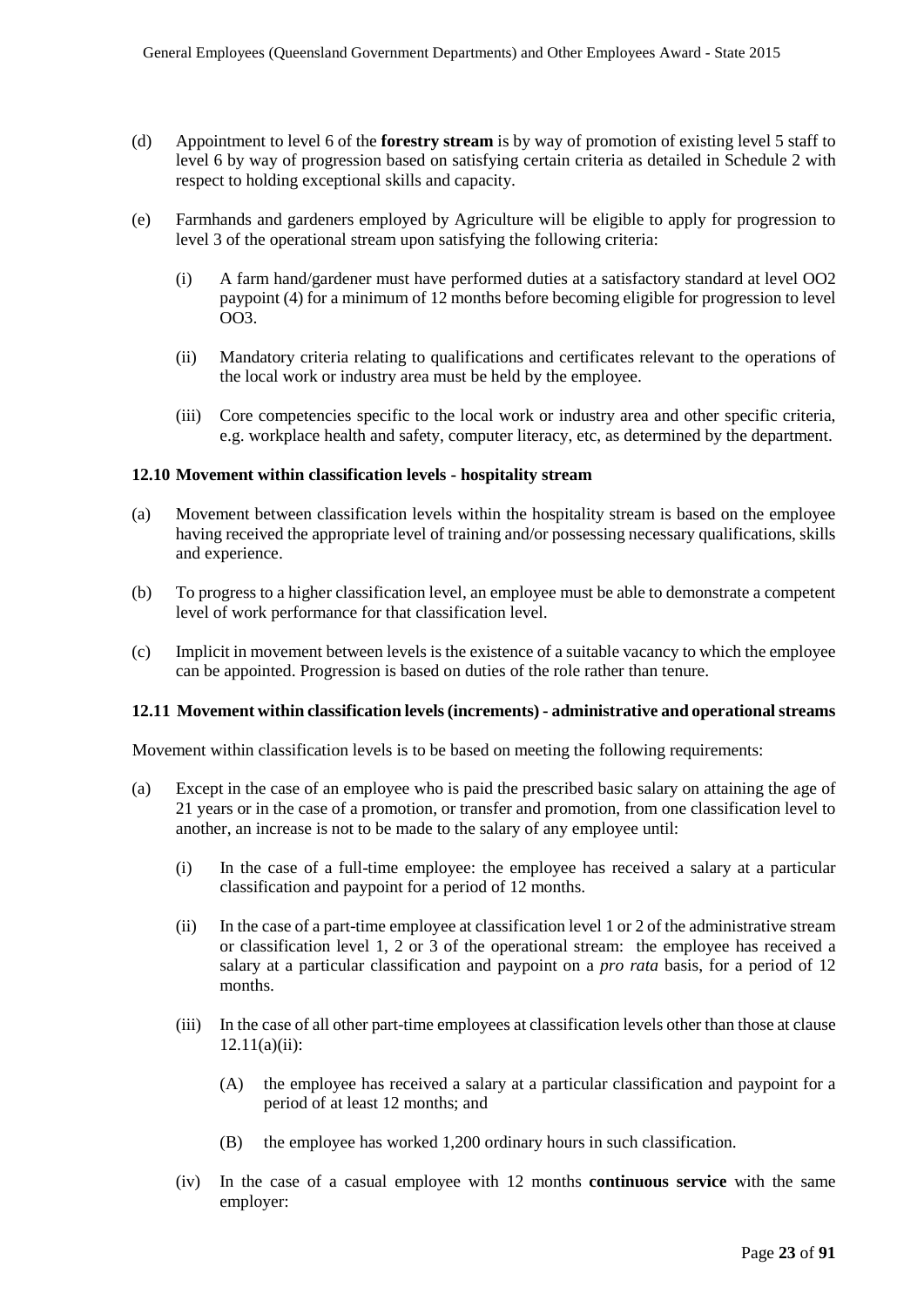(d) Appointment to level 6 of the **forestry stream** is by way of promotion of existing level 5 staff to level 6 by way of progression based on satisfying certain criteria as detailed in Schedule 2 with respect to holding exceptional skills and capacity.

(e) Farmhands and gardeners employed by Agriculture will be eligible to apply for progression to level 3 of the operational stream upon satisfying the following criteria:

   (i) A farm hand/gardener must have performed duties at a satisfactory standard at level OO2 paypoint (4) for a minimum of 12 months before becoming eligible for progression to level OO3.

   (ii) Mandatory criteria relating to qualifications and certificates relevant to the operations of the local work or industry area must be held by the employee.

   (iii) Core competencies specific to the local work or industry area and other specific criteria, e.g. workplace health and safety, computer literacy, etc, as determined by the department.

### 12.10 Movement within classification levels - hospitality stream

(a) Movement between classification levels within the hospitality stream is based on the employee having received the appropriate level of training and/or possessing necessary qualifications, skills and experience.

(b) To progress to a higher classification level, an employee must be able to demonstrate a competent level of work performance for that classification level.

(c) Implicit in movement between levels is the existence of a suitable vacancy to which the employee can be appointed. Progression is based on duties of the role rather than tenure.

### 12.11 Movement within classification levels (increments) - administrative and operational streams

Movement within classification levels is to be based on meeting the following requirements:

(a) Except in the case of an employee who is paid the prescribed basic salary on attaining the age of 21 years or in the case of a promotion, or transfer and promotion, from one classification level to another, an increase is not to be made to the salary of any employee until:

   (i) In the case of a full-time employee: the employee has received a salary at a particular classification and paypoint for a period of 12 months.

   (ii) In the case of a part-time employee at classification level 1 or 2 of the administrative stream or classification level 1, 2 or 3 of the operational stream: the employee has received a salary at a particular classification and paypoint on a *pro rata* basis, for a period of 12 months.

   (iii) In the case of all other part-time employees at classification levels other than those at clause 12.11(a)(ii):

      (A) the employee has received a salary at a particular classification and paypoint for a period of at least 12 months; and

      (B) the employee has worked 1,200 ordinary hours in such classification.

   (iv) In the case of a casual employee with 12 months **continuous service** with the same employer: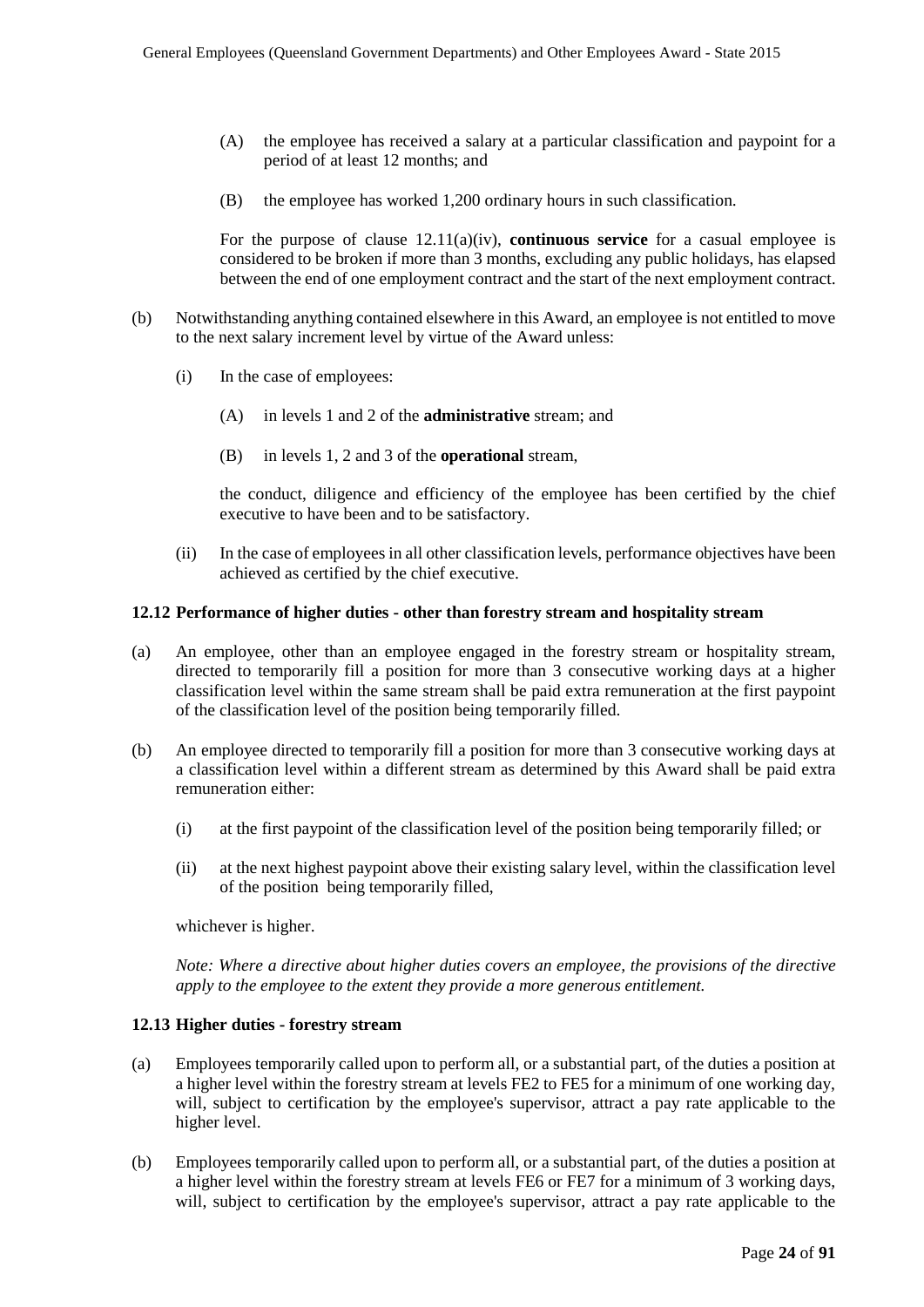(A) the employee has received a salary at a particular classification and paypoint for a period of at least 12 months; and

(B) the employee has worked 1,200 ordinary hours in such classification.

For the purpose of clause 12.11(a)(iv), **continuous service** for a casual employee is considered to be broken if more than 3 months, excluding any public holidays, has elapsed between the end of one employment contract and the start of the next employment contract.

(b) Notwithstanding anything contained elsewhere in this Award, an employee is not entitled to move to the next salary increment level by virtue of the Award unless:

(i) In the case of employees:

(A) in levels 1 and 2 of the **administrative** stream; and

(B) in levels 1, 2 and 3 of the **operational** stream,

the conduct, diligence and efficiency of the employee has been certified by the chief executive to have been and to be satisfactory.

(ii) In the case of employees in all other classification levels, performance objectives have been achieved as certified by the chief executive.

### 12.12 Performance of higher duties - other than forestry stream and hospitality stream

(a) An employee, other than an employee engaged in the forestry stream or hospitality stream, directed to temporarily fill a position for more than 3 consecutive working days at a higher classification level within the same stream shall be paid extra remuneration at the first paypoint of the classification level of the position being temporarily filled.

(b) An employee directed to temporarily fill a position for more than 3 consecutive working days at a classification level within a different stream as determined by this Award shall be paid extra remuneration either:

(i) at the first paypoint of the classification level of the position being temporarily filled; or

(ii) at the next highest paypoint above their existing salary level, within the classification level of the position being temporarily filled,

whichever is higher.

*Note: Where a directive about higher duties covers an employee, the provisions of the directive apply to the employee to the extent they provide a more generous entitlement.*

### 12.13 Higher duties - forestry stream

(a) Employees temporarily called upon to perform all, or a substantial part, of the duties a position at a higher level within the forestry stream at levels FE2 to FE5 for a minimum of one working day, will, subject to certification by the employee's supervisor, attract a pay rate applicable to the higher level.

(b) Employees temporarily called upon to perform all, or a substantial part, of the duties a position at a higher level within the forestry stream at levels FE6 or FE7 for a minimum of 3 working days, will, subject to certification by the employee's supervisor, attract a pay rate applicable to the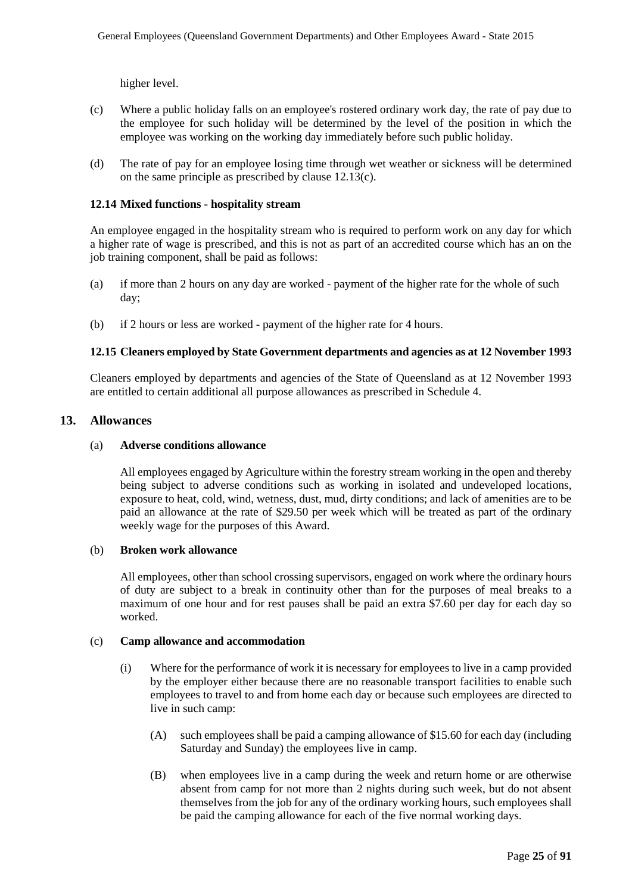higher level.

(c) Where a public holiday falls on an employee's rostered ordinary work day, the rate of pay due to the employee for such holiday will be determined by the level of the position in which the employee was working on the working day immediately before such public holiday.

(d) The rate of pay for an employee losing time through wet weather or sickness will be determined on the same principle as prescribed by clause 12.13(c).

### 12.14 Mixed functions - hospitality stream

An employee engaged in the hospitality stream who is required to perform work on any day for which a higher rate of wage is prescribed, and this is not as part of an accredited course which has an on the job training component, shall be paid as follows:

(a) if more than 2 hours on any day are worked - payment of the higher rate for the whole of such day;

(b) if 2 hours or less are worked - payment of the higher rate for 4 hours.

### 12.15 Cleaners employed by State Government departments and agencies as at 12 November 1993

Cleaners employed by departments and agencies of the State of Queensland as at 12 November 1993 are entitled to certain additional all purpose allowances as prescribed in Schedule 4.

## 13. Allowances

(a) **Adverse conditions allowance**

All employees engaged by Agriculture within the forestry stream working in the open and thereby being subject to adverse conditions such as working in isolated and undeveloped locations, exposure to heat, cold, wind, wetness, dust, mud, dirty conditions; and lack of amenities are to be paid an allowance at the rate of $29.50 per week which will be treated as part of the ordinary weekly wage for the purposes of this Award.

(b) **Broken work allowance**

All employees, other than school crossing supervisors, engaged on work where the ordinary hours of duty are subject to a break in continuity other than for the purposes of meal breaks to a maximum of one hour and for rest pauses shall be paid an extra $7.60 per day for each day so worked.

(c) **Camp allowance and accommodation**

(i) Where for the performance of work it is necessary for employees to live in a camp provided by the employer either because there are no reasonable transport facilities to enable such employees to travel to and from home each day or because such employees are directed to live in such camp:

(A) such employees shall be paid a camping allowance of $15.60 for each day (including Saturday and Sunday) the employees live in camp.

(B) when employees live in a camp during the week and return home or are otherwise absent from camp for not more than 2 nights during such week, but do not absent themselves from the job for any of the ordinary working hours, such employees shall be paid the camping allowance for each of the five normal working days.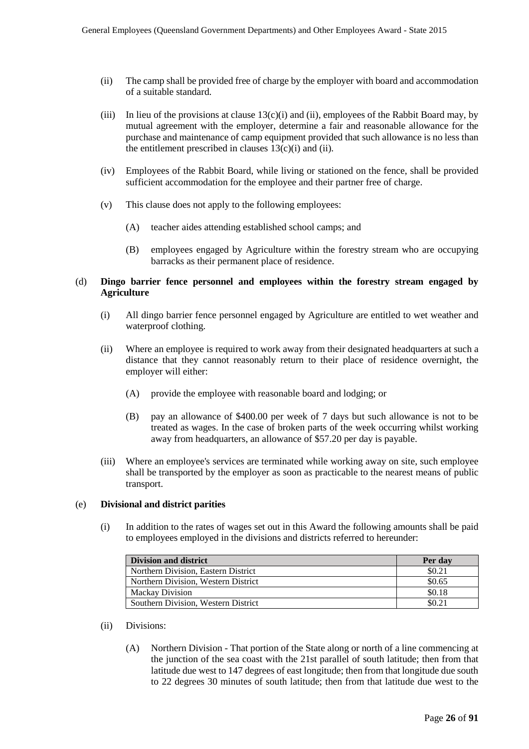(ii) The camp shall be provided free of charge by the employer with board and accommodation of a suitable standard.

(iii) In lieu of the provisions at clause 13(c)(i) and (ii), employees of the Rabbit Board may, by mutual agreement with the employer, determine a fair and reasonable allowance for the purchase and maintenance of camp equipment provided that such allowance is no less than the entitlement prescribed in clauses 13(c)(i) and (ii).

(iv) Employees of the Rabbit Board, while living or stationed on the fence, shall be provided sufficient accommodation for the employee and their partner free of charge.

(v) This clause does not apply to the following employees:

(A) teacher aides attending established school camps; and

(B) employees engaged by Agriculture within the forestry stream who are occupying barracks as their permanent place of residence.

(d) **Dingo barrier fence personnel and employees within the forestry stream engaged by Agriculture**

(i) All dingo barrier fence personnel engaged by Agriculture are entitled to wet weather and waterproof clothing.

(ii) Where an employee is required to work away from their designated headquarters at such a distance that they cannot reasonably return to their place of residence overnight, the employer will either:

(A) provide the employee with reasonable board and lodging; or

(B) pay an allowance of $400.00 per week of 7 days but such allowance is not to be treated as wages. In the case of broken parts of the week occurring whilst working away from headquarters, an allowance of $57.20 per day is payable.

(iii) Where an employee's services are terminated while working away on site, such employee shall be transported by the employer as soon as practicable to the nearest means of public transport.

(e) **Divisional and district parities**

(i) In addition to the rates of wages set out in this Award the following amounts shall be paid to employees employed in the divisions and districts referred to hereunder:

| Division and district | Per day |
|---|---|
| Northern Division, Eastern District | $0.21 |
| Northern Division, Western District | $0.65 |
| Mackay Division | $0.18 |
| Southern Division, Western District | $0.21 |

(ii) Divisions:

(A) Northern Division - That portion of the State along or north of a line commencing at the junction of the sea coast with the 21st parallel of south latitude; then from that latitude due west to 147 degrees of east longitude; then from that longitude due south to 22 degrees 30 minutes of south latitude; then from that latitude due west to the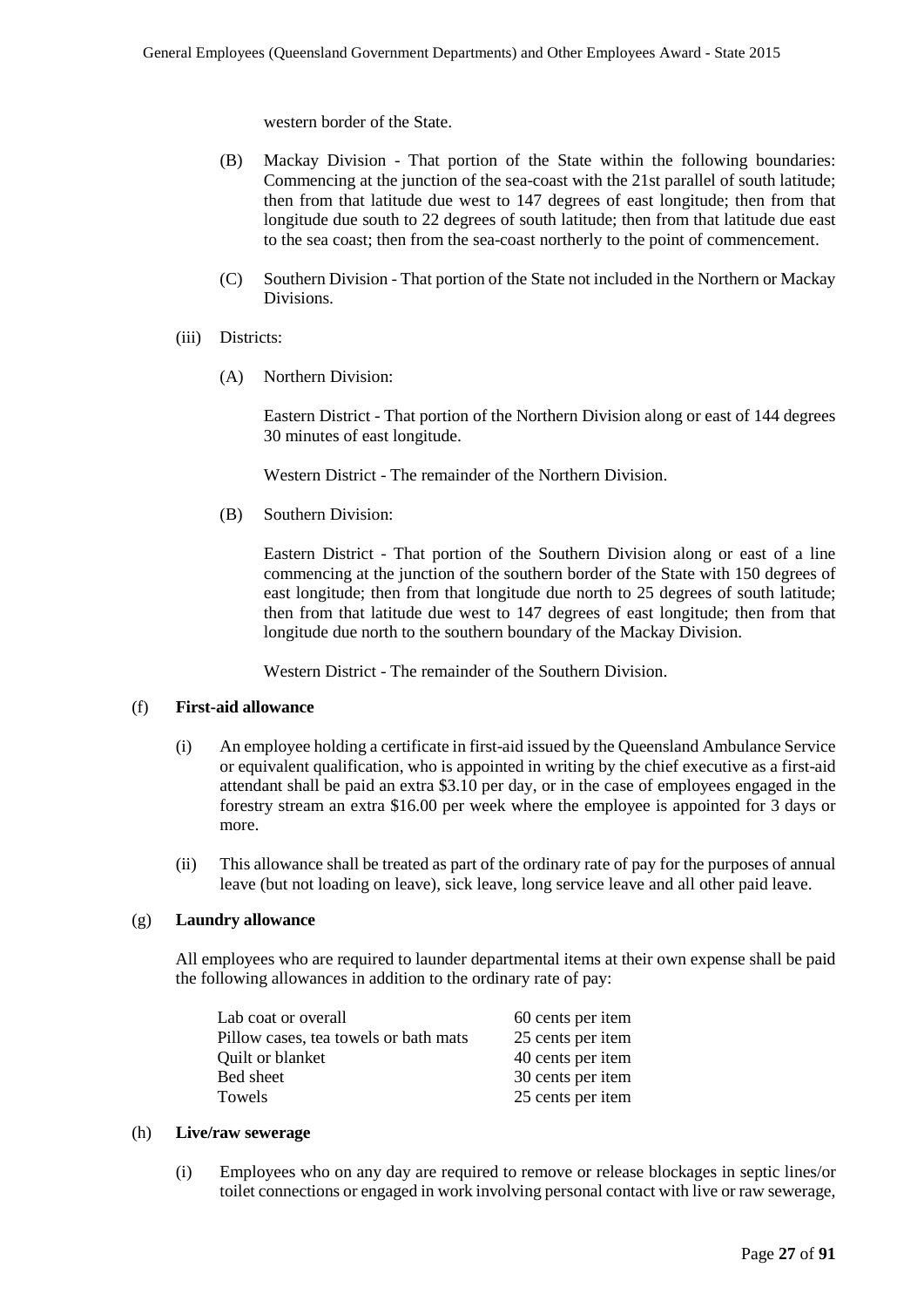western border of the State.

(B) Mackay Division - That portion of the State within the following boundaries: Commencing at the junction of the sea-coast with the 21st parallel of south latitude; then from that latitude due west to 147 degrees of east longitude; then from that longitude due south to 22 degrees of south latitude; then from that latitude due east to the sea coast; then from the sea-coast northerly to the point of commencement.

(C) Southern Division - That portion of the State not included in the Northern or Mackay Divisions.

(iii) Districts:

(A) Northern Division:

Eastern District - That portion of the Northern Division along or east of 144 degrees 30 minutes of east longitude.

Western District - The remainder of the Northern Division.

(B) Southern Division:

Eastern District - That portion of the Southern Division along or east of a line commencing at the junction of the southern border of the State with 150 degrees of east longitude; then from that longitude due north to 25 degrees of south latitude; then from that latitude due west to 147 degrees of east longitude; then from that longitude due north to the southern boundary of the Mackay Division.

Western District - The remainder of the Southern Division.

(f) **First-aid allowance**

(i) An employee holding a certificate in first-aid issued by the Queensland Ambulance Service or equivalent qualification, who is appointed in writing by the chief executive as a first-aid attendant shall be paid an extra $3.10 per day, or in the case of employees engaged in the forestry stream an extra $16.00 per week where the employee is appointed for 3 days or more.

(ii) This allowance shall be treated as part of the ordinary rate of pay for the purposes of annual leave (but not loading on leave), sick leave, long service leave and all other paid leave.

(g) **Laundry allowance**

All employees who are required to launder departmental items at their own expense shall be paid the following allowances in addition to the ordinary rate of pay:

| | |
|---|---|
| Lab coat or overall | 60 cents per item |
| Pillow cases, tea towels or bath mats | 25 cents per item |
| Quilt or blanket | 40 cents per item |
| Bed sheet | 30 cents per item |
| Towels | 25 cents per item |

(h) **Live/raw sewerage**

(i) Employees who on any day are required to remove or release blockages in septic lines/or toilet connections or engaged in work involving personal contact with live or raw sewerage,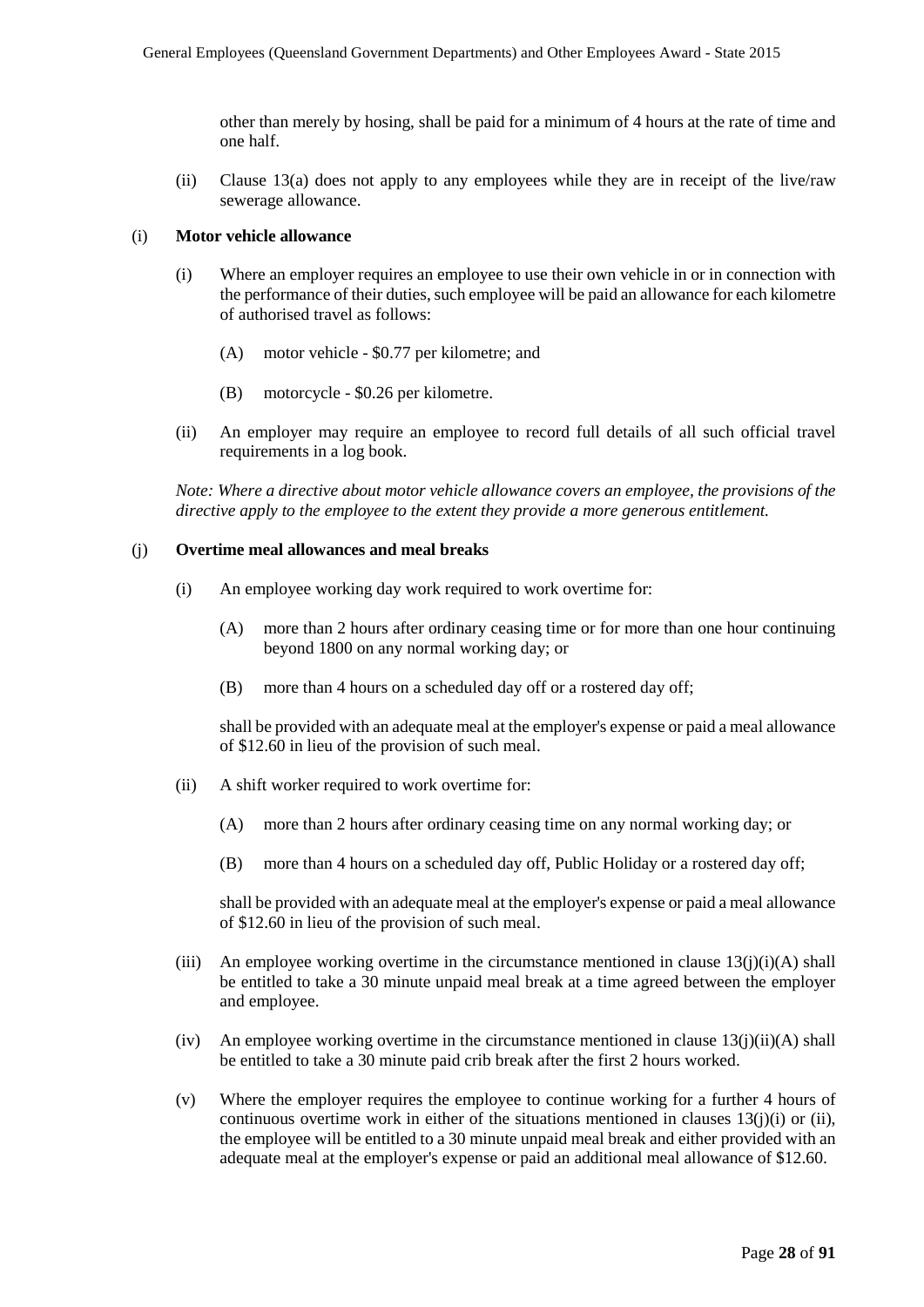other than merely by hosing, shall be paid for a minimum of 4 hours at the rate of time and one half.

(ii) Clause 13(a) does not apply to any employees while they are in receipt of the live/raw sewerage allowance.

(i) **Motor vehicle allowance**

(i) Where an employer requires an employee to use their own vehicle in or in connection with the performance of their duties, such employee will be paid an allowance for each kilometre of authorised travel as follows:

(A) motor vehicle - $0.77 per kilometre; and

(B) motorcycle - $0.26 per kilometre.

(ii) An employer may require an employee to record full details of all such official travel requirements in a log book.

*Note: Where a directive about motor vehicle allowance covers an employee, the provisions of the directive apply to the employee to the extent they provide a more generous entitlement.*

(j) **Overtime meal allowances and meal breaks**

(i) An employee working day work required to work overtime for:

(A) more than 2 hours after ordinary ceasing time or for more than one hour continuing beyond 1800 on any normal working day; or

(B) more than 4 hours on a scheduled day off or a rostered day off;

shall be provided with an adequate meal at the employer's expense or paid a meal allowance of $12.60 in lieu of the provision of such meal.

(ii) A shift worker required to work overtime for:

(A) more than 2 hours after ordinary ceasing time on any normal working day; or

(B) more than 4 hours on a scheduled day off, Public Holiday or a rostered day off;

shall be provided with an adequate meal at the employer's expense or paid a meal allowance of $12.60 in lieu of the provision of such meal.

(iii) An employee working overtime in the circumstance mentioned in clause 13(j)(i)(A) shall be entitled to take a 30 minute unpaid meal break at a time agreed between the employer and employee.

(iv) An employee working overtime in the circumstance mentioned in clause 13(j)(ii)(A) shall be entitled to take a 30 minute paid crib break after the first 2 hours worked.

(v) Where the employer requires the employee to continue working for a further 4 hours of continuous overtime work in either of the situations mentioned in clauses 13(j)(i) or (ii), the employee will be entitled to a 30 minute unpaid meal break and either provided with an adequate meal at the employer's expense or paid an additional meal allowance of $12.60.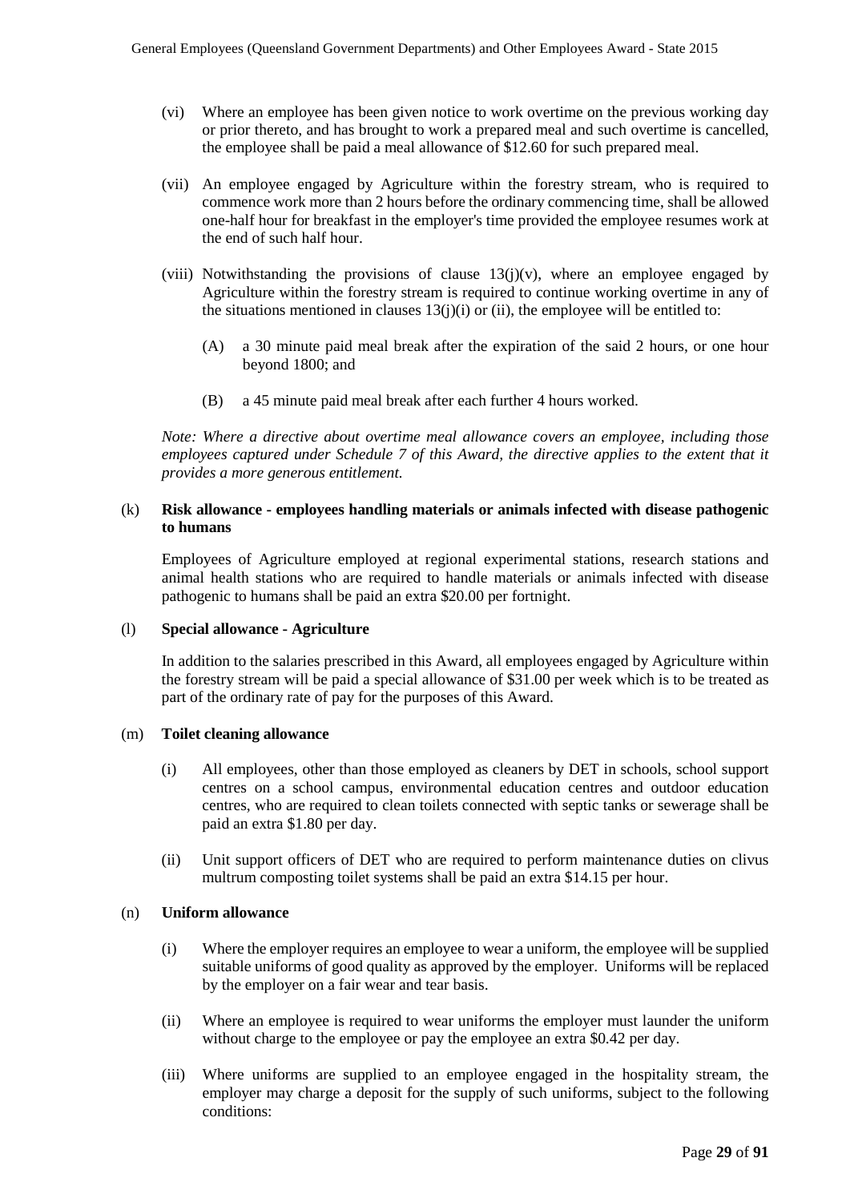(vi) Where an employee has been given notice to work overtime on the previous working day or prior thereto, and has brought to work a prepared meal and such overtime is cancelled, the employee shall be paid a meal allowance of $12.60 for such prepared meal.

(vii) An employee engaged by Agriculture within the forestry stream, who is required to commence work more than 2 hours before the ordinary commencing time, shall be allowed one-half hour for breakfast in the employer's time provided the employee resumes work at the end of such half hour.

(viii) Notwithstanding the provisions of clause 13(j)(v), where an employee engaged by Agriculture within the forestry stream is required to continue working overtime in any of the situations mentioned in clauses 13(j)(i) or (ii), the employee will be entitled to:

(A) a 30 minute paid meal break after the expiration of the said 2 hours, or one hour beyond 1800; and

(B) a 45 minute paid meal break after each further 4 hours worked.

*Note: Where a directive about overtime meal allowance covers an employee, including those employees captured under Schedule 7 of this Award, the directive applies to the extent that it provides a more generous entitlement.*

(k) **Risk allowance - employees handling materials or animals infected with disease pathogenic to humans**

Employees of Agriculture employed at regional experimental stations, research stations and animal health stations who are required to handle materials or animals infected with disease pathogenic to humans shall be paid an extra $20.00 per fortnight.

(l) **Special allowance - Agriculture**

In addition to the salaries prescribed in this Award, all employees engaged by Agriculture within the forestry stream will be paid a special allowance of $31.00 per week which is to be treated as part of the ordinary rate of pay for the purposes of this Award.

(m) **Toilet cleaning allowance**

(i) All employees, other than those employed as cleaners by DET in schools, school support centres on a school campus, environmental education centres and outdoor education centres, who are required to clean toilets connected with septic tanks or sewerage shall be paid an extra $1.80 per day.

(ii) Unit support officers of DET who are required to perform maintenance duties on clivus multrum composting toilet systems shall be paid an extra $14.15 per hour.

(n) **Uniform allowance**

(i) Where the employer requires an employee to wear a uniform, the employee will be supplied suitable uniforms of good quality as approved by the employer. Uniforms will be replaced by the employer on a fair wear and tear basis.

(ii) Where an employee is required to wear uniforms the employer must launder the uniform without charge to the employee or pay the employee an extra $0.42 per day.

(iii) Where uniforms are supplied to an employee engaged in the hospitality stream, the employer may charge a deposit for the supply of such uniforms, subject to the following conditions: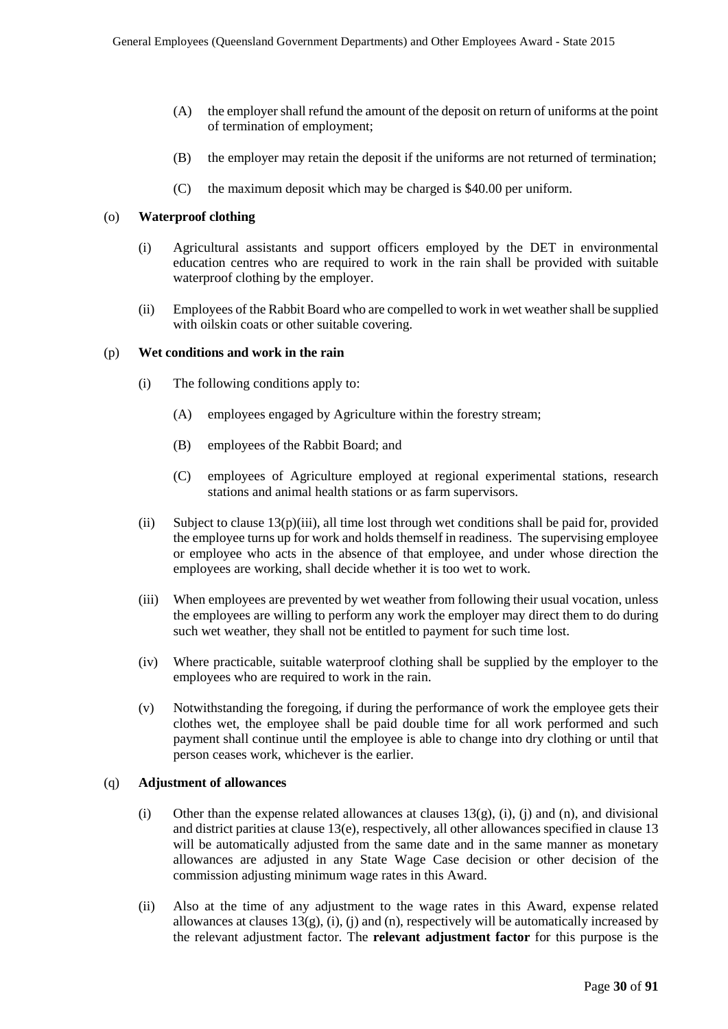(A) the employer shall refund the amount of the deposit on return of uniforms at the point of termination of employment;

(B) the employer may retain the deposit if the uniforms are not returned of termination;

(C) the maximum deposit which may be charged is $40.00 per uniform.

(o) **Waterproof clothing**

(i) Agricultural assistants and support officers employed by the DET in environmental education centres who are required to work in the rain shall be provided with suitable waterproof clothing by the employer.

(ii) Employees of the Rabbit Board who are compelled to work in wet weather shall be supplied with oilskin coats or other suitable covering.

(p) **Wet conditions and work in the rain**

(i) The following conditions apply to:

(A) employees engaged by Agriculture within the forestry stream;

(B) employees of the Rabbit Board; and

(C) employees of Agriculture employed at regional experimental stations, research stations and animal health stations or as farm supervisors.

(ii) Subject to clause 13(p)(iii), all time lost through wet conditions shall be paid for, provided the employee turns up for work and holds themself in readiness. The supervising employee or employee who acts in the absence of that employee, and under whose direction the employees are working, shall decide whether it is too wet to work.

(iii) When employees are prevented by wet weather from following their usual vocation, unless the employees are willing to perform any work the employer may direct them to do during such wet weather, they shall not be entitled to payment for such time lost.

(iv) Where practicable, suitable waterproof clothing shall be supplied by the employer to the employees who are required to work in the rain.

(v) Notwithstanding the foregoing, if during the performance of work the employee gets their clothes wet, the employee shall be paid double time for all work performed and such payment shall continue until the employee is able to change into dry clothing or until that person ceases work, whichever is the earlier.

(q) **Adjustment of allowances**

(i) Other than the expense related allowances at clauses 13(g), (i), (j) and (n), and divisional and district parities at clause 13(e), respectively, all other allowances specified in clause 13 will be automatically adjusted from the same date and in the same manner as monetary allowances are adjusted in any State Wage Case decision or other decision of the commission adjusting minimum wage rates in this Award.

(ii) Also at the time of any adjustment to the wage rates in this Award, expense related allowances at clauses 13(g), (i), (j) and (n), respectively will be automatically increased by the relevant adjustment factor. The **relevant adjustment factor** for this purpose is the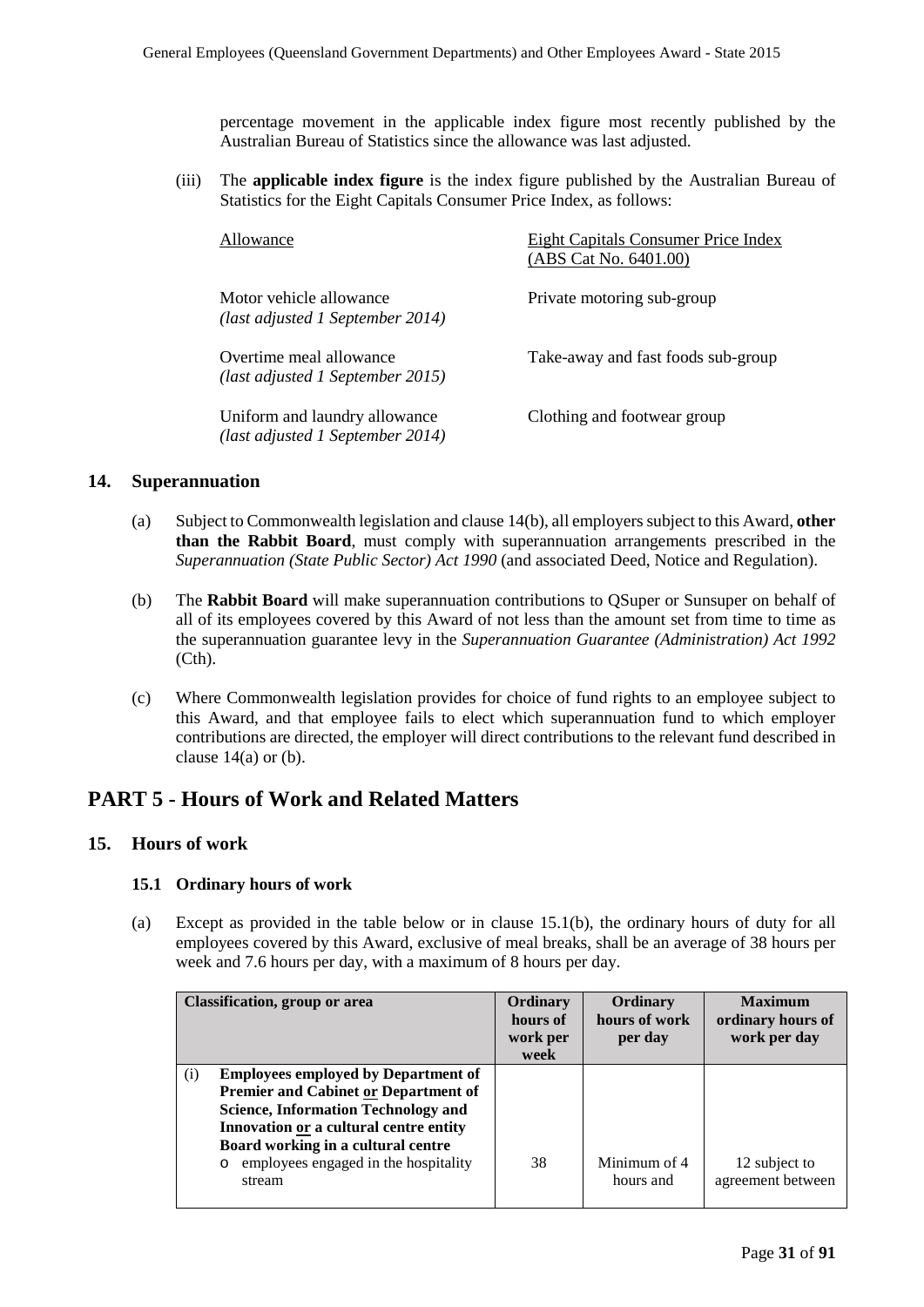percentage movement in the applicable index figure most recently published by the Australian Bureau of Statistics since the allowance was last adjusted.

(iii) The **applicable index figure** is the index figure published by the Australian Bureau of Statistics for the Eight Capitals Consumer Price Index, as follows:

| Allowance | Eight Capitals Consumer Price Index (ABS Cat No. 6401.00) |
|---|---|
| Motor vehicle allowance *(last adjusted 1 September 2014)* | Private motoring sub-group |
| Overtime meal allowance *(last adjusted 1 September 2015)* | Take-away and fast foods sub-group |
| Uniform and laundry allowance *(last adjusted 1 September 2014)* | Clothing and footwear group |

## 14. Superannuation

(a) Subject to Commonwealth legislation and clause 14(b), all employers subject to this Award, **other than the Rabbit Board**, must comply with superannuation arrangements prescribed in the *Superannuation (State Public Sector) Act 1990* (and associated Deed, Notice and Regulation).

(b) The **Rabbit Board** will make superannuation contributions to QSuper or Sunsuper on behalf of all of its employees covered by this Award of not less than the amount set from time to time as the superannuation guarantee levy in the *Superannuation Guarantee (Administration) Act 1992* (Cth).

(c) Where Commonwealth legislation provides for choice of fund rights to an employee subject to this Award, and that employee fails to elect which superannuation fund to which employer contributions are directed, the employer will direct contributions to the relevant fund described in clause 14(a) or (b).

# PART 5 - Hours of Work and Related Matters

## 15. Hours of work

### 15.1 Ordinary hours of work

(a) Except as provided in the table below or in clause 15.1(b), the ordinary hours of duty for all employees covered by this Award, exclusive of meal breaks, shall be an average of 38 hours per week and 7.6 hours per day, with a maximum of 8 hours per day.

| Classification, group or area | Ordinary hours of work per week | Ordinary hours of work per day | Maximum ordinary hours of work per day |
|---|---|---|---|
| (i) **Employees employed by Department of Premier and Cabinet <u>or</u> Department of Science, Information Technology and Innovation <u>or</u> a cultural centre entity Board working in a cultural centre**<br>o employees engaged in the hospitality stream | 38 | Minimum of 4 hours and | 12 subject to agreement between |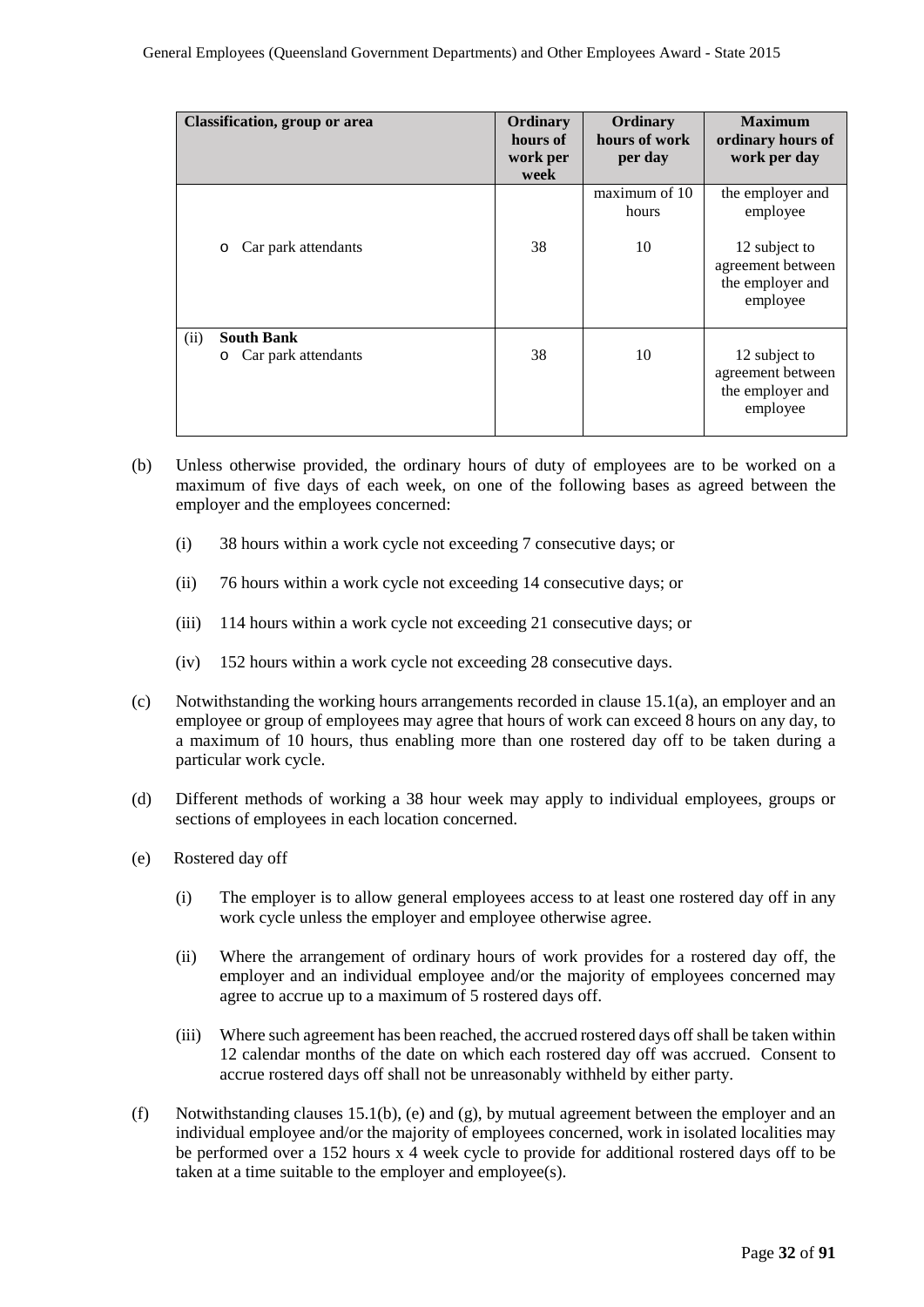| Classification, group or area | Ordinary hours of work per week | Ordinary hours of work per day | Maximum ordinary hours of work per day |
|---|---|---|---|
| | | maximum of 10 hours | the employer and employee |
| o Car park attendants | 38 | 10 | 12 subject to agreement between the employer and employee |
| (ii) **South Bank**<br>o Car park attendants | 38 | 10 | 12 subject to agreement between the employer and employee |

(b) Unless otherwise provided, the ordinary hours of duty of employees are to be worked on a maximum of five days of each week, on one of the following bases as agreed between the employer and the employees concerned:

(i) 38 hours within a work cycle not exceeding 7 consecutive days; or

(ii) 76 hours within a work cycle not exceeding 14 consecutive days; or

(iii) 114 hours within a work cycle not exceeding 21 consecutive days; or

(iv) 152 hours within a work cycle not exceeding 28 consecutive days.

(c) Notwithstanding the working hours arrangements recorded in clause 15.1(a), an employer and an employee or group of employees may agree that hours of work can exceed 8 hours on any day, to a maximum of 10 hours, thus enabling more than one rostered day off to be taken during a particular work cycle.

(d) Different methods of working a 38 hour week may apply to individual employees, groups or sections of employees in each location concerned.

(e) Rostered day off

(i) The employer is to allow general employees access to at least one rostered day off in any work cycle unless the employer and employee otherwise agree.

(ii) Where the arrangement of ordinary hours of work provides for a rostered day off, the employer and an individual employee and/or the majority of employees concerned may agree to accrue up to a maximum of 5 rostered days off.

(iii) Where such agreement has been reached, the accrued rostered days off shall be taken within 12 calendar months of the date on which each rostered day off was accrued. Consent to accrue rostered days off shall not be unreasonably withheld by either party.

(f) Notwithstanding clauses 15.1(b), (e) and (g), by mutual agreement between the employer and an individual employee and/or the majority of employees concerned, work in isolated localities may be performed over a 152 hours x 4 week cycle to provide for additional rostered days off to be taken at a time suitable to the employer and employee(s).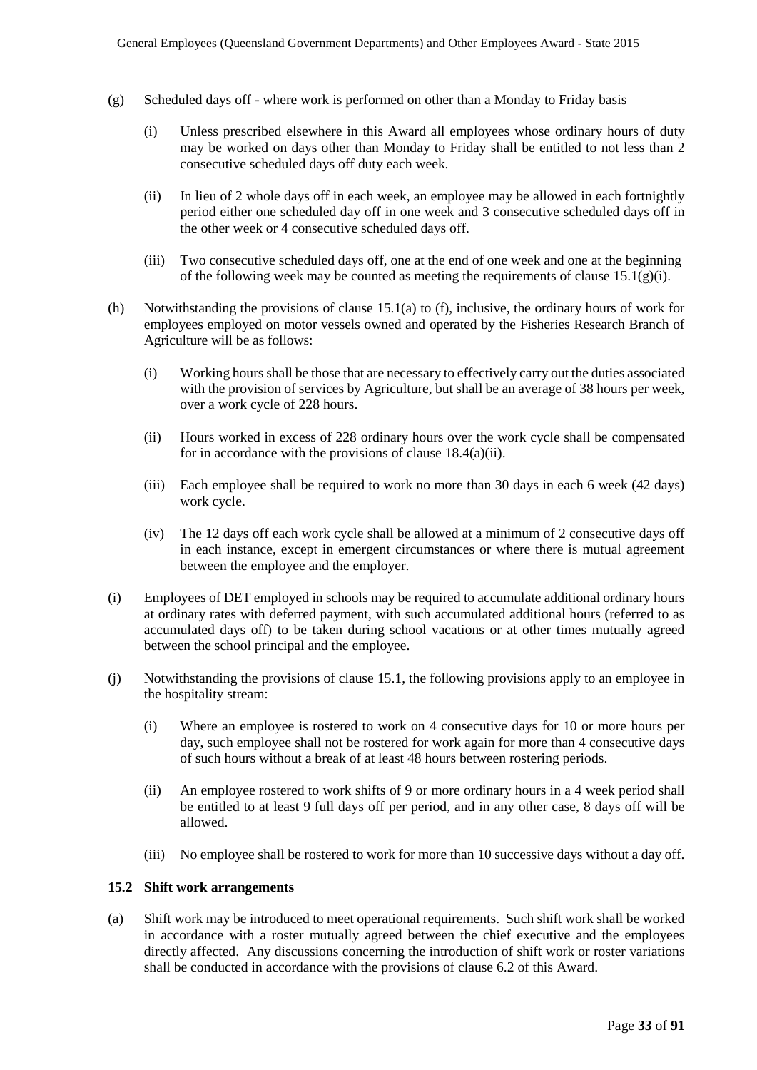(g) Scheduled days off - where work is performed on other than a Monday to Friday basis

   (i) Unless prescribed elsewhere in this Award all employees whose ordinary hours of duty may be worked on days other than Monday to Friday shall be entitled to not less than 2 consecutive scheduled days off duty each week.

   (ii) In lieu of 2 whole days off in each week, an employee may be allowed in each fortnightly period either one scheduled day off in one week and 3 consecutive scheduled days off in the other week or 4 consecutive scheduled days off.

   (iii) Two consecutive scheduled days off, one at the end of one week and one at the beginning of the following week may be counted as meeting the requirements of clause 15.1(g)(i).

(h) Notwithstanding the provisions of clause 15.1(a) to (f), inclusive, the ordinary hours of work for employees employed on motor vessels owned and operated by the Fisheries Research Branch of Agriculture will be as follows:

   (i) Working hours shall be those that are necessary to effectively carry out the duties associated with the provision of services by Agriculture, but shall be an average of 38 hours per week, over a work cycle of 228 hours.

   (ii) Hours worked in excess of 228 ordinary hours over the work cycle shall be compensated for in accordance with the provisions of clause 18.4(a)(ii).

   (iii) Each employee shall be required to work no more than 30 days in each 6 week (42 days) work cycle.

   (iv) The 12 days off each work cycle shall be allowed at a minimum of 2 consecutive days off in each instance, except in emergent circumstances or where there is mutual agreement between the employee and the employer.

(i) Employees of DET employed in schools may be required to accumulate additional ordinary hours at ordinary rates with deferred payment, with such accumulated additional hours (referred to as accumulated days off) to be taken during school vacations or at other times mutually agreed between the school principal and the employee.

(j) Notwithstanding the provisions of clause 15.1, the following provisions apply to an employee in the hospitality stream:

   (i) Where an employee is rostered to work on 4 consecutive days for 10 or more hours per day, such employee shall not be rostered for work again for more than 4 consecutive days of such hours without a break of at least 48 hours between rostering periods.

   (ii) An employee rostered to work shifts of 9 or more ordinary hours in a 4 week period shall be entitled to at least 9 full days off per period, and in any other case, 8 days off will be allowed.

   (iii) No employee shall be rostered to work for more than 10 successive days without a day off.

**15.2 Shift work arrangements**

(a) Shift work may be introduced to meet operational requirements. Such shift work shall be worked in accordance with a roster mutually agreed between the chief executive and the employees directly affected. Any discussions concerning the introduction of shift work or roster variations shall be conducted in accordance with the provisions of clause 6.2 of this Award.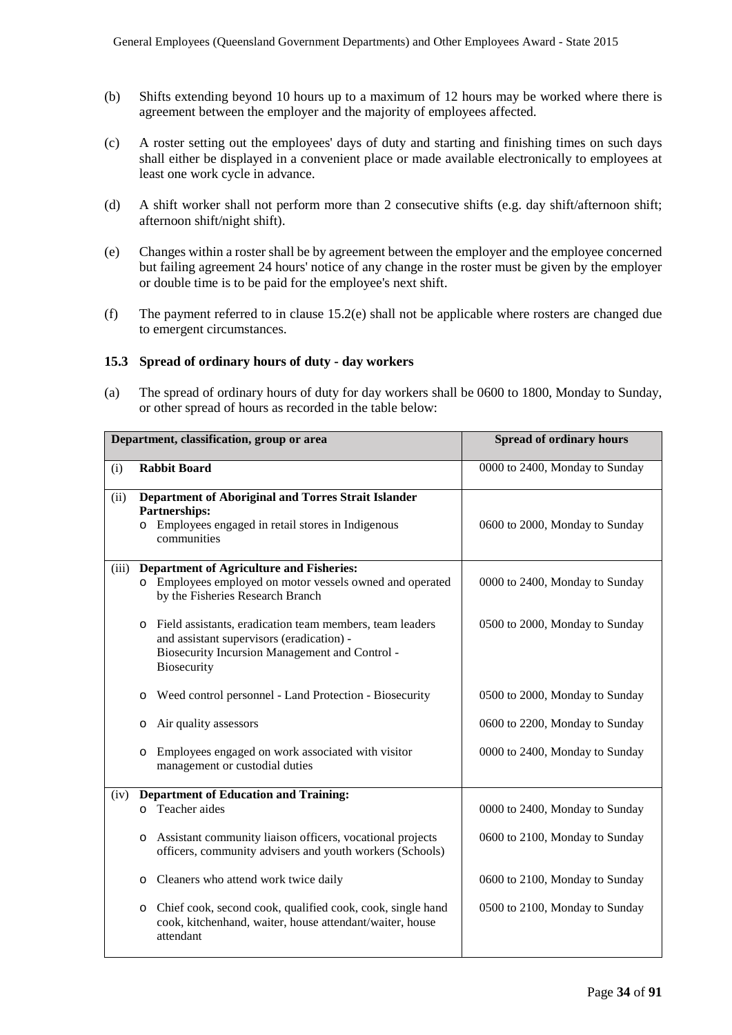(b) Shifts extending beyond 10 hours up to a maximum of 12 hours may be worked where there is agreement between the employer and the majority of employees affected.

(c) A roster setting out the employees' days of duty and starting and finishing times on such days shall either be displayed in a convenient place or made available electronically to employees at least one work cycle in advance.

(d) A shift worker shall not perform more than 2 consecutive shifts (e.g. day shift/afternoon shift; afternoon shift/night shift).

(e) Changes within a roster shall be by agreement between the employer and the employee concerned but failing agreement 24 hours' notice of any change in the roster must be given by the employer or double time is to be paid for the employee's next shift.

(f) The payment referred to in clause 15.2(e) shall not be applicable where rosters are changed due to emergent circumstances.

### 15.3 Spread of ordinary hours of duty - day workers

(a) The spread of ordinary hours of duty for day workers shall be 0600 to 1800, Monday to Sunday, or other spread of hours as recorded in the table below:

| Department, classification, group or area | Spread of ordinary hours |
|---|---|
| (i) **Rabbit Board** | 0000 to 2400, Monday to Sunday |
| (ii) **Department of Aboriginal and Torres Strait Islander Partnerships:** | |
| o Employees engaged in retail stores in Indigenous communities | 0600 to 2000, Monday to Sunday |
| (iii) **Department of Agriculture and Fisheries:** | |
| o Employees employed on motor vessels owned and operated by the Fisheries Research Branch | 0000 to 2400, Monday to Sunday |
| o Field assistants, eradication team members, team leaders and assistant supervisors (eradication) - Biosecurity Incursion Management and Control - Biosecurity | 0500 to 2000, Monday to Sunday |
| o Weed control personnel - Land Protection - Biosecurity | 0500 to 2000, Monday to Sunday |
| o Air quality assessors | 0600 to 2200, Monday to Sunday |
| o Employees engaged on work associated with visitor management or custodial duties | 0000 to 2400, Monday to Sunday |
| (iv) **Department of Education and Training:** | |
| o Teacher aides | 0000 to 2400, Monday to Sunday |
| o Assistant community liaison officers, vocational projects officers, community advisers and youth workers (Schools) | 0600 to 2100, Monday to Sunday |
| o Cleaners who attend work twice daily | 0600 to 2100, Monday to Sunday |
| o Chief cook, second cook, qualified cook, cook, single hand cook, kitchenhand, waiter, house attendant/waiter, house attendant | 0500 to 2100, Monday to Sunday |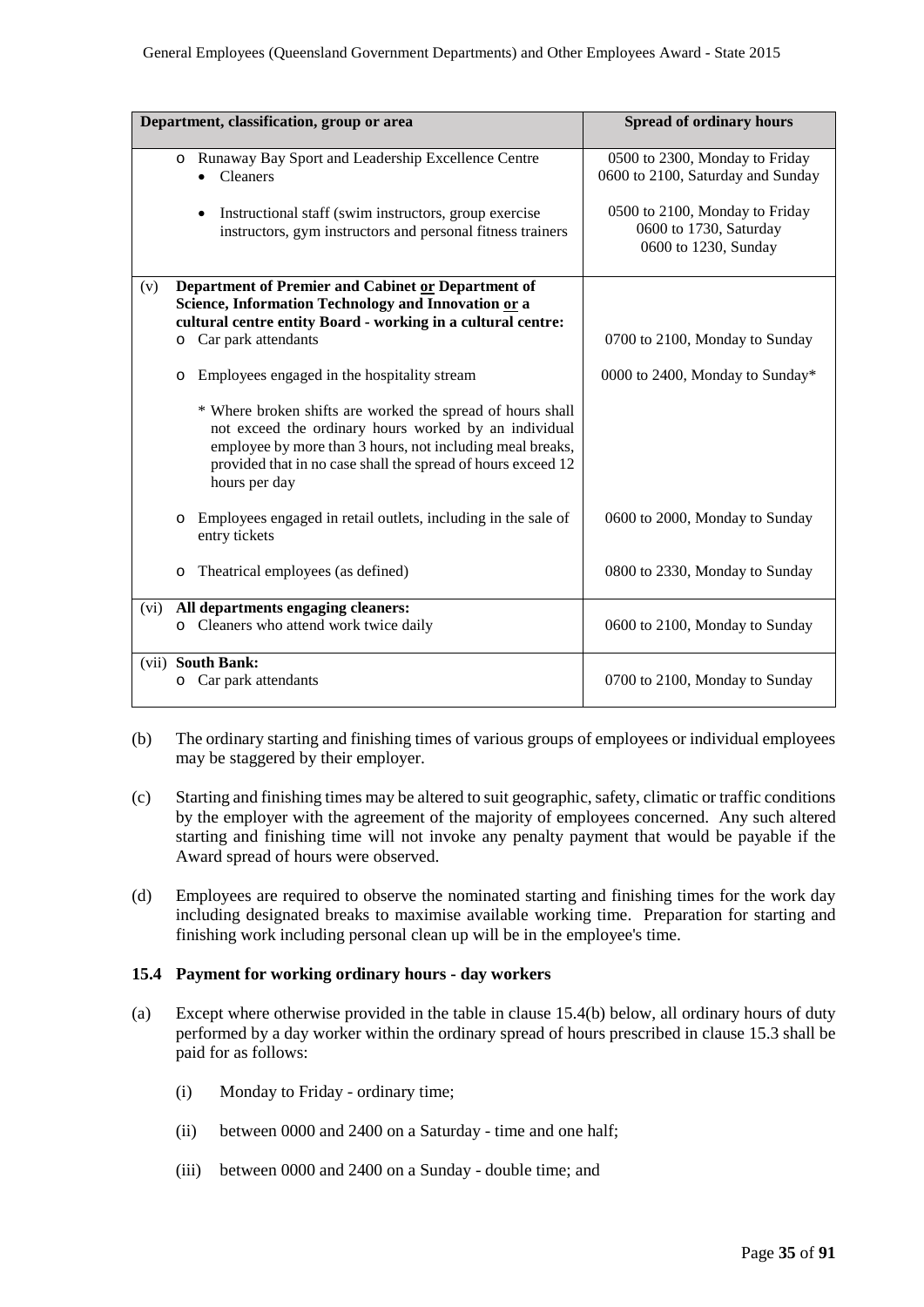| Department, classification, group or area | Spread of ordinary hours |
| --- | --- |
| ○ Runaway Bay Sport and Leadership Excellence Centre<br>• Cleaners | 0500 to 2300, Monday to Friday<br>0600 to 2100, Saturday and Sunday |
| • Instructional staff (swim instructors, group exercise instructors, gym instructors and personal fitness trainers | 0500 to 2100, Monday to Friday<br>0600 to 1730, Saturday<br>0600 to 1230, Sunday |
| (v) **Department of Premier and Cabinet <u>or</u> Department of Science, Information Technology and Innovation <u>or</u> a cultural centre entity Board - working in a cultural centre:**<br>○ Car park attendants | 0700 to 2100, Monday to Sunday |
| ○ Employees engaged in the hospitality stream | 0000 to 2400, Monday to Sunday* |
| * Where broken shifts are worked the spread of hours shall not exceed the ordinary hours worked by an individual employee by more than 3 hours, not including meal breaks, provided that in no case shall the spread of hours exceed 12 hours per day | |
| ○ Employees engaged in retail outlets, including in the sale of entry tickets | 0600 to 2000, Monday to Sunday |
| ○ Theatrical employees (as defined) | 0800 to 2330, Monday to Sunday |
| (vi) **All departments engaging cleaners:**<br>○ Cleaners who attend work twice daily | 0600 to 2100, Monday to Sunday |
| (vii) **South Bank:**<br>○ Car park attendants | 0700 to 2100, Monday to Sunday |

(b) The ordinary starting and finishing times of various groups of employees or individual employees may be staggered by their employer.

(c) Starting and finishing times may be altered to suit geographic, safety, climatic or traffic conditions by the employer with the agreement of the majority of employees concerned. Any such altered starting and finishing time will not invoke any penalty payment that would be payable if the Award spread of hours were observed.

(d) Employees are required to observe the nominated starting and finishing times for the work day including designated breaks to maximise available working time. Preparation for starting and finishing work including personal clean up will be in the employee's time.

### 15.4 Payment for working ordinary hours - day workers

(a) Except where otherwise provided in the table in clause 15.4(b) below, all ordinary hours of duty performed by a day worker within the ordinary spread of hours prescribed in clause 15.3 shall be paid for as follows:

(i) Monday to Friday - ordinary time;

(ii) between 0000 and 2400 on a Saturday - time and one half;

(iii) between 0000 and 2400 on a Sunday - double time; and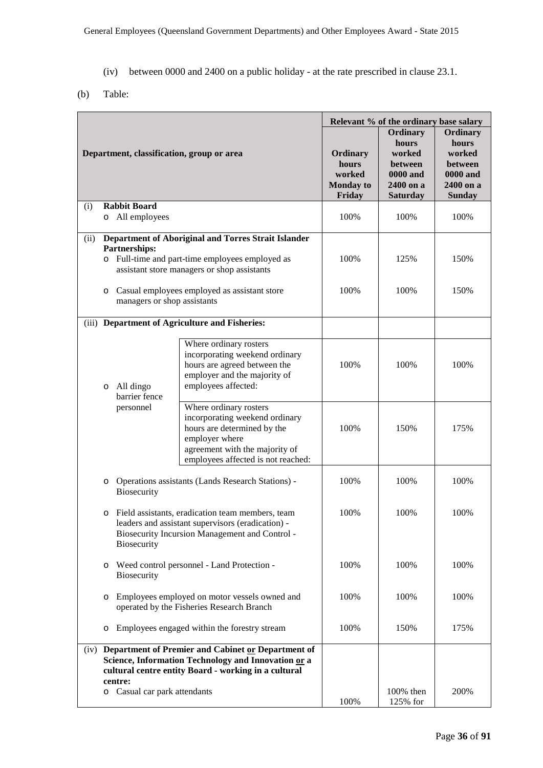(iv) between 0000 and 2400 on a public holiday - at the rate prescribed in clause 23.1.

(b) Table:

| Department, classification, group or area | | Relevant % of the ordinary base salary | | |
|---|---|---|---|---|
| | | **Ordinary hours worked Monday to Friday** | **Ordinary hours worked between 0000 and 2400 on a Saturday** | **Ordinary hours worked between 0000 and 2400 on a Sunday** |
| (i) **Rabbit Board** | | | | |
| o All employees | | 100% | 100% | 100% |
| (ii) **Department of Aboriginal and Torres Strait Islander Partnerships:** | | | | |
| o Full-time and part-time employees employed as assistant store managers or shop assistants | | 100% | 125% | 150% |
| o Casual employees employed as assistant store managers or shop assistants | | 100% | 100% | 150% |
| (iii) **Department of Agriculture and Fisheries:** | | | | |
| o All dingo barrier fence personnel | Where ordinary rosters incorporating weekend ordinary hours are agreed between the employer and the majority of employees affected: | 100% | 100% | 100% |
| | Where ordinary rosters incorporating weekend ordinary hours are determined by the employer where agreement with the majority of employees affected is not reached: | 100% | 150% | 175% |
| o Operations assistants (Lands Research Stations) - Biosecurity | | 100% | 100% | 100% |
| o Field assistants, eradication team members, team leaders and assistant supervisors (eradication) - Biosecurity Incursion Management and Control - Biosecurity | | 100% | 100% | 100% |
| o Weed control personnel - Land Protection - Biosecurity | | 100% | 100% | 100% |
| o Employees employed on motor vessels owned and operated by the Fisheries Research Branch | | 100% | 100% | 100% |
| o Employees engaged within the forestry stream | | 100% | 150% | 175% |
| (iv) **Department of Premier and Cabinet <u>or</u> Department of Science, Information Technology and Innovation <u>or</u> a cultural centre entity Board - working in a cultural centre:** | | | | |
| o Casual car park attendants | | 100% | 100% then 125% for | 200% |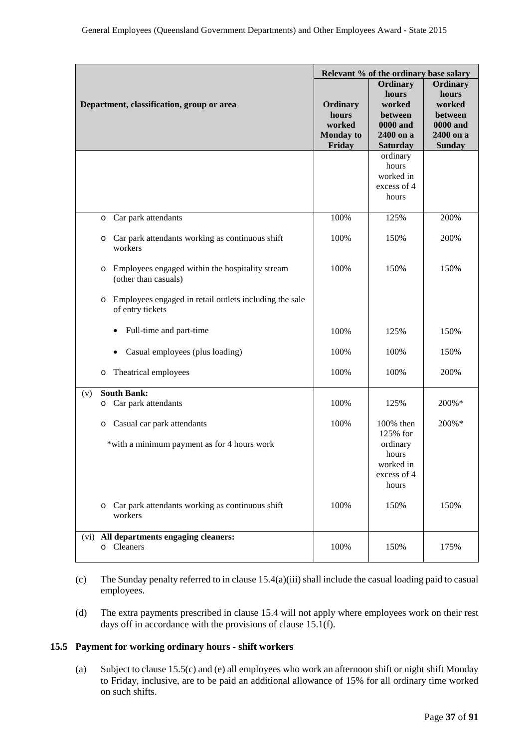| Department, classification, group or area | Relevant % of the ordinary base salary | | |
|---|---|---|---|
| | Ordinary hours worked Monday to Friday | Ordinary hours worked between 0000 and 2400 on a Saturday | Ordinary hours worked between 0000 and 2400 on a Sunday |
| | | ordinary hours worked in excess of 4 hours | |
| o Car park attendants | 100% | 125% | 200% |
| o Car park attendants working as continuous shift workers | 100% | 150% | 200% |
| o Employees engaged within the hospitality stream (other than casuals) | 100% | 150% | 150% |
| o Employees engaged in retail outlets including the sale of entry tickets | | | |
| • Full-time and part-time | 100% | 125% | 150% |
| • Casual employees (plus loading) | 100% | 100% | 150% |
| o Theatrical employees | 100% | 100% | 200% |
| (v) **South Bank:** o Car park attendants | 100% | 125% | 200%* |
| o Casual car park attendants *with a minimum payment as for 4 hours work | 100% | 100% then 125% for ordinary hours worked in excess of 4 hours | 200%* |
| o Car park attendants working as continuous shift workers | 100% | 150% | 150% |
| (vi) **All departments engaging cleaners:** o Cleaners | 100% | 150% | 175% |

(c) The Sunday penalty referred to in clause 15.4(a)(iii) shall include the casual loading paid to casual employees.

(d) The extra payments prescribed in clause 15.4 will not apply where employees work on their rest days off in accordance with the provisions of clause 15.1(f).

### 15.5 Payment for working ordinary hours - shift workers

(a) Subject to clause 15.5(c) and (e) all employees who work an afternoon shift or night shift Monday to Friday, inclusive, are to be paid an additional allowance of 15% for all ordinary time worked on such shifts.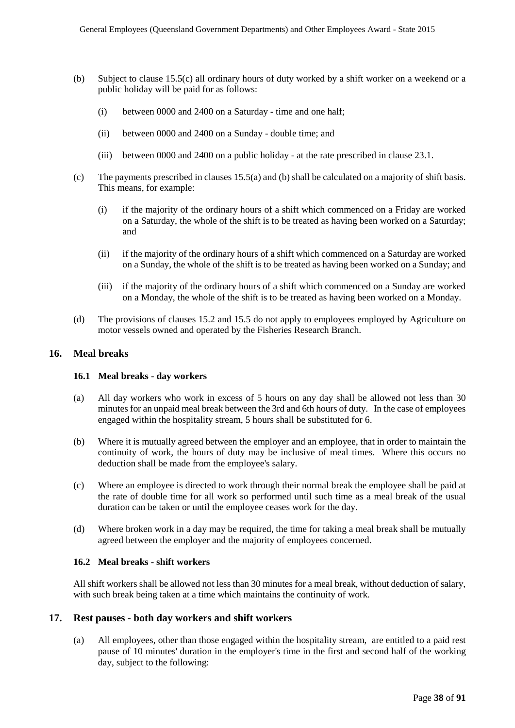(b) Subject to clause 15.5(c) all ordinary hours of duty worked by a shift worker on a weekend or a public holiday will be paid for as follows:

    (i) between 0000 and 2400 on a Saturday - time and one half;

    (ii) between 0000 and 2400 on a Sunday - double time; and

    (iii) between 0000 and 2400 on a public holiday - at the rate prescribed in clause 23.1.

(c) The payments prescribed in clauses 15.5(a) and (b) shall be calculated on a majority of shift basis. This means, for example:

    (i) if the majority of the ordinary hours of a shift which commenced on a Friday are worked on a Saturday, the whole of the shift is to be treated as having been worked on a Saturday; and

    (ii) if the majority of the ordinary hours of a shift which commenced on a Saturday are worked on a Sunday, the whole of the shift is to be treated as having been worked on a Sunday; and

    (iii) if the majority of the ordinary hours of a shift which commenced on a Sunday are worked on a Monday, the whole of the shift is to be treated as having been worked on a Monday.

(d) The provisions of clauses 15.2 and 15.5 do not apply to employees employed by Agriculture on motor vessels owned and operated by the Fisheries Research Branch.

## 16. Meal breaks

### 16.1 Meal breaks - day workers

(a) All day workers who work in excess of 5 hours on any day shall be allowed not less than 30 minutes for an unpaid meal break between the 3rd and 6th hours of duty. In the case of employees engaged within the hospitality stream, 5 hours shall be substituted for 6.

(b) Where it is mutually agreed between the employer and an employee, that in order to maintain the continuity of work, the hours of duty may be inclusive of meal times. Where this occurs no deduction shall be made from the employee's salary.

(c) Where an employee is directed to work through their normal break the employee shall be paid at the rate of double time for all work so performed until such time as a meal break of the usual duration can be taken or until the employee ceases work for the day.

(d) Where broken work in a day may be required, the time for taking a meal break shall be mutually agreed between the employer and the majority of employees concerned.

### 16.2 Meal breaks - shift workers

All shift workers shall be allowed not less than 30 minutes for a meal break, without deduction of salary, with such break being taken at a time which maintains the continuity of work.

## 17. Rest pauses - both day workers and shift workers

(a) All employees, other than those engaged within the hospitality stream, are entitled to a paid rest pause of 10 minutes' duration in the employer's time in the first and second half of the working day, subject to the following: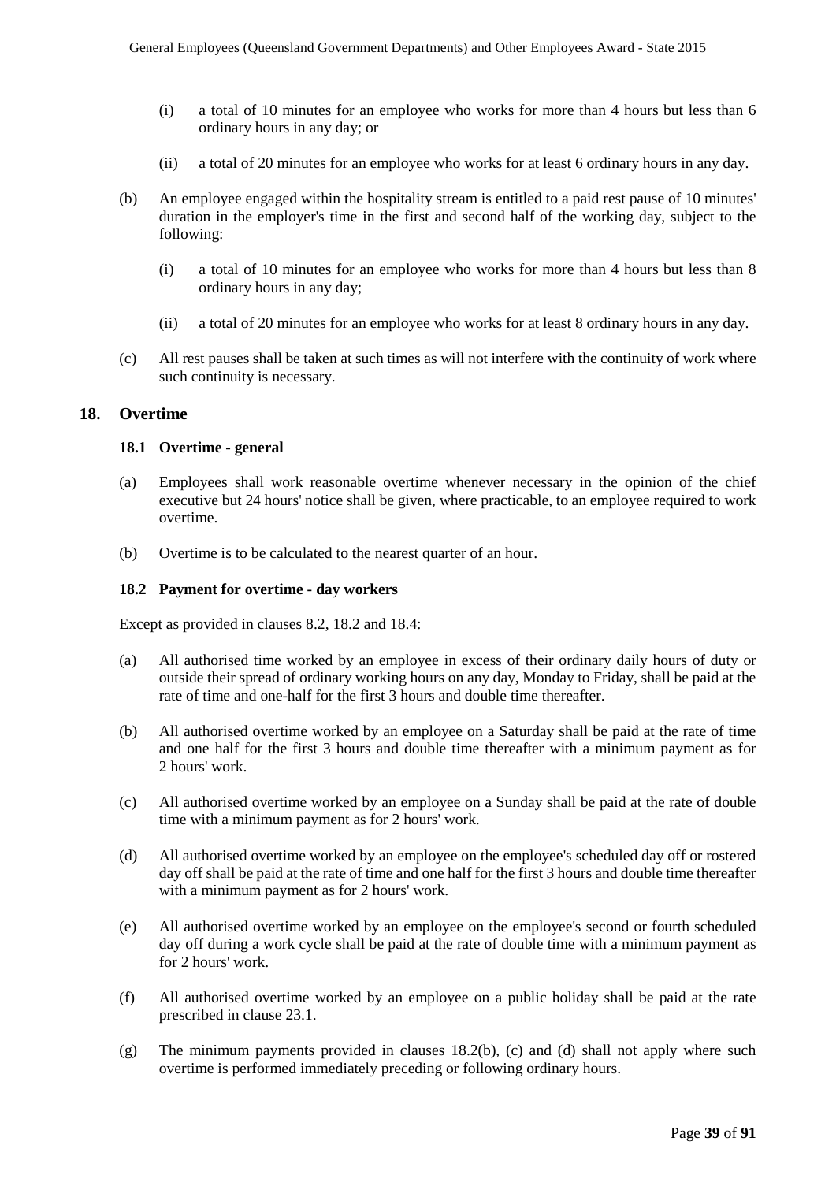(i) a total of 10 minutes for an employee who works for more than 4 hours but less than 6 ordinary hours in any day; or

(ii) a total of 20 minutes for an employee who works for at least 6 ordinary hours in any day.

(b) An employee engaged within the hospitality stream is entitled to a paid rest pause of 10 minutes' duration in the employer's time in the first and second half of the working day, subject to the following:

(i) a total of 10 minutes for an employee who works for more than 4 hours but less than 8 ordinary hours in any day;

(ii) a total of 20 minutes for an employee who works for at least 8 ordinary hours in any day.

(c) All rest pauses shall be taken at such times as will not interfere with the continuity of work where such continuity is necessary.

## 18. Overtime

### 18.1 Overtime - general

(a) Employees shall work reasonable overtime whenever necessary in the opinion of the chief executive but 24 hours' notice shall be given, where practicable, to an employee required to work overtime.

(b) Overtime is to be calculated to the nearest quarter of an hour.

### 18.2 Payment for overtime - day workers

Except as provided in clauses 8.2, 18.2 and 18.4:

(a) All authorised time worked by an employee in excess of their ordinary daily hours of duty or outside their spread of ordinary working hours on any day, Monday to Friday, shall be paid at the rate of time and one-half for the first 3 hours and double time thereafter.

(b) All authorised overtime worked by an employee on a Saturday shall be paid at the rate of time and one half for the first 3 hours and double time thereafter with a minimum payment as for 2 hours' work.

(c) All authorised overtime worked by an employee on a Sunday shall be paid at the rate of double time with a minimum payment as for 2 hours' work.

(d) All authorised overtime worked by an employee on the employee's scheduled day off or rostered day off shall be paid at the rate of time and one half for the first 3 hours and double time thereafter with a minimum payment as for 2 hours' work.

(e) All authorised overtime worked by an employee on the employee's second or fourth scheduled day off during a work cycle shall be paid at the rate of double time with a minimum payment as for 2 hours' work.

(f) All authorised overtime worked by an employee on a public holiday shall be paid at the rate prescribed in clause 23.1.

(g) The minimum payments provided in clauses 18.2(b), (c) and (d) shall not apply where such overtime is performed immediately preceding or following ordinary hours.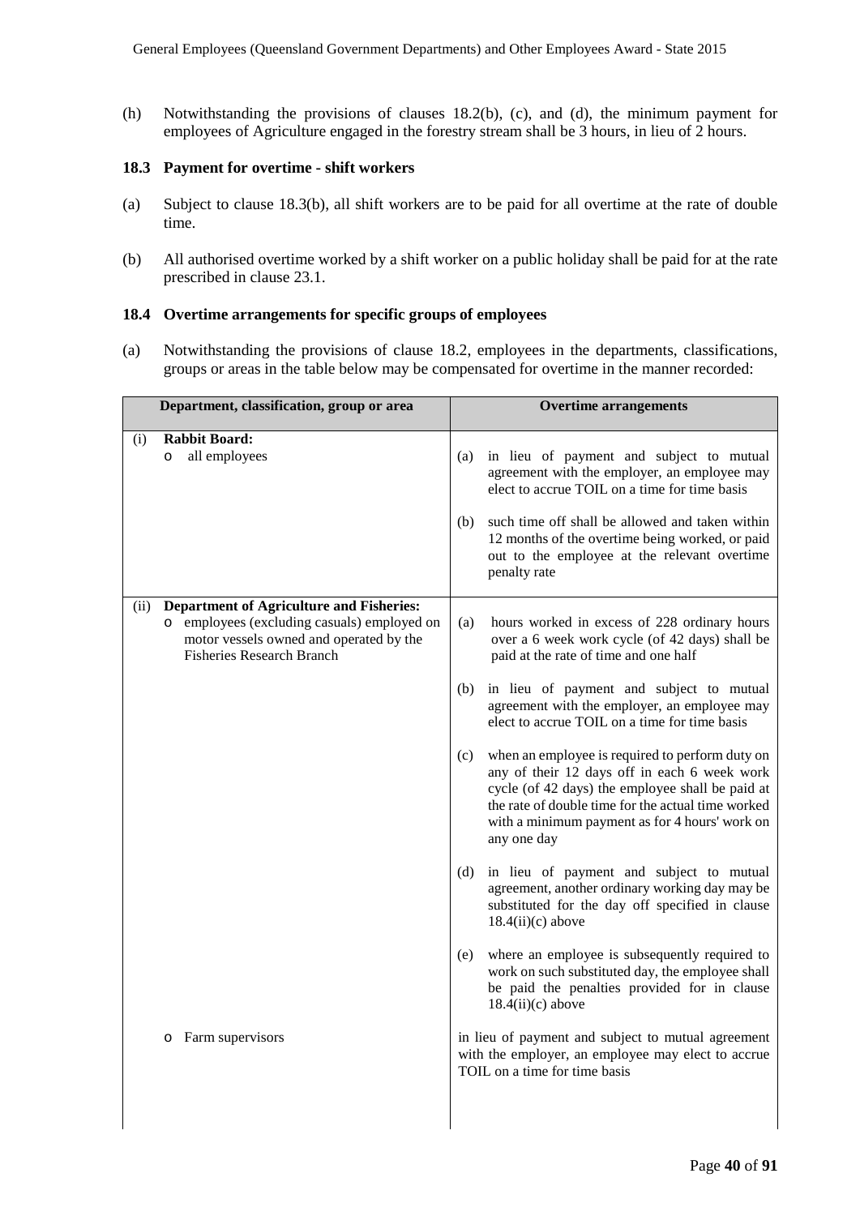(h) Notwithstanding the provisions of clauses 18.2(b), (c), and (d), the minimum payment for employees of Agriculture engaged in the forestry stream shall be 3 hours, in lieu of 2 hours.

### 18.3 Payment for overtime - shift workers

(a) Subject to clause 18.3(b), all shift workers are to be paid for all overtime at the rate of double time.

(b) All authorised overtime worked by a shift worker on a public holiday shall be paid for at the rate prescribed in clause 23.1.

### 18.4 Overtime arrangements for specific groups of employees

(a) Notwithstanding the provisions of clause 18.2, employees in the departments, classifications, groups or areas in the table below may be compensated for overtime in the manner recorded:

| Department, classification, group or area | Overtime arrangements |
|---|---|
| (i) **Rabbit Board:**<br>o all employees | (a) in lieu of payment and subject to mutual agreement with the employer, an employee may elect to accrue TOIL on a time for time basis<br><br>(b) such time off shall be allowed and taken within 12 months of the overtime being worked, or paid out to the employee at the relevant overtime penalty rate |
| (ii) **Department of Agriculture and Fisheries:**<br>o employees (excluding casuals) employed on motor vessels owned and operated by the Fisheries Research Branch | (a) hours worked in excess of 228 ordinary hours over a 6 week work cycle (of 42 days) shall be paid at the rate of time and one half<br><br>(b) in lieu of payment and subject to mutual agreement with the employer, an employee may elect to accrue TOIL on a time for time basis<br><br>(c) when an employee is required to perform duty on any of their 12 days off in each 6 week work cycle (of 42 days) the employee shall be paid at the rate of double time for the actual time worked with a minimum payment as for 4 hours' work on any one day<br><br>(d) in lieu of payment and subject to mutual agreement, another ordinary working day may be substituted for the day off specified in clause 18.4(ii)(c) above<br><br>(e) where an employee is subsequently required to work on such substituted day, the employee shall be paid the penalties provided for in clause 18.4(ii)(c) above |
| o Farm supervisors | in lieu of payment and subject to mutual agreement with the employer, an employee may elect to accrue TOIL on a time for time basis |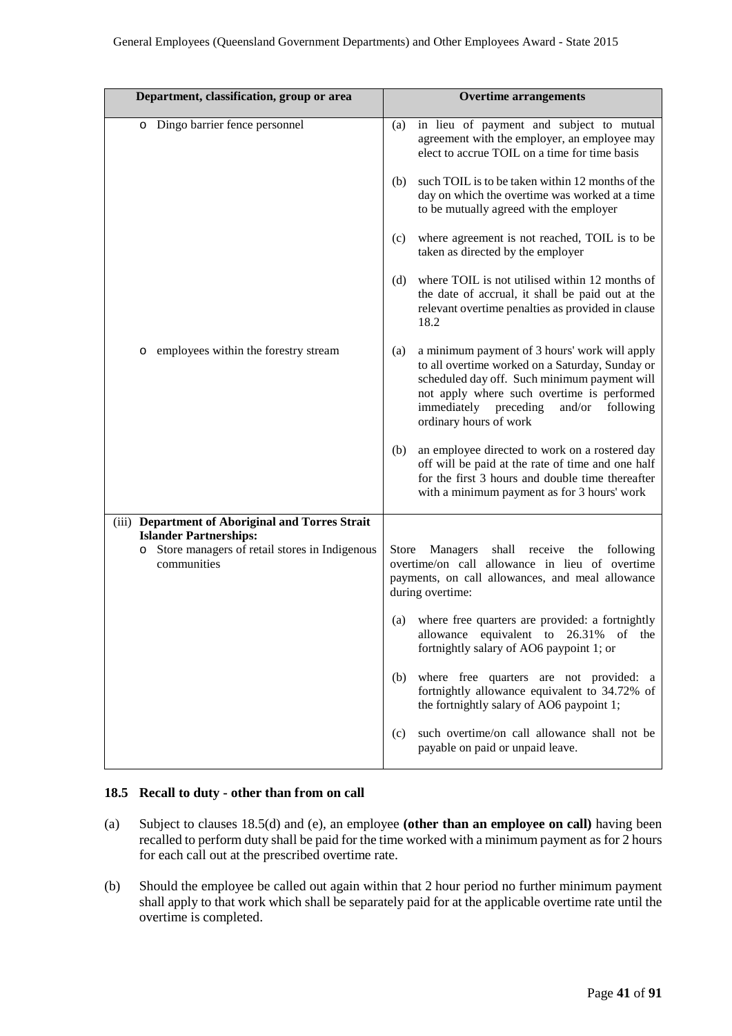| Department, classification, group or area | Overtime arrangements |
|---|---|
| o Dingo barrier fence personnel | (a) in lieu of payment and subject to mutual agreement with the employer, an employee may elect to accrue TOIL on a time for time basis<br><br>(b) such TOIL is to be taken within 12 months of the day on which the overtime was worked at a time to be mutually agreed with the employer<br><br>(c) where agreement is not reached, TOIL is to be taken as directed by the employer<br><br>(d) where TOIL is not utilised within 12 months of the date of accrual, it shall be paid out at the relevant overtime penalties as provided in clause 18.2 |
| o employees within the forestry stream | (a) a minimum payment of 3 hours' work will apply to all overtime worked on a Saturday, Sunday or scheduled day off. Such minimum payment will not apply where such overtime is performed immediately preceding and/or following ordinary hours of work<br><br>(b) an employee directed to work on a rostered day off will be paid at the rate of time and one half for the first 3 hours and double time thereafter with a minimum payment as for 3 hours' work |
| (iii) **Department of Aboriginal and Torres Strait Islander Partnerships:**<br>o Store managers of retail stores in Indigenous communities | Store Managers shall receive the following overtime/on call allowance in lieu of overtime payments, on call allowances, and meal allowance during overtime:<br><br>(a) where free quarters are provided: a fortnightly allowance equivalent to 26.31% of the fortnightly salary of AO6 paypoint 1; or<br><br>(b) where free quarters are not provided: a fortnightly allowance equivalent to 34.72% of the fortnightly salary of AO6 paypoint 1;<br><br>(c) such overtime/on call allowance shall not be payable on paid or unpaid leave. |

### 18.5 Recall to duty - other than from on call

(a) Subject to clauses 18.5(d) and (e), an employee **(other than an employee on call)** having been recalled to perform duty shall be paid for the time worked with a minimum payment as for 2 hours for each call out at the prescribed overtime rate.

(b) Should the employee be called out again within that 2 hour period no further minimum payment shall apply to that work which shall be separately paid for at the applicable overtime rate until the overtime is completed.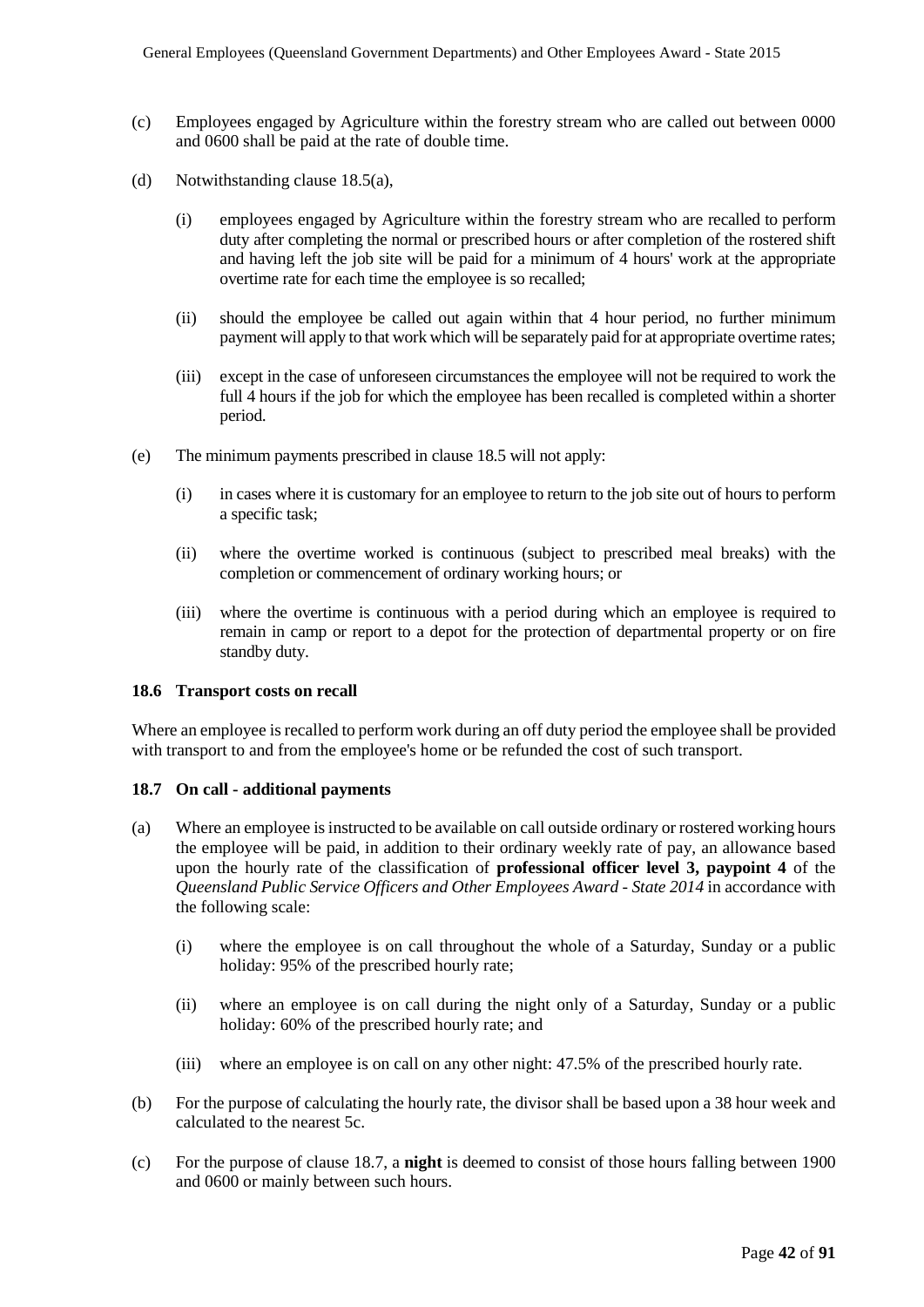(c) Employees engaged by Agriculture within the forestry stream who are called out between 0000 and 0600 shall be paid at the rate of double time.

(d) Notwithstanding clause 18.5(a),

  (i) employees engaged by Agriculture within the forestry stream who are recalled to perform duty after completing the normal or prescribed hours or after completion of the rostered shift and having left the job site will be paid for a minimum of 4 hours' work at the appropriate overtime rate for each time the employee is so recalled;

  (ii) should the employee be called out again within that 4 hour period, no further minimum payment will apply to that work which will be separately paid for at appropriate overtime rates;

  (iii) except in the case of unforeseen circumstances the employee will not be required to work the full 4 hours if the job for which the employee has been recalled is completed within a shorter period.

(e) The minimum payments prescribed in clause 18.5 will not apply:

  (i) in cases where it is customary for an employee to return to the job site out of hours to perform a specific task;

  (ii) where the overtime worked is continuous (subject to prescribed meal breaks) with the completion or commencement of ordinary working hours; or

  (iii) where the overtime is continuous with a period during which an employee is required to remain in camp or report to a depot for the protection of departmental property or on fire standby duty.

**18.6 Transport costs on recall**

Where an employee is recalled to perform work during an off duty period the employee shall be provided with transport to and from the employee's home or be refunded the cost of such transport.

**18.7 On call - additional payments**

(a) Where an employee is instructed to be available on call outside ordinary or rostered working hours the employee will be paid, in addition to their ordinary weekly rate of pay, an allowance based upon the hourly rate of the classification of **professional officer level 3, paypoint 4** of the *Queensland Public Service Officers and Other Employees Award - State 2014* in accordance with the following scale:

  (i) where the employee is on call throughout the whole of a Saturday, Sunday or a public holiday: 95% of the prescribed hourly rate;

  (ii) where an employee is on call during the night only of a Saturday, Sunday or a public holiday: 60% of the prescribed hourly rate; and

  (iii) where an employee is on call on any other night: 47.5% of the prescribed hourly rate.

(b) For the purpose of calculating the hourly rate, the divisor shall be based upon a 38 hour week and calculated to the nearest 5c.

(c) For the purpose of clause 18.7, a **night** is deemed to consist of those hours falling between 1900 and 0600 or mainly between such hours.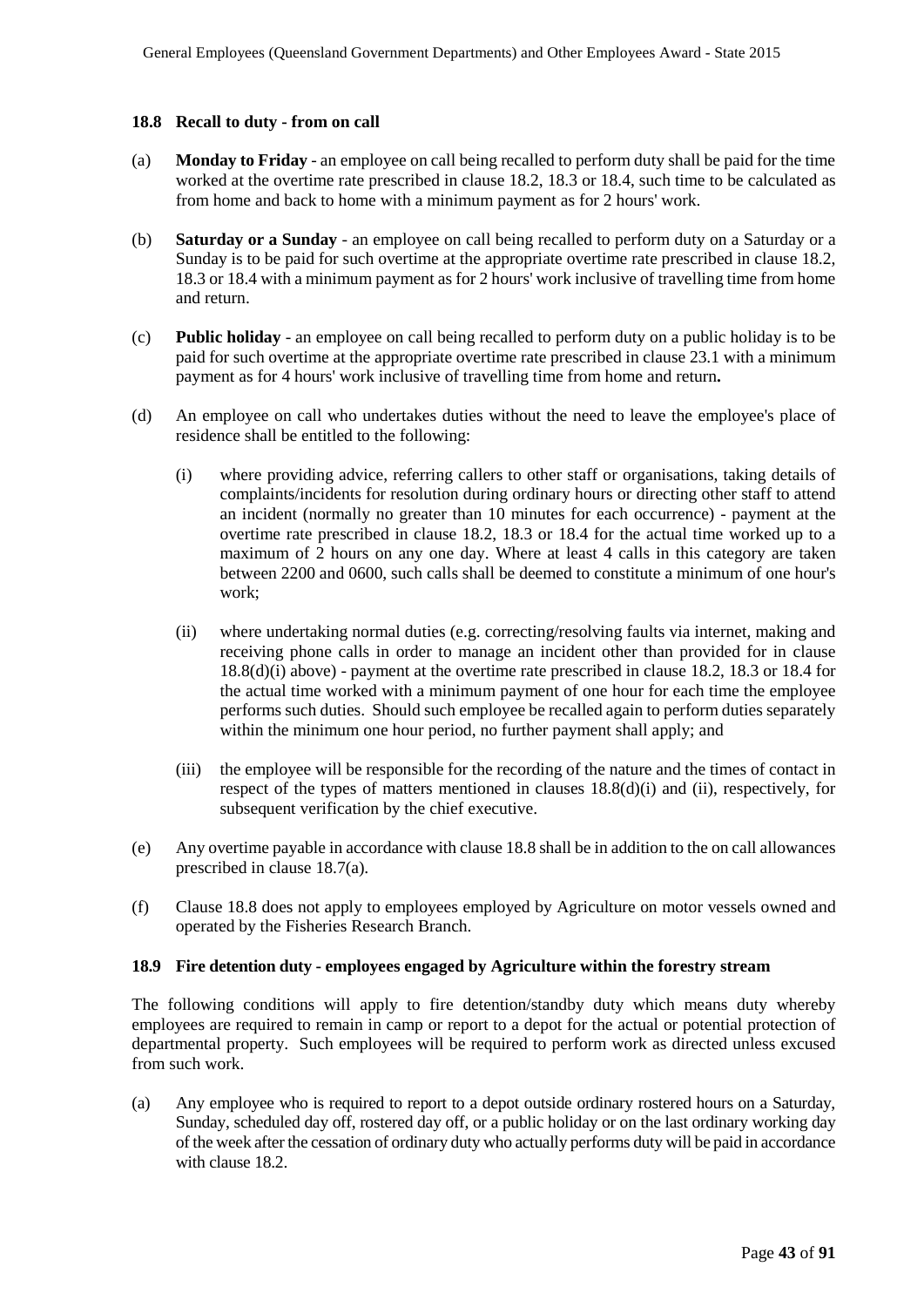### 18.8 Recall to duty - from on call

(a) **Monday to Friday** - an employee on call being recalled to perform duty shall be paid for the time worked at the overtime rate prescribed in clause 18.2, 18.3 or 18.4, such time to be calculated as from home and back to home with a minimum payment as for 2 hours' work.

(b) **Saturday or a Sunday** - an employee on call being recalled to perform duty on a Saturday or a Sunday is to be paid for such overtime at the appropriate overtime rate prescribed in clause 18.2, 18.3 or 18.4 with a minimum payment as for 2 hours' work inclusive of travelling time from home and return.

(c) **Public holiday** - an employee on call being recalled to perform duty on a public holiday is to be paid for such overtime at the appropriate overtime rate prescribed in clause 23.1 with a minimum payment as for 4 hours' work inclusive of travelling time from home and return**.**

(d) An employee on call who undertakes duties without the need to leave the employee's place of residence shall be entitled to the following:

   (i) where providing advice, referring callers to other staff or organisations, taking details of complaints/incidents for resolution during ordinary hours or directing other staff to attend an incident (normally no greater than 10 minutes for each occurrence) - payment at the overtime rate prescribed in clause 18.2, 18.3 or 18.4 for the actual time worked up to a maximum of 2 hours on any one day. Where at least 4 calls in this category are taken between 2200 and 0600, such calls shall be deemed to constitute a minimum of one hour's work;

   (ii) where undertaking normal duties (e.g. correcting/resolving faults via internet, making and receiving phone calls in order to manage an incident other than provided for in clause 18.8(d)(i) above) - payment at the overtime rate prescribed in clause 18.2, 18.3 or 18.4 for the actual time worked with a minimum payment of one hour for each time the employee performs such duties. Should such employee be recalled again to perform duties separately within the minimum one hour period, no further payment shall apply; and

   (iii) the employee will be responsible for the recording of the nature and the times of contact in respect of the types of matters mentioned in clauses 18.8(d)(i) and (ii), respectively, for subsequent verification by the chief executive.

(e) Any overtime payable in accordance with clause 18.8 shall be in addition to the on call allowances prescribed in clause 18.7(a).

(f) Clause 18.8 does not apply to employees employed by Agriculture on motor vessels owned and operated by the Fisheries Research Branch.

### 18.9 Fire detention duty - employees engaged by Agriculture within the forestry stream

The following conditions will apply to fire detention/standby duty which means duty whereby employees are required to remain in camp or report to a depot for the actual or potential protection of departmental property. Such employees will be required to perform work as directed unless excused from such work.

(a) Any employee who is required to report to a depot outside ordinary rostered hours on a Saturday, Sunday, scheduled day off, rostered day off, or a public holiday or on the last ordinary working day of the week after the cessation of ordinary duty who actually performs duty will be paid in accordance with clause 18.2.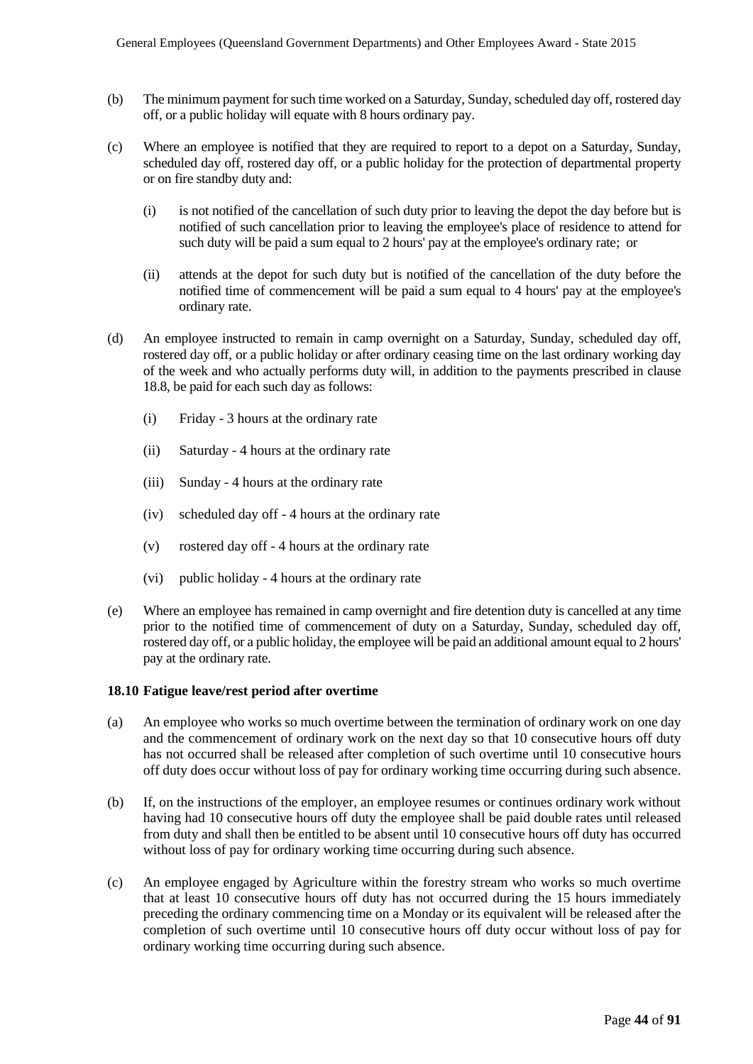(b) The minimum payment for such time worked on a Saturday, Sunday, scheduled day off, rostered day off, or a public holiday will equate with 8 hours ordinary pay.

(c) Where an employee is notified that they are required to report to a depot on a Saturday, Sunday, scheduled day off, rostered day off, or a public holiday for the protection of departmental property or on fire standby duty and:

  (i) is not notified of the cancellation of such duty prior to leaving the depot the day before but is notified of such cancellation prior to leaving the employee's place of residence to attend for such duty will be paid a sum equal to 2 hours' pay at the employee's ordinary rate; or

  (ii) attends at the depot for such duty but is notified of the cancellation of the duty before the notified time of commencement will be paid a sum equal to 4 hours' pay at the employee's ordinary rate.

(d) An employee instructed to remain in camp overnight on a Saturday, Sunday, scheduled day off, rostered day off, or a public holiday or after ordinary ceasing time on the last ordinary working day of the week and who actually performs duty will, in addition to the payments prescribed in clause 18.8, be paid for each such day as follows:

  (i) Friday - 3 hours at the ordinary rate

  (ii) Saturday - 4 hours at the ordinary rate

  (iii) Sunday - 4 hours at the ordinary rate

  (iv) scheduled day off - 4 hours at the ordinary rate

  (v) rostered day off - 4 hours at the ordinary rate

  (vi) public holiday - 4 hours at the ordinary rate

(e) Where an employee has remained in camp overnight and fire detention duty is cancelled at any time prior to the notified time of commencement of duty on a Saturday, Sunday, scheduled day off, rostered day off, or a public holiday, the employee will be paid an additional amount equal to 2 hours' pay at the ordinary rate.

### 18.10 Fatigue leave/rest period after overtime

(a) An employee who works so much overtime between the termination of ordinary work on one day and the commencement of ordinary work on the next day so that 10 consecutive hours off duty has not occurred shall be released after completion of such overtime until 10 consecutive hours off duty does occur without loss of pay for ordinary working time occurring during such absence.

(b) If, on the instructions of the employer, an employee resumes or continues ordinary work without having had 10 consecutive hours off duty the employee shall be paid double rates until released from duty and shall then be entitled to be absent until 10 consecutive hours off duty has occurred without loss of pay for ordinary working time occurring during such absence.

(c) An employee engaged by Agriculture within the forestry stream who works so much overtime that at least 10 consecutive hours off duty has not occurred during the 15 hours immediately preceding the ordinary commencing time on a Monday or its equivalent will be released after the completion of such overtime until 10 consecutive hours off duty occur without loss of pay for ordinary working time occurring during such absence.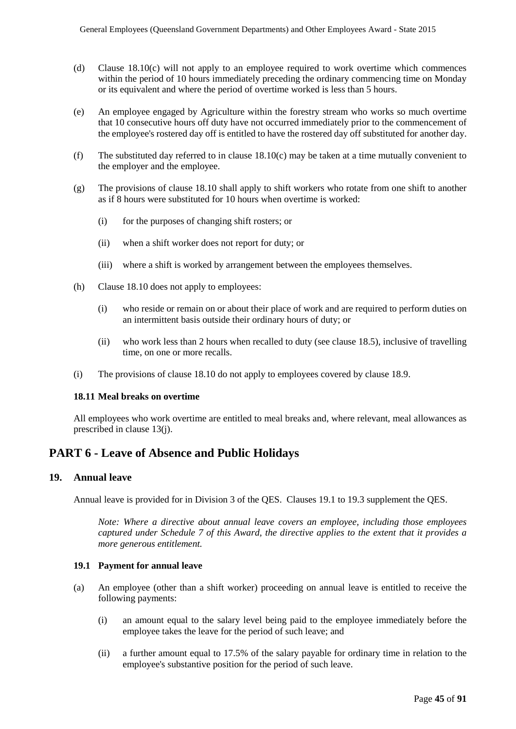(d) Clause 18.10(c) will not apply to an employee required to work overtime which commences within the period of 10 hours immediately preceding the ordinary commencing time on Monday or its equivalent and where the period of overtime worked is less than 5 hours.

(e) An employee engaged by Agriculture within the forestry stream who works so much overtime that 10 consecutive hours off duty have not occurred immediately prior to the commencement of the employee's rostered day off is entitled to have the rostered day off substituted for another day.

(f) The substituted day referred to in clause 18.10(c) may be taken at a time mutually convenient to the employer and the employee.

(g) The provisions of clause 18.10 shall apply to shift workers who rotate from one shift to another as if 8 hours were substituted for 10 hours when overtime is worked:

  (i) for the purposes of changing shift rosters; or

  (ii) when a shift worker does not report for duty; or

  (iii) where a shift is worked by arrangement between the employees themselves.

(h) Clause 18.10 does not apply to employees:

  (i) who reside or remain on or about their place of work and are required to perform duties on an intermittent basis outside their ordinary hours of duty; or

  (ii) who work less than 2 hours when recalled to duty (see clause 18.5), inclusive of travelling time, on one or more recalls.

(i) The provisions of clause 18.10 do not apply to employees covered by clause 18.9.

#### 18.11 Meal breaks on overtime

All employees who work overtime are entitled to meal breaks and, where relevant, meal allowances as prescribed in clause 13(j).

# PART 6 - Leave of Absence and Public Holidays

## 19. Annual leave

Annual leave is provided for in Division 3 of the QES. Clauses 19.1 to 19.3 supplement the QES.

*Note: Where a directive about annual leave covers an employee, including those employees captured under Schedule 7 of this Award, the directive applies to the extent that it provides a more generous entitlement.*

#### 19.1 Payment for annual leave

(a) An employee (other than a shift worker) proceeding on annual leave is entitled to receive the following payments:

  (i) an amount equal to the salary level being paid to the employee immediately before the employee takes the leave for the period of such leave; and

  (ii) a further amount equal to 17.5% of the salary payable for ordinary time in relation to the employee's substantive position for the period of such leave.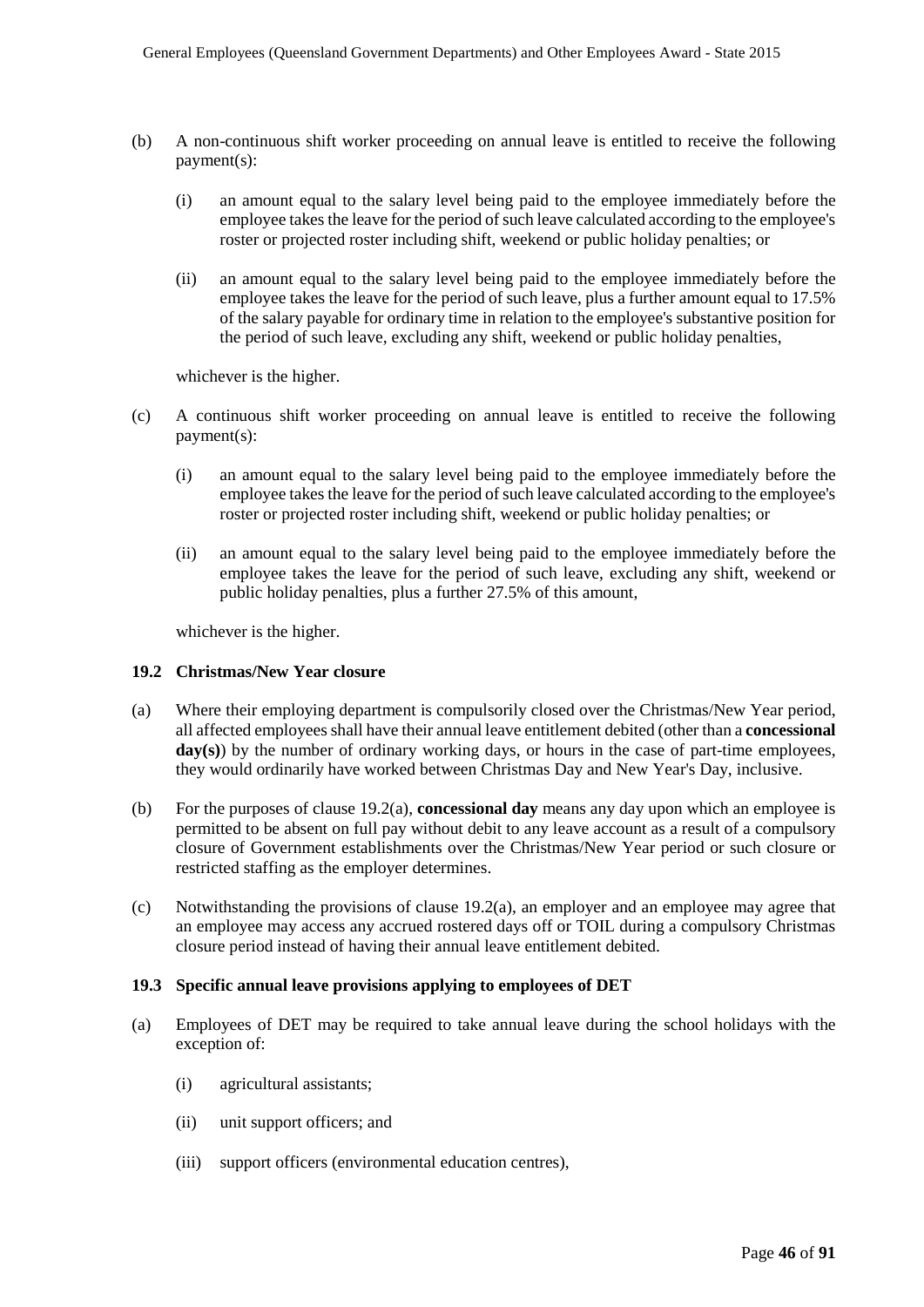(b) A non-continuous shift worker proceeding on annual leave is entitled to receive the following payment(s):

   (i) an amount equal to the salary level being paid to the employee immediately before the employee takes the leave for the period of such leave calculated according to the employee's roster or projected roster including shift, weekend or public holiday penalties; or

   (ii) an amount equal to the salary level being paid to the employee immediately before the employee takes the leave for the period of such leave, plus a further amount equal to 17.5% of the salary payable for ordinary time in relation to the employee's substantive position for the period of such leave, excluding any shift, weekend or public holiday penalties,

   whichever is the higher.

(c) A continuous shift worker proceeding on annual leave is entitled to receive the following payment(s):

   (i) an amount equal to the salary level being paid to the employee immediately before the employee takes the leave for the period of such leave calculated according to the employee's roster or projected roster including shift, weekend or public holiday penalties; or

   (ii) an amount equal to the salary level being paid to the employee immediately before the employee takes the leave for the period of such leave, excluding any shift, weekend or public holiday penalties, plus a further 27.5% of this amount,

   whichever is the higher.

**19.2 Christmas/New Year closure**

(a) Where their employing department is compulsorily closed over the Christmas/New Year period, all affected employees shall have their annual leave entitlement debited (other than a **concessional day(s)**) by the number of ordinary working days, or hours in the case of part-time employees, they would ordinarily have worked between Christmas Day and New Year's Day, inclusive.

(b) For the purposes of clause 19.2(a), **concessional day** means any day upon which an employee is permitted to be absent on full pay without debit to any leave account as a result of a compulsory closure of Government establishments over the Christmas/New Year period or such closure or restricted staffing as the employer determines.

(c) Notwithstanding the provisions of clause 19.2(a), an employer and an employee may agree that an employee may access any accrued rostered days off or TOIL during a compulsory Christmas closure period instead of having their annual leave entitlement debited.

**19.3 Specific annual leave provisions applying to employees of DET**

(a) Employees of DET may be required to take annual leave during the school holidays with the exception of:

   (i) agricultural assistants;

   (ii) unit support officers; and

   (iii) support officers (environmental education centres),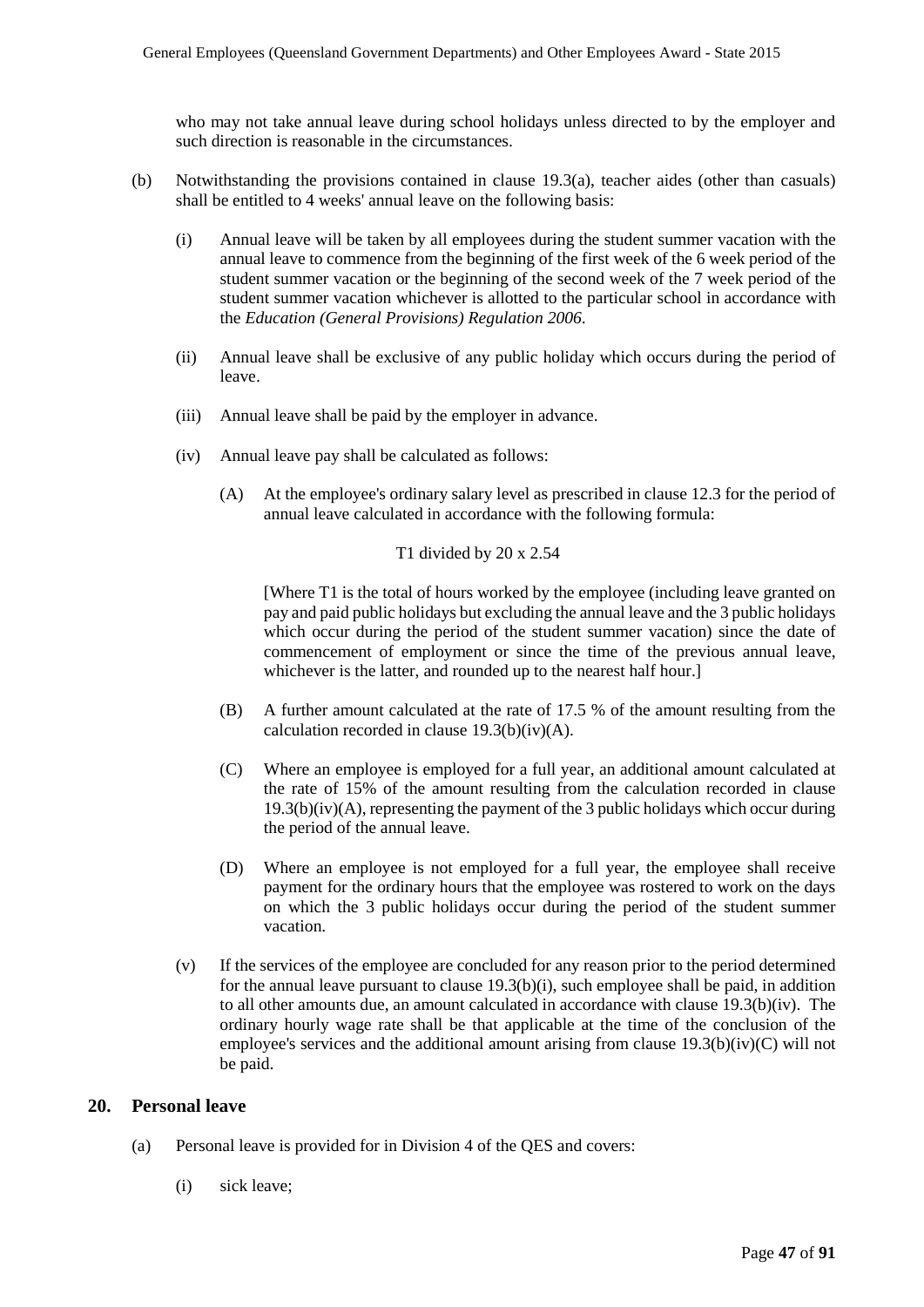who may not take annual leave during school holidays unless directed to by the employer and such direction is reasonable in the circumstances.

(b) Notwithstanding the provisions contained in clause 19.3(a), teacher aides (other than casuals) shall be entitled to 4 weeks' annual leave on the following basis:

(i) Annual leave will be taken by all employees during the student summer vacation with the annual leave to commence from the beginning of the first week of the 6 week period of the student summer vacation or the beginning of the second week of the 7 week period of the student summer vacation whichever is allotted to the particular school in accordance with the *Education (General Provisions) Regulation 2006*.

(ii) Annual leave shall be exclusive of any public holiday which occurs during the period of leave.

(iii) Annual leave shall be paid by the employer in advance.

(iv) Annual leave pay shall be calculated as follows:

(A) At the employee's ordinary salary level as prescribed in clause 12.3 for the period of annual leave calculated in accordance with the following formula:

T1 divided by 20 x 2.54

[Where T1 is the total of hours worked by the employee (including leave granted on pay and paid public holidays but excluding the annual leave and the 3 public holidays which occur during the period of the student summer vacation) since the date of commencement of employment or since the time of the previous annual leave, whichever is the latter, and rounded up to the nearest half hour.]

(B) A further amount calculated at the rate of 17.5 % of the amount resulting from the calculation recorded in clause 19.3(b)(iv)(A).

(C) Where an employee is employed for a full year, an additional amount calculated at the rate of 15% of the amount resulting from the calculation recorded in clause 19.3(b)(iv)(A), representing the payment of the 3 public holidays which occur during the period of the annual leave.

(D) Where an employee is not employed for a full year, the employee shall receive payment for the ordinary hours that the employee was rostered to work on the days on which the 3 public holidays occur during the period of the student summer vacation.

(v) If the services of the employee are concluded for any reason prior to the period determined for the annual leave pursuant to clause 19.3(b)(i), such employee shall be paid, in addition to all other amounts due, an amount calculated in accordance with clause 19.3(b)(iv). The ordinary hourly wage rate shall be that applicable at the time of the conclusion of the employee's services and the additional amount arising from clause 19.3(b)(iv)(C) will not be paid.

## 20. Personal leave

(a) Personal leave is provided for in Division 4 of the QES and covers:

(i) sick leave;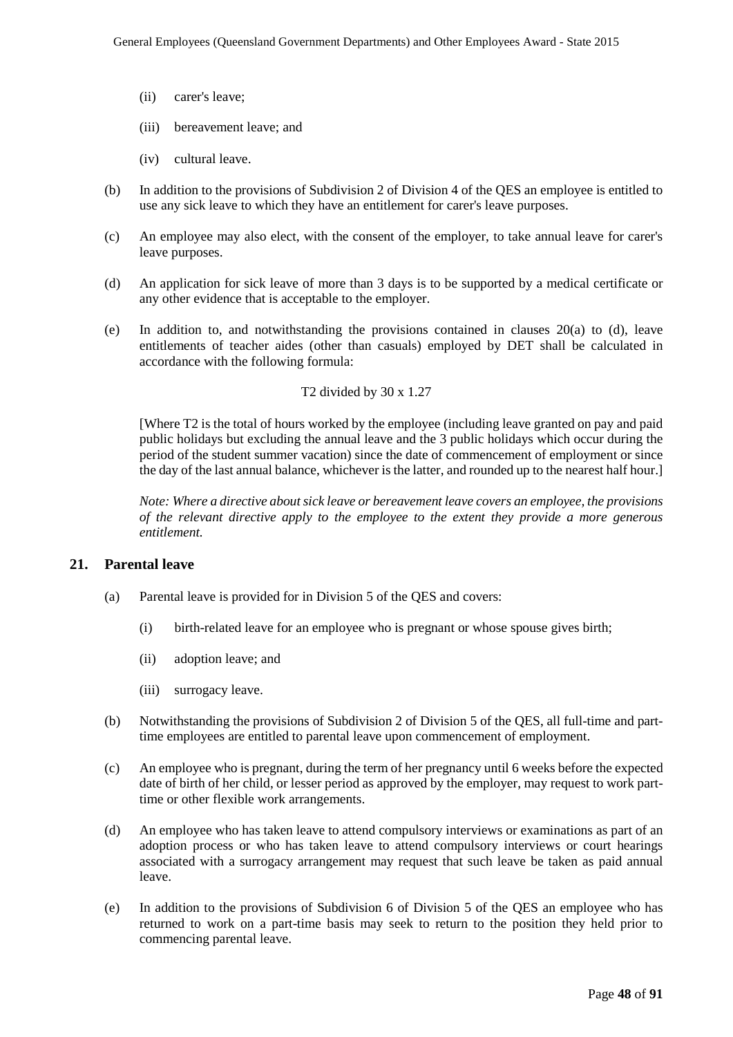(ii) carer's leave;

(iii) bereavement leave; and

(iv) cultural leave.

(b) In addition to the provisions of Subdivision 2 of Division 4 of the QES an employee is entitled to use any sick leave to which they have an entitlement for carer's leave purposes.

(c) An employee may also elect, with the consent of the employer, to take annual leave for carer's leave purposes.

(d) An application for sick leave of more than 3 days is to be supported by a medical certificate or any other evidence that is acceptable to the employer.

(e) In addition to, and notwithstanding the provisions contained in clauses 20(a) to (d), leave entitlements of teacher aides (other than casuals) employed by DET shall be calculated in accordance with the following formula:

T2 divided by 30 x 1.27

[Where T2 is the total of hours worked by the employee (including leave granted on pay and paid public holidays but excluding the annual leave and the 3 public holidays which occur during the period of the student summer vacation) since the date of commencement of employment or since the day of the last annual balance, whichever is the latter, and rounded up to the nearest half hour.]

*Note: Where a directive about sick leave or bereavement leave covers an employee, the provisions of the relevant directive apply to the employee to the extent they provide a more generous entitlement.*

## 21. Parental leave

(a) Parental leave is provided for in Division 5 of the QES and covers:

(i) birth-related leave for an employee who is pregnant or whose spouse gives birth;

(ii) adoption leave; and

(iii) surrogacy leave.

(b) Notwithstanding the provisions of Subdivision 2 of Division 5 of the QES, all full-time and part-time employees are entitled to parental leave upon commencement of employment.

(c) An employee who is pregnant, during the term of her pregnancy until 6 weeks before the expected date of birth of her child, or lesser period as approved by the employer, may request to work part-time or other flexible work arrangements.

(d) An employee who has taken leave to attend compulsory interviews or examinations as part of an adoption process or who has taken leave to attend compulsory interviews or court hearings associated with a surrogacy arrangement may request that such leave be taken as paid annual leave.

(e) In addition to the provisions of Subdivision 6 of Division 5 of the QES an employee who has returned to work on a part-time basis may seek to return to the position they held prior to commencing parental leave.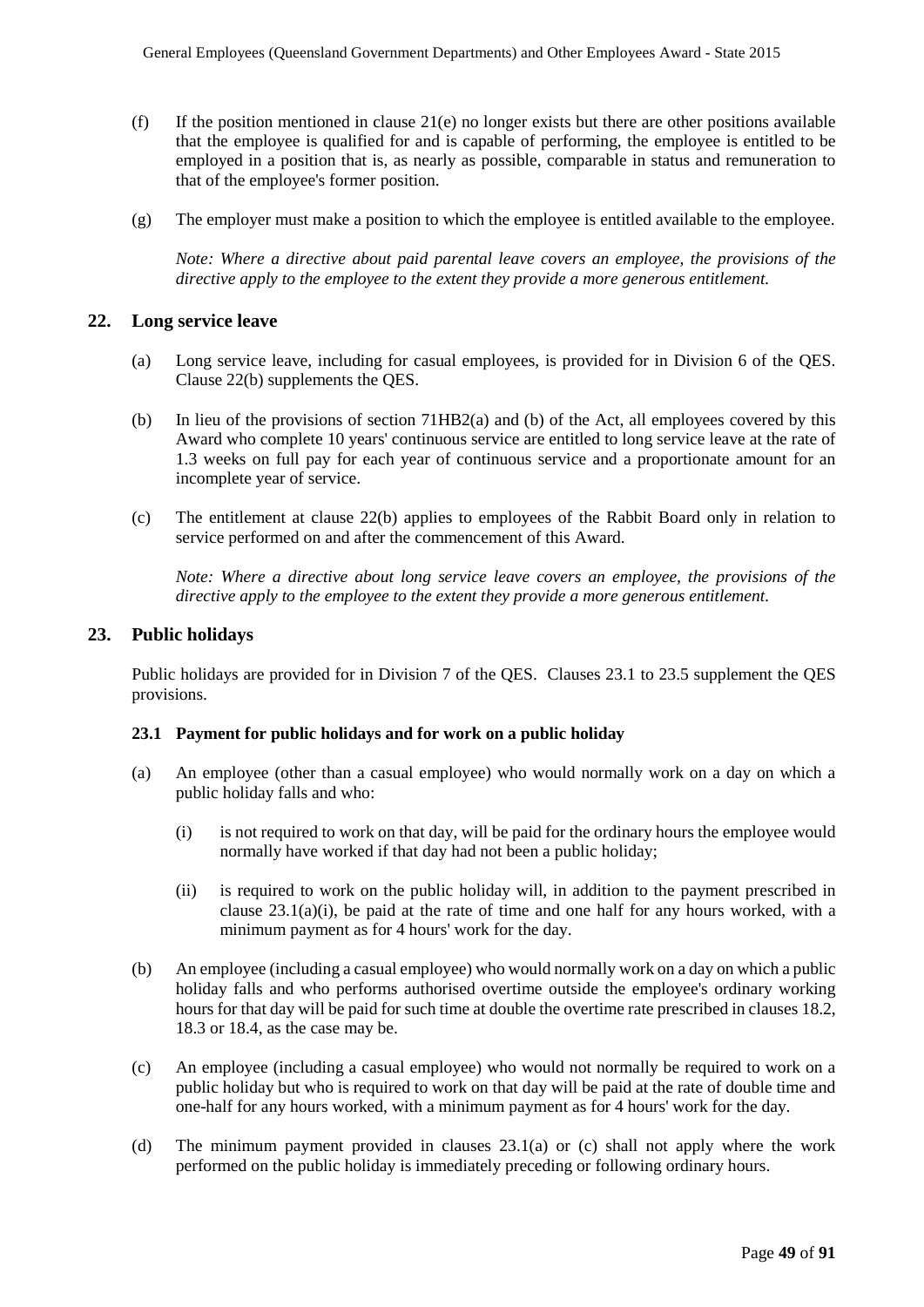(f) If the position mentioned in clause 21(e) no longer exists but there are other positions available that the employee is qualified for and is capable of performing, the employee is entitled to be employed in a position that is, as nearly as possible, comparable in status and remuneration to that of the employee's former position.

(g) The employer must make a position to which the employee is entitled available to the employee.

*Note: Where a directive about paid parental leave covers an employee, the provisions of the directive apply to the employee to the extent they provide a more generous entitlement.*

## 22. Long service leave

(a) Long service leave, including for casual employees, is provided for in Division 6 of the QES. Clause 22(b) supplements the QES.

(b) In lieu of the provisions of section 71HB2(a) and (b) of the Act, all employees covered by this Award who complete 10 years' continuous service are entitled to long service leave at the rate of 1.3 weeks on full pay for each year of continuous service and a proportionate amount for an incomplete year of service.

(c) The entitlement at clause 22(b) applies to employees of the Rabbit Board only in relation to service performed on and after the commencement of this Award.

*Note: Where a directive about long service leave covers an employee, the provisions of the directive apply to the employee to the extent they provide a more generous entitlement.*

## 23. Public holidays

Public holidays are provided for in Division 7 of the QES. Clauses 23.1 to 23.5 supplement the QES provisions.

### 23.1 Payment for public holidays and for work on a public holiday

(a) An employee (other than a casual employee) who would normally work on a day on which a public holiday falls and who:

(i) is not required to work on that day, will be paid for the ordinary hours the employee would normally have worked if that day had not been a public holiday;

(ii) is required to work on the public holiday will, in addition to the payment prescribed in clause 23.1(a)(i), be paid at the rate of time and one half for any hours worked, with a minimum payment as for 4 hours' work for the day.

(b) An employee (including a casual employee) who would normally work on a day on which a public holiday falls and who performs authorised overtime outside the employee's ordinary working hours for that day will be paid for such time at double the overtime rate prescribed in clauses 18.2, 18.3 or 18.4, as the case may be.

(c) An employee (including a casual employee) who would not normally be required to work on a public holiday but who is required to work on that day will be paid at the rate of double time and one-half for any hours worked, with a minimum payment as for 4 hours' work for the day.

(d) The minimum payment provided in clauses 23.1(a) or (c) shall not apply where the work performed on the public holiday is immediately preceding or following ordinary hours.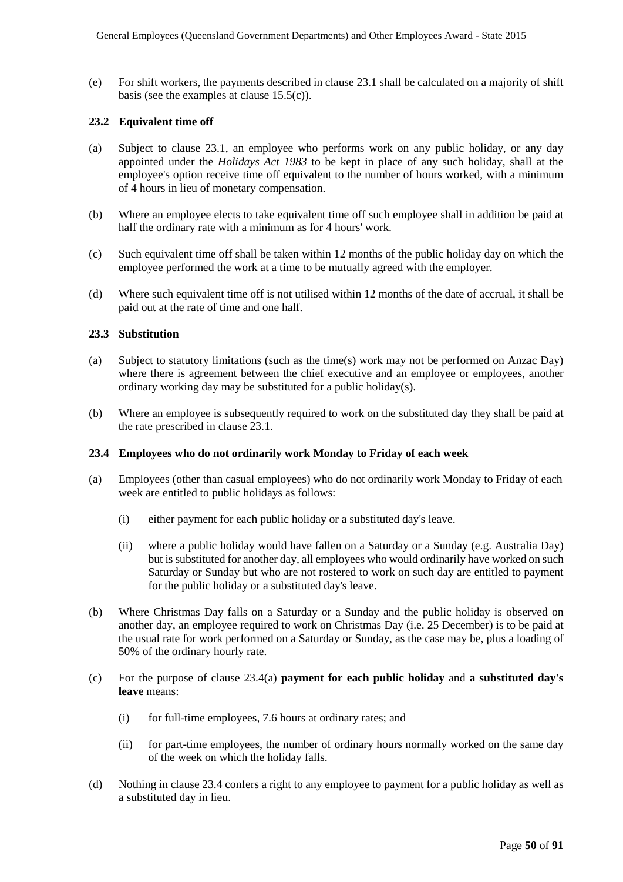(e) For shift workers, the payments described in clause 23.1 shall be calculated on a majority of shift basis (see the examples at clause 15.5(c)).

### 23.2 Equivalent time off

(a) Subject to clause 23.1, an employee who performs work on any public holiday, or any day appointed under the *Holidays Act 1983* to be kept in place of any such holiday, shall at the employee's option receive time off equivalent to the number of hours worked, with a minimum of 4 hours in lieu of monetary compensation.

(b) Where an employee elects to take equivalent time off such employee shall in addition be paid at half the ordinary rate with a minimum as for 4 hours' work.

(c) Such equivalent time off shall be taken within 12 months of the public holiday day on which the employee performed the work at a time to be mutually agreed with the employer.

(d) Where such equivalent time off is not utilised within 12 months of the date of accrual, it shall be paid out at the rate of time and one half.

### 23.3 Substitution

(a) Subject to statutory limitations (such as the time(s) work may not be performed on Anzac Day) where there is agreement between the chief executive and an employee or employees, another ordinary working day may be substituted for a public holiday(s).

(b) Where an employee is subsequently required to work on the substituted day they shall be paid at the rate prescribed in clause 23.1.

### 23.4 Employees who do not ordinarily work Monday to Friday of each week

(a) Employees (other than casual employees) who do not ordinarily work Monday to Friday of each week are entitled to public holidays as follows:

  (i) either payment for each public holiday or a substituted day's leave.

  (ii) where a public holiday would have fallen on a Saturday or a Sunday (e.g. Australia Day) but is substituted for another day, all employees who would ordinarily have worked on such Saturday or Sunday but who are not rostered to work on such day are entitled to payment for the public holiday or a substituted day's leave.

(b) Where Christmas Day falls on a Saturday or a Sunday and the public holiday is observed on another day, an employee required to work on Christmas Day (i.e. 25 December) is to be paid at the usual rate for work performed on a Saturday or Sunday, as the case may be, plus a loading of 50% of the ordinary hourly rate.

(c) For the purpose of clause 23.4(a) **payment for each public holiday** and **a substituted day's leave** means:

  (i) for full-time employees, 7.6 hours at ordinary rates; and

  (ii) for part-time employees, the number of ordinary hours normally worked on the same day of the week on which the holiday falls.

(d) Nothing in clause 23.4 confers a right to any employee to payment for a public holiday as well as a substituted day in lieu.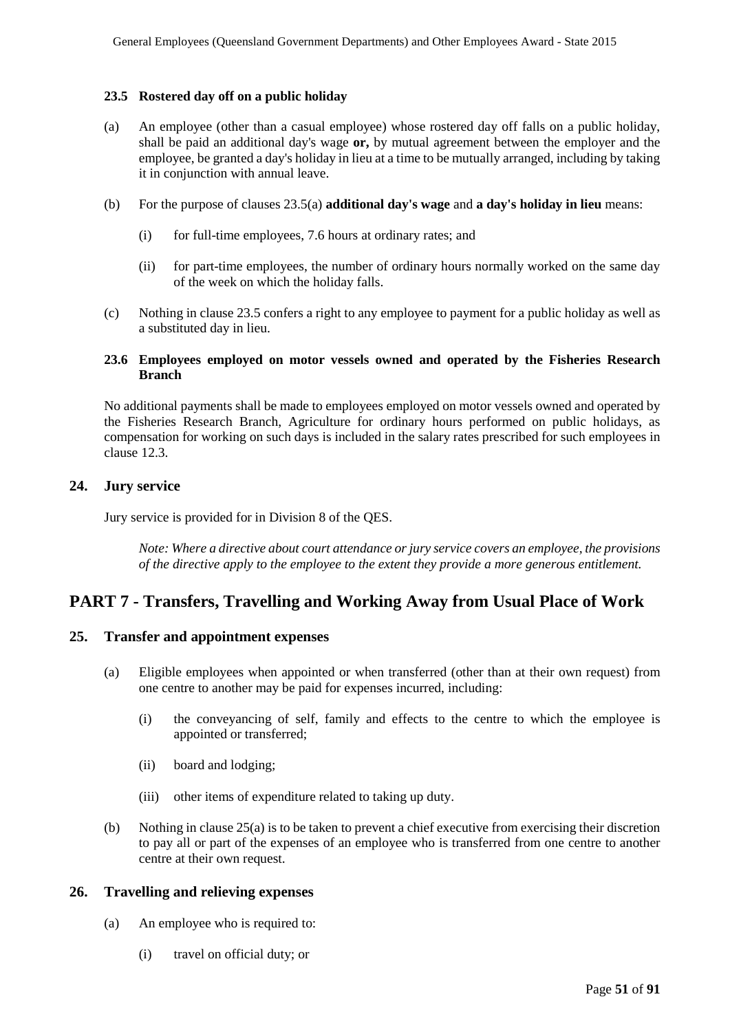### 23.5 Rostered day off on a public holiday

(a) An employee (other than a casual employee) whose rostered day off falls on a public holiday, shall be paid an additional day's wage **or,** by mutual agreement between the employer and the employee, be granted a day's holiday in lieu at a time to be mutually arranged, including by taking it in conjunction with annual leave.

(b) For the purpose of clauses 23.5(a) **additional day's wage** and **a day's holiday in lieu** means:

   (i) for full-time employees, 7.6 hours at ordinary rates; and

   (ii) for part-time employees, the number of ordinary hours normally worked on the same day of the week on which the holiday falls.

(c) Nothing in clause 23.5 confers a right to any employee to payment for a public holiday as well as a substituted day in lieu.

### 23.6 Employees employed on motor vessels owned and operated by the Fisheries Research Branch

No additional payments shall be made to employees employed on motor vessels owned and operated by the Fisheries Research Branch, Agriculture for ordinary hours performed on public holidays, as compensation for working on such days is included in the salary rates prescribed for such employees in clause 12.3.

## 24. Jury service

Jury service is provided for in Division 8 of the QES.

*Note: Where a directive about court attendance or jury service covers an employee, the provisions of the directive apply to the employee to the extent they provide a more generous entitlement.*

# PART 7 - Transfers, Travelling and Working Away from Usual Place of Work

## 25. Transfer and appointment expenses

(a) Eligible employees when appointed or when transferred (other than at their own request) from one centre to another may be paid for expenses incurred, including:

   (i) the conveyancing of self, family and effects to the centre to which the employee is appointed or transferred;

   (ii) board and lodging;

   (iii) other items of expenditure related to taking up duty.

(b) Nothing in clause 25(a) is to be taken to prevent a chief executive from exercising their discretion to pay all or part of the expenses of an employee who is transferred from one centre to another centre at their own request.

## 26. Travelling and relieving expenses

(a) An employee who is required to:

   (i) travel on official duty; or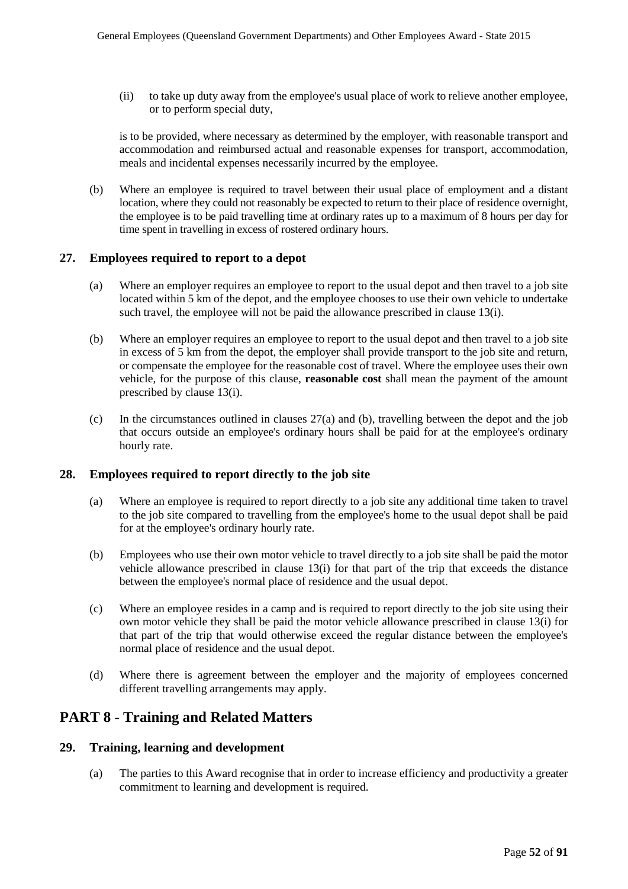(ii) to take up duty away from the employee's usual place of work to relieve another employee, or to perform special duty,

is to be provided, where necessary as determined by the employer, with reasonable transport and accommodation and reimbursed actual and reasonable expenses for transport, accommodation, meals and incidental expenses necessarily incurred by the employee.

(b) Where an employee is required to travel between their usual place of employment and a distant location, where they could not reasonably be expected to return to their place of residence overnight, the employee is to be paid travelling time at ordinary rates up to a maximum of 8 hours per day for time spent in travelling in excess of rostered ordinary hours.

### 27. Employees required to report to a depot

(a) Where an employer requires an employee to report to the usual depot and then travel to a job site located within 5 km of the depot, and the employee chooses to use their own vehicle to undertake such travel, the employee will not be paid the allowance prescribed in clause 13(i).

(b) Where an employer requires an employee to report to the usual depot and then travel to a job site in excess of 5 km from the depot, the employer shall provide transport to the job site and return, or compensate the employee for the reasonable cost of travel. Where the employee uses their own vehicle, for the purpose of this clause, **reasonable cost** shall mean the payment of the amount prescribed by clause 13(i).

(c) In the circumstances outlined in clauses 27(a) and (b), travelling between the depot and the job that occurs outside an employee's ordinary hours shall be paid for at the employee's ordinary hourly rate.

### 28. Employees required to report directly to the job site

(a) Where an employee is required to report directly to a job site any additional time taken to travel to the job site compared to travelling from the employee's home to the usual depot shall be paid for at the employee's ordinary hourly rate.

(b) Employees who use their own motor vehicle to travel directly to a job site shall be paid the motor vehicle allowance prescribed in clause 13(i) for that part of the trip that exceeds the distance between the employee's normal place of residence and the usual depot.

(c) Where an employee resides in a camp and is required to report directly to the job site using their own motor vehicle they shall be paid the motor vehicle allowance prescribed in clause 13(i) for that part of the trip that would otherwise exceed the regular distance between the employee's normal place of residence and the usual depot.

(d) Where there is agreement between the employer and the majority of employees concerned different travelling arrangements may apply.

## PART 8 - Training and Related Matters

### 29. Training, learning and development

(a) The parties to this Award recognise that in order to increase efficiency and productivity a greater commitment to learning and development is required.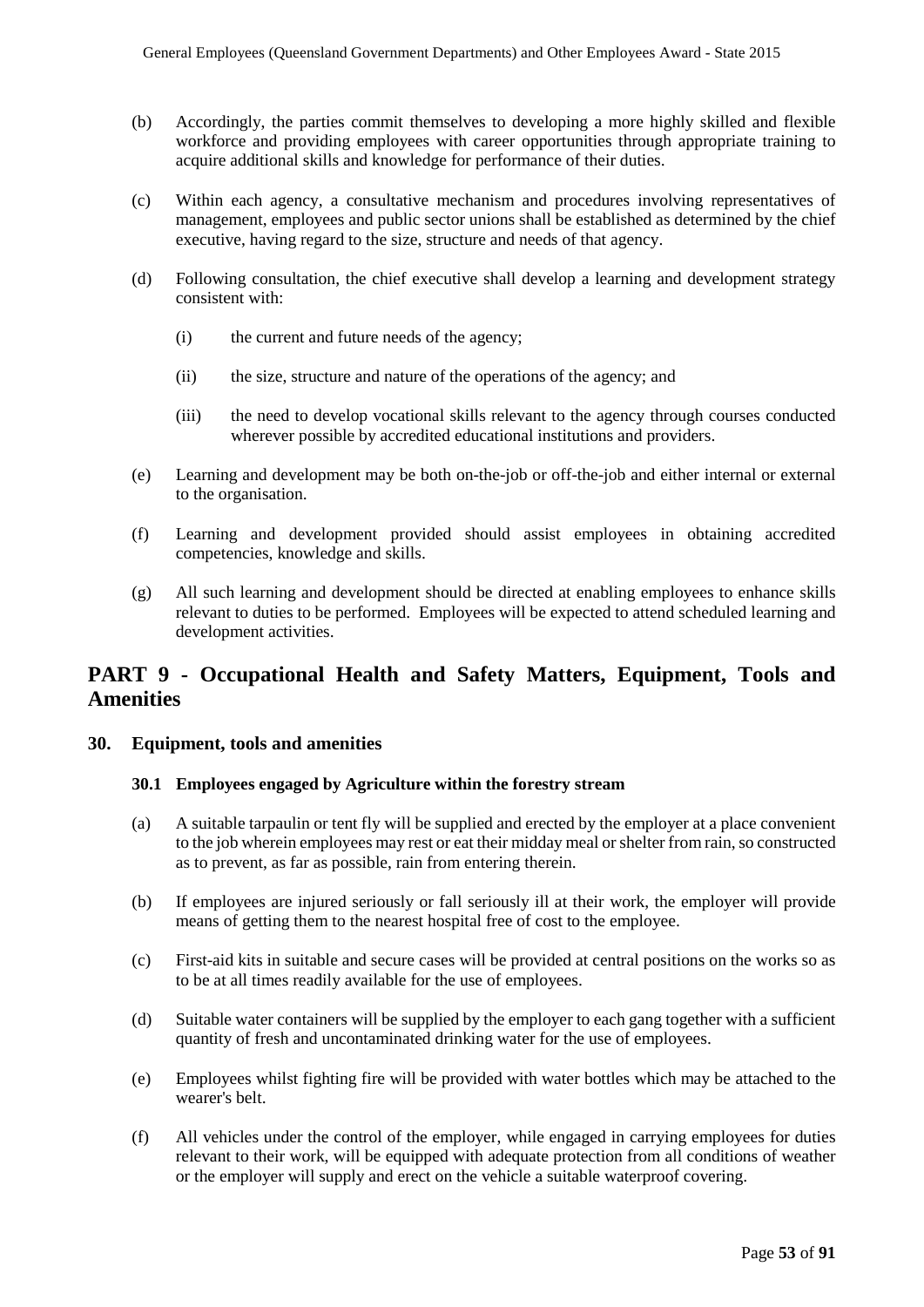(b) Accordingly, the parties commit themselves to developing a more highly skilled and flexible workforce and providing employees with career opportunities through appropriate training to acquire additional skills and knowledge for performance of their duties.

(c) Within each agency, a consultative mechanism and procedures involving representatives of management, employees and public sector unions shall be established as determined by the chief executive, having regard to the size, structure and needs of that agency.

(d) Following consultation, the chief executive shall develop a learning and development strategy consistent with:

(i) the current and future needs of the agency;

(ii) the size, structure and nature of the operations of the agency; and

(iii) the need to develop vocational skills relevant to the agency through courses conducted wherever possible by accredited educational institutions and providers.

(e) Learning and development may be both on-the-job or off-the-job and either internal or external to the organisation.

(f) Learning and development provided should assist employees in obtaining accredited competencies, knowledge and skills.

(g) All such learning and development should be directed at enabling employees to enhance skills relevant to duties to be performed. Employees will be expected to attend scheduled learning and development activities.

# PART 9 - Occupational Health and Safety Matters, Equipment, Tools and Amenities

## 30. Equipment, tools and amenities

### 30.1 Employees engaged by Agriculture within the forestry stream

(a) A suitable tarpaulin or tent fly will be supplied and erected by the employer at a place convenient to the job wherein employees may rest or eat their midday meal or shelter from rain, so constructed as to prevent, as far as possible, rain from entering therein.

(b) If employees are injured seriously or fall seriously ill at their work, the employer will provide means of getting them to the nearest hospital free of cost to the employee.

(c) First-aid kits in suitable and secure cases will be provided at central positions on the works so as to be at all times readily available for the use of employees.

(d) Suitable water containers will be supplied by the employer to each gang together with a sufficient quantity of fresh and uncontaminated drinking water for the use of employees.

(e) Employees whilst fighting fire will be provided with water bottles which may be attached to the wearer's belt.

(f) All vehicles under the control of the employer, while engaged in carrying employees for duties relevant to their work, will be equipped with adequate protection from all conditions of weather or the employer will supply and erect on the vehicle a suitable waterproof covering.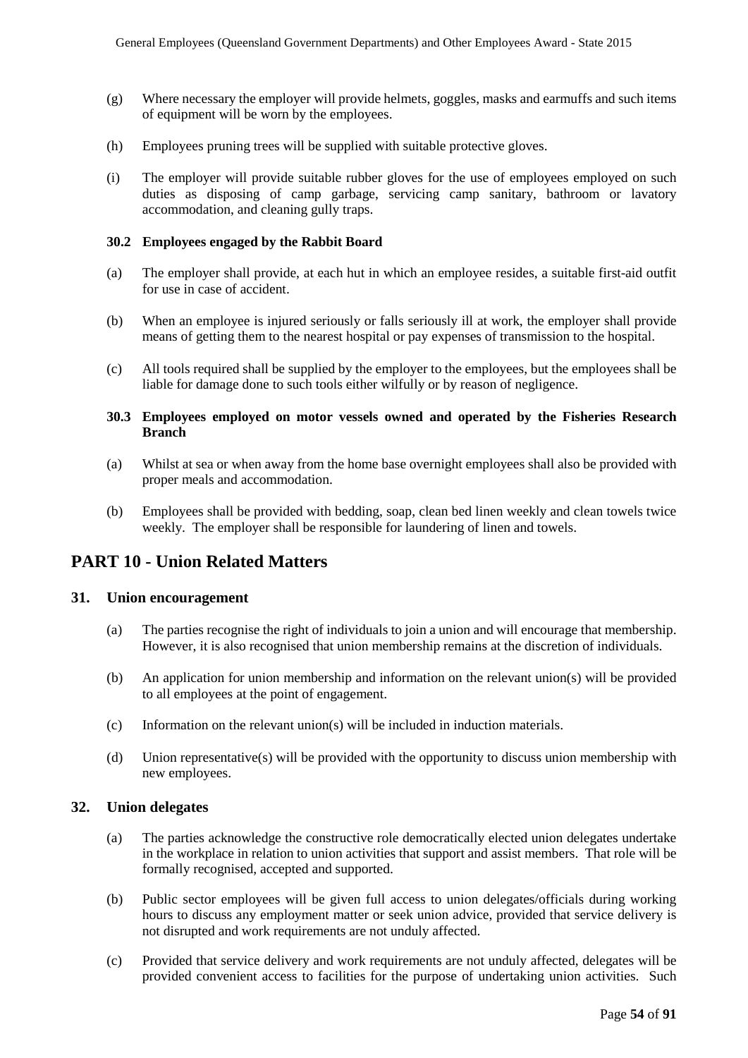(g) Where necessary the employer will provide helmets, goggles, masks and earmuffs and such items of equipment will be worn by the employees.

(h) Employees pruning trees will be supplied with suitable protective gloves.

(i) The employer will provide suitable rubber gloves for the use of employees employed on such duties as disposing of camp garbage, servicing camp sanitary, bathroom or lavatory accommodation, and cleaning gully traps.

### 30.2 Employees engaged by the Rabbit Board

(a) The employer shall provide, at each hut in which an employee resides, a suitable first-aid outfit for use in case of accident.

(b) When an employee is injured seriously or falls seriously ill at work, the employer shall provide means of getting them to the nearest hospital or pay expenses of transmission to the hospital.

(c) All tools required shall be supplied by the employer to the employees, but the employees shall be liable for damage done to such tools either wilfully or by reason of negligence.

### 30.3 Employees employed on motor vessels owned and operated by the Fisheries Research Branch

(a) Whilst at sea or when away from the home base overnight employees shall also be provided with proper meals and accommodation.

(b) Employees shall be provided with bedding, soap, clean bed linen weekly and clean towels twice weekly. The employer shall be responsible for laundering of linen and towels.

# PART 10 - Union Related Matters

## 31. Union encouragement

(a) The parties recognise the right of individuals to join a union and will encourage that membership. However, it is also recognised that union membership remains at the discretion of individuals.

(b) An application for union membership and information on the relevant union(s) will be provided to all employees at the point of engagement.

(c) Information on the relevant union(s) will be included in induction materials.

(d) Union representative(s) will be provided with the opportunity to discuss union membership with new employees.

## 32. Union delegates

(a) The parties acknowledge the constructive role democratically elected union delegates undertake in the workplace in relation to union activities that support and assist members. That role will be formally recognised, accepted and supported.

(b) Public sector employees will be given full access to union delegates/officials during working hours to discuss any employment matter or seek union advice, provided that service delivery is not disrupted and work requirements are not unduly affected.

(c) Provided that service delivery and work requirements are not unduly affected, delegates will be provided convenient access to facilities for the purpose of undertaking union activities. Such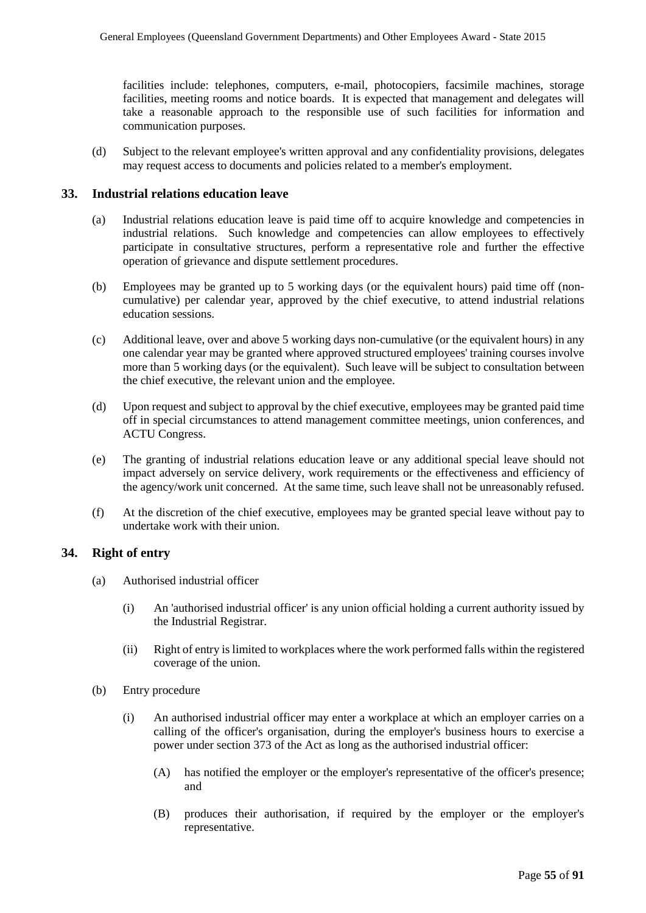facilities include: telephones, computers, e-mail, photocopiers, facsimile machines, storage facilities, meeting rooms and notice boards. It is expected that management and delegates will take a reasonable approach to the responsible use of such facilities for information and communication purposes.

(d) Subject to the relevant employee's written approval and any confidentiality provisions, delegates may request access to documents and policies related to a member's employment.

## 33. Industrial relations education leave

(a) Industrial relations education leave is paid time off to acquire knowledge and competencies in industrial relations. Such knowledge and competencies can allow employees to effectively participate in consultative structures, perform a representative role and further the effective operation of grievance and dispute settlement procedures.

(b) Employees may be granted up to 5 working days (or the equivalent hours) paid time off (non-cumulative) per calendar year, approved by the chief executive, to attend industrial relations education sessions.

(c) Additional leave, over and above 5 working days non-cumulative (or the equivalent hours) in any one calendar year may be granted where approved structured employees' training courses involve more than 5 working days (or the equivalent). Such leave will be subject to consultation between the chief executive, the relevant union and the employee.

(d) Upon request and subject to approval by the chief executive, employees may be granted paid time off in special circumstances to attend management committee meetings, union conferences, and ACTU Congress.

(e) The granting of industrial relations education leave or any additional special leave should not impact adversely on service delivery, work requirements or the effectiveness and efficiency of the agency/work unit concerned. At the same time, such leave shall not be unreasonably refused.

(f) At the discretion of the chief executive, employees may be granted special leave without pay to undertake work with their union.

## 34. Right of entry

(a) Authorised industrial officer

(i) An 'authorised industrial officer' is any union official holding a current authority issued by the Industrial Registrar.

(ii) Right of entry is limited to workplaces where the work performed falls within the registered coverage of the union.

(b) Entry procedure

(i) An authorised industrial officer may enter a workplace at which an employer carries on a calling of the officer's organisation, during the employer's business hours to exercise a power under section 373 of the Act as long as the authorised industrial officer:

(A) has notified the employer or the employer's representative of the officer's presence; and

(B) produces their authorisation, if required by the employer or the employer's representative.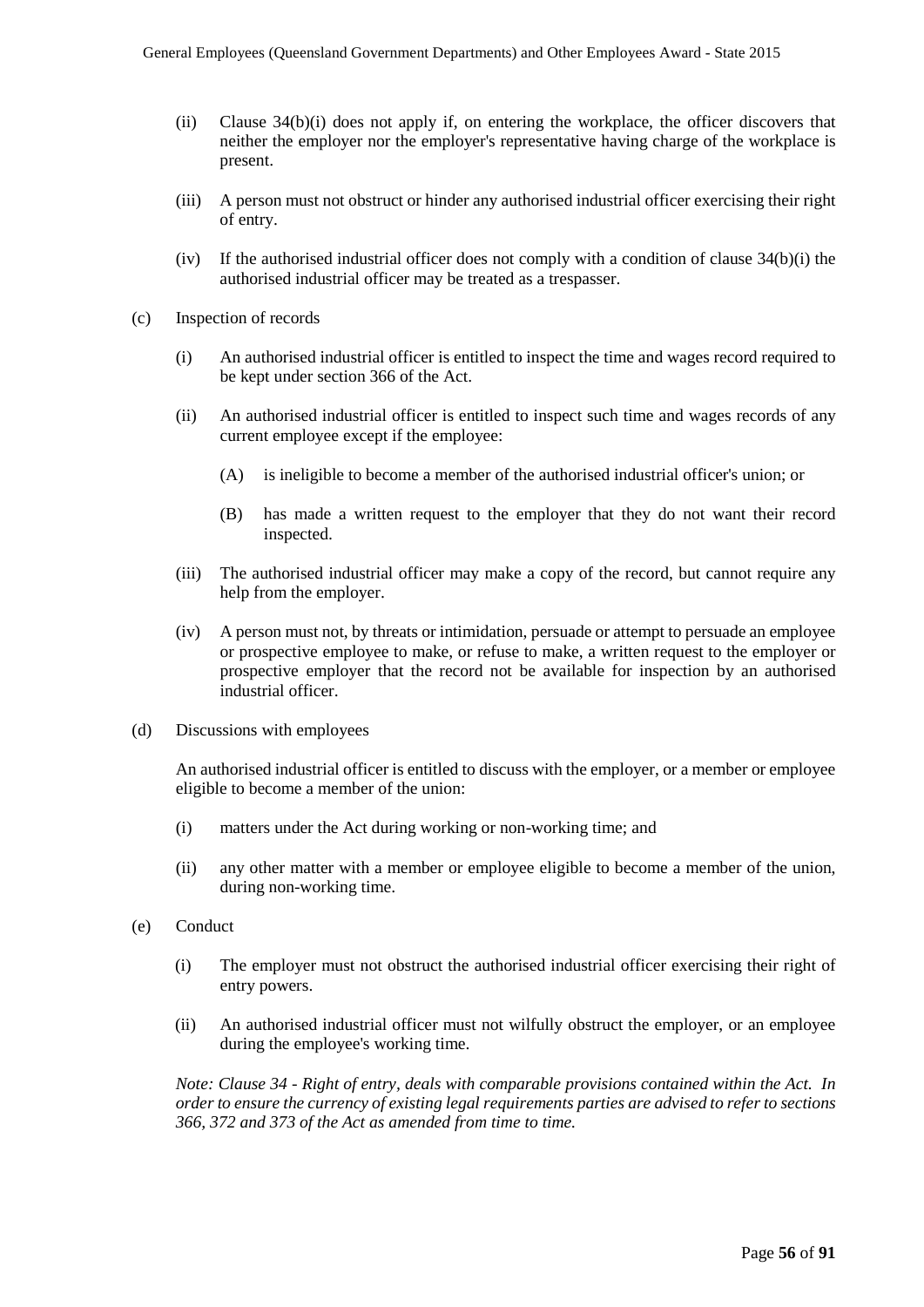(ii) Clause 34(b)(i) does not apply if, on entering the workplace, the officer discovers that neither the employer nor the employer's representative having charge of the workplace is present.

(iii) A person must not obstruct or hinder any authorised industrial officer exercising their right of entry.

(iv) If the authorised industrial officer does not comply with a condition of clause 34(b)(i) the authorised industrial officer may be treated as a trespasser.

(c) Inspection of records

(i) An authorised industrial officer is entitled to inspect the time and wages record required to be kept under section 366 of the Act.

(ii) An authorised industrial officer is entitled to inspect such time and wages records of any current employee except if the employee:

(A) is ineligible to become a member of the authorised industrial officer's union; or

(B) has made a written request to the employer that they do not want their record inspected.

(iii) The authorised industrial officer may make a copy of the record, but cannot require any help from the employer.

(iv) A person must not, by threats or intimidation, persuade or attempt to persuade an employee or prospective employee to make, or refuse to make, a written request to the employer or prospective employer that the record not be available for inspection by an authorised industrial officer.

(d) Discussions with employees

An authorised industrial officer is entitled to discuss with the employer, or a member or employee eligible to become a member of the union:

(i) matters under the Act during working or non-working time; and

(ii) any other matter with a member or employee eligible to become a member of the union, during non-working time.

(e) Conduct

(i) The employer must not obstruct the authorised industrial officer exercising their right of entry powers.

(ii) An authorised industrial officer must not wilfully obstruct the employer, or an employee during the employee's working time.

*Note: Clause 34 - Right of entry, deals with comparable provisions contained within the Act. In order to ensure the currency of existing legal requirements parties are advised to refer to sections 366, 372 and 373 of the Act as amended from time to time.*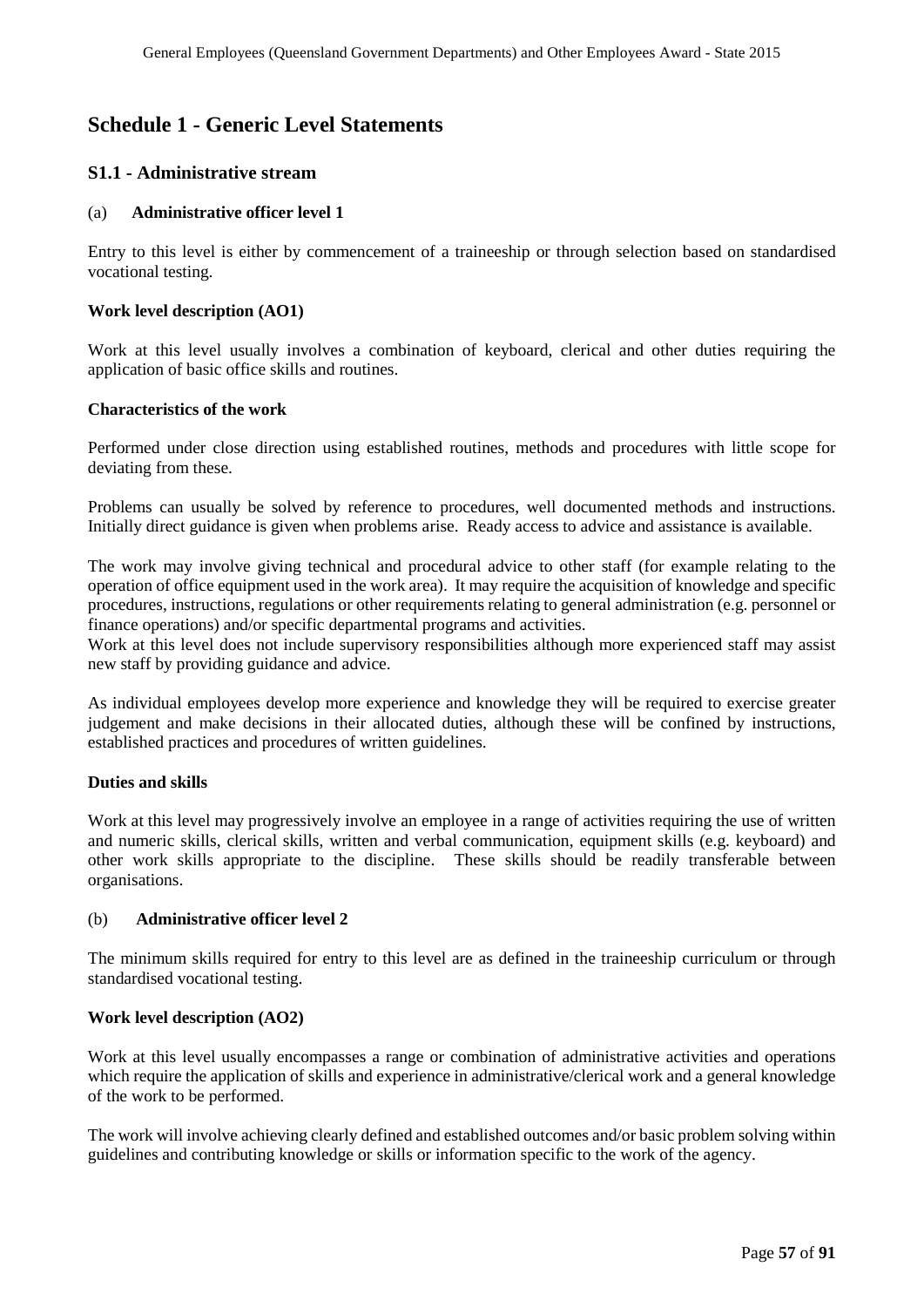## Schedule 1 - Generic Level Statements

### S1.1 - Administrative stream

(a) **Administrative officer level 1**

Entry to this level is either by commencement of a traineeship or through selection based on standardised vocational testing.

**Work level description (AO1)**

Work at this level usually involves a combination of keyboard, clerical and other duties requiring the application of basic office skills and routines.

**Characteristics of the work**

Performed under close direction using established routines, methods and procedures with little scope for deviating from these.

Problems can usually be solved by reference to procedures, well documented methods and instructions. Initially direct guidance is given when problems arise. Ready access to advice and assistance is available.

The work may involve giving technical and procedural advice to other staff (for example relating to the operation of office equipment used in the work area). It may require the acquisition of knowledge and specific procedures, instructions, regulations or other requirements relating to general administration (e.g. personnel or finance operations) and/or specific departmental programs and activities.

Work at this level does not include supervisory responsibilities although more experienced staff may assist new staff by providing guidance and advice.

As individual employees develop more experience and knowledge they will be required to exercise greater judgement and make decisions in their allocated duties, although these will be confined by instructions, established practices and procedures of written guidelines.

**Duties and skills**

Work at this level may progressively involve an employee in a range of activities requiring the use of written and numeric skills, clerical skills, written and verbal communication, equipment skills (e.g. keyboard) and other work skills appropriate to the discipline. These skills should be readily transferable between organisations.

(b) **Administrative officer level 2**

The minimum skills required for entry to this level are as defined in the traineeship curriculum or through standardised vocational testing.

**Work level description (AO2)**

Work at this level usually encompasses a range or combination of administrative activities and operations which require the application of skills and experience in administrative/clerical work and a general knowledge of the work to be performed.

The work will involve achieving clearly defined and established outcomes and/or basic problem solving within guidelines and contributing knowledge or skills or information specific to the work of the agency.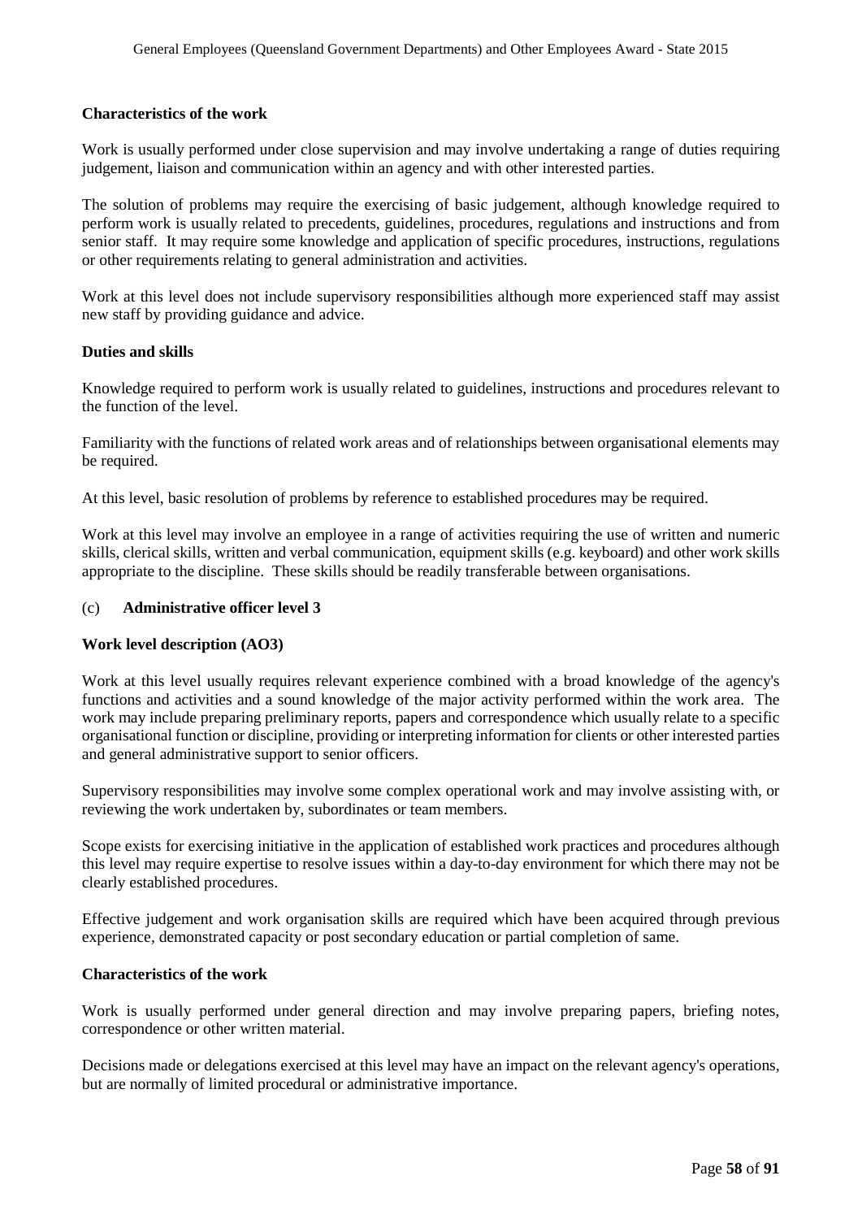**Characteristics of the work**

Work is usually performed under close supervision and may involve undertaking a range of duties requiring judgement, liaison and communication within an agency and with other interested parties.

The solution of problems may require the exercising of basic judgement, although knowledge required to perform work is usually related to precedents, guidelines, procedures, regulations and instructions and from senior staff. It may require some knowledge and application of specific procedures, instructions, regulations or other requirements relating to general administration and activities.

Work at this level does not include supervisory responsibilities although more experienced staff may assist new staff by providing guidance and advice.

**Duties and skills**

Knowledge required to perform work is usually related to guidelines, instructions and procedures relevant to the function of the level.

Familiarity with the functions of related work areas and of relationships between organisational elements may be required.

At this level, basic resolution of problems by reference to established procedures may be required.

Work at this level may involve an employee in a range of activities requiring the use of written and numeric skills, clerical skills, written and verbal communication, equipment skills (e.g. keyboard) and other work skills appropriate to the discipline. These skills should be readily transferable between organisations.

(c) **Administrative officer level 3**

**Work level description (AO3)**

Work at this level usually requires relevant experience combined with a broad knowledge of the agency's functions and activities and a sound knowledge of the major activity performed within the work area. The work may include preparing preliminary reports, papers and correspondence which usually relate to a specific organisational function or discipline, providing or interpreting information for clients or other interested parties and general administrative support to senior officers.

Supervisory responsibilities may involve some complex operational work and may involve assisting with, or reviewing the work undertaken by, subordinates or team members.

Scope exists for exercising initiative in the application of established work practices and procedures although this level may require expertise to resolve issues within a day-to-day environment for which there may not be clearly established procedures.

Effective judgement and work organisation skills are required which have been acquired through previous experience, demonstrated capacity or post secondary education or partial completion of same.

**Characteristics of the work**

Work is usually performed under general direction and may involve preparing papers, briefing notes, correspondence or other written material.

Decisions made or delegations exercised at this level may have an impact on the relevant agency's operations, but are normally of limited procedural or administrative importance.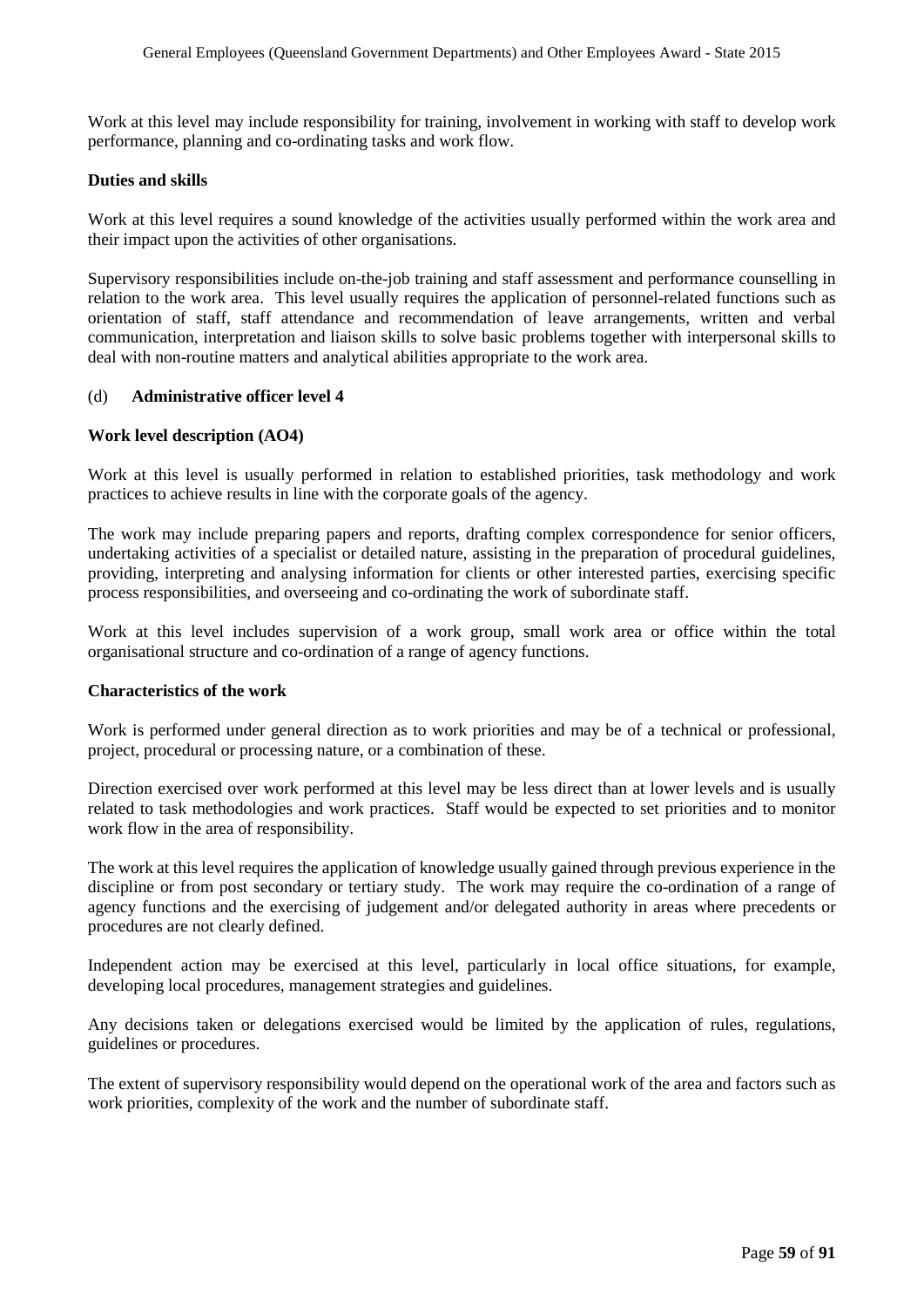Work at this level may include responsibility for training, involvement in working with staff to develop work performance, planning and co-ordinating tasks and work flow.

**Duties and skills**

Work at this level requires a sound knowledge of the activities usually performed within the work area and their impact upon the activities of other organisations.

Supervisory responsibilities include on-the-job training and staff assessment and performance counselling in relation to the work area. This level usually requires the application of personnel-related functions such as orientation of staff, staff attendance and recommendation of leave arrangements, written and verbal communication, interpretation and liaison skills to solve basic problems together with interpersonal skills to deal with non-routine matters and analytical abilities appropriate to the work area.

(d) **Administrative officer level 4**

**Work level description (AO4)**

Work at this level is usually performed in relation to established priorities, task methodology and work practices to achieve results in line with the corporate goals of the agency.

The work may include preparing papers and reports, drafting complex correspondence for senior officers, undertaking activities of a specialist or detailed nature, assisting in the preparation of procedural guidelines, providing, interpreting and analysing information for clients or other interested parties, exercising specific process responsibilities, and overseeing and co-ordinating the work of subordinate staff.

Work at this level includes supervision of a work group, small work area or office within the total organisational structure and co-ordination of a range of agency functions.

**Characteristics of the work**

Work is performed under general direction as to work priorities and may be of a technical or professional, project, procedural or processing nature, or a combination of these.

Direction exercised over work performed at this level may be less direct than at lower levels and is usually related to task methodologies and work practices. Staff would be expected to set priorities and to monitor work flow in the area of responsibility.

The work at this level requires the application of knowledge usually gained through previous experience in the discipline or from post secondary or tertiary study. The work may require the co-ordination of a range of agency functions and the exercising of judgement and/or delegated authority in areas where precedents or procedures are not clearly defined.

Independent action may be exercised at this level, particularly in local office situations, for example, developing local procedures, management strategies and guidelines.

Any decisions taken or delegations exercised would be limited by the application of rules, regulations, guidelines or procedures.

The extent of supervisory responsibility would depend on the operational work of the area and factors such as work priorities, complexity of the work and the number of subordinate staff.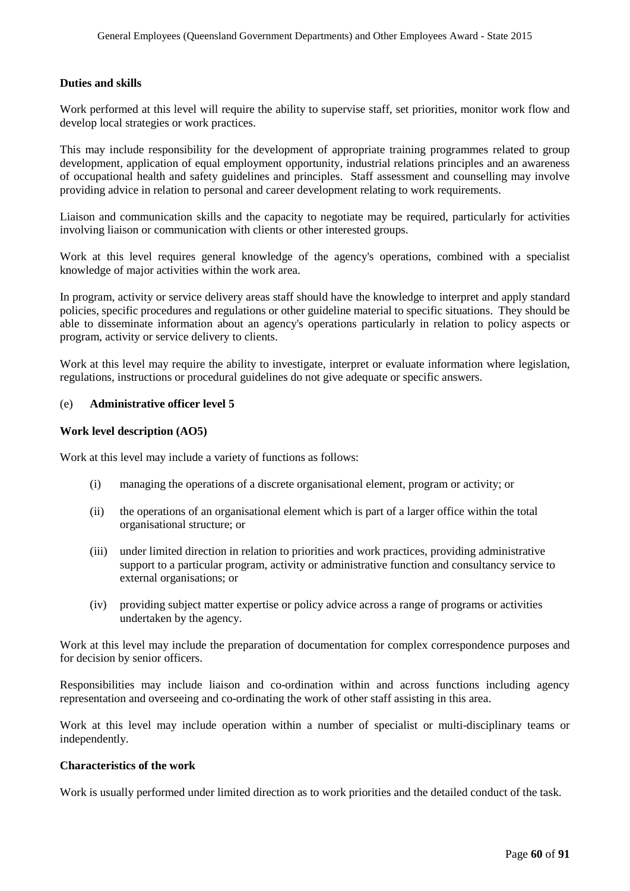**Duties and skills**

Work performed at this level will require the ability to supervise staff, set priorities, monitor work flow and develop local strategies or work practices.

This may include responsibility for the development of appropriate training programmes related to group development, application of equal employment opportunity, industrial relations principles and an awareness of occupational health and safety guidelines and principles. Staff assessment and counselling may involve providing advice in relation to personal and career development relating to work requirements.

Liaison and communication skills and the capacity to negotiate may be required, particularly for activities involving liaison or communication with clients or other interested groups.

Work at this level requires general knowledge of the agency's operations, combined with a specialist knowledge of major activities within the work area.

In program, activity or service delivery areas staff should have the knowledge to interpret and apply standard policies, specific procedures and regulations or other guideline material to specific situations. They should be able to disseminate information about an agency's operations particularly in relation to policy aspects or program, activity or service delivery to clients.

Work at this level may require the ability to investigate, interpret or evaluate information where legislation, regulations, instructions or procedural guidelines do not give adequate or specific answers.

(e) **Administrative officer level 5**

**Work level description (AO5)**

Work at this level may include a variety of functions as follows:

(i) managing the operations of a discrete organisational element, program or activity; or

(ii) the operations of an organisational element which is part of a larger office within the total organisational structure; or

(iii) under limited direction in relation to priorities and work practices, providing administrative support to a particular program, activity or administrative function and consultancy service to external organisations; or

(iv) providing subject matter expertise or policy advice across a range of programs or activities undertaken by the agency.

Work at this level may include the preparation of documentation for complex correspondence purposes and for decision by senior officers.

Responsibilities may include liaison and co-ordination within and across functions including agency representation and overseeing and co-ordinating the work of other staff assisting in this area.

Work at this level may include operation within a number of specialist or multi-disciplinary teams or independently.

**Characteristics of the work**

Work is usually performed under limited direction as to work priorities and the detailed conduct of the task.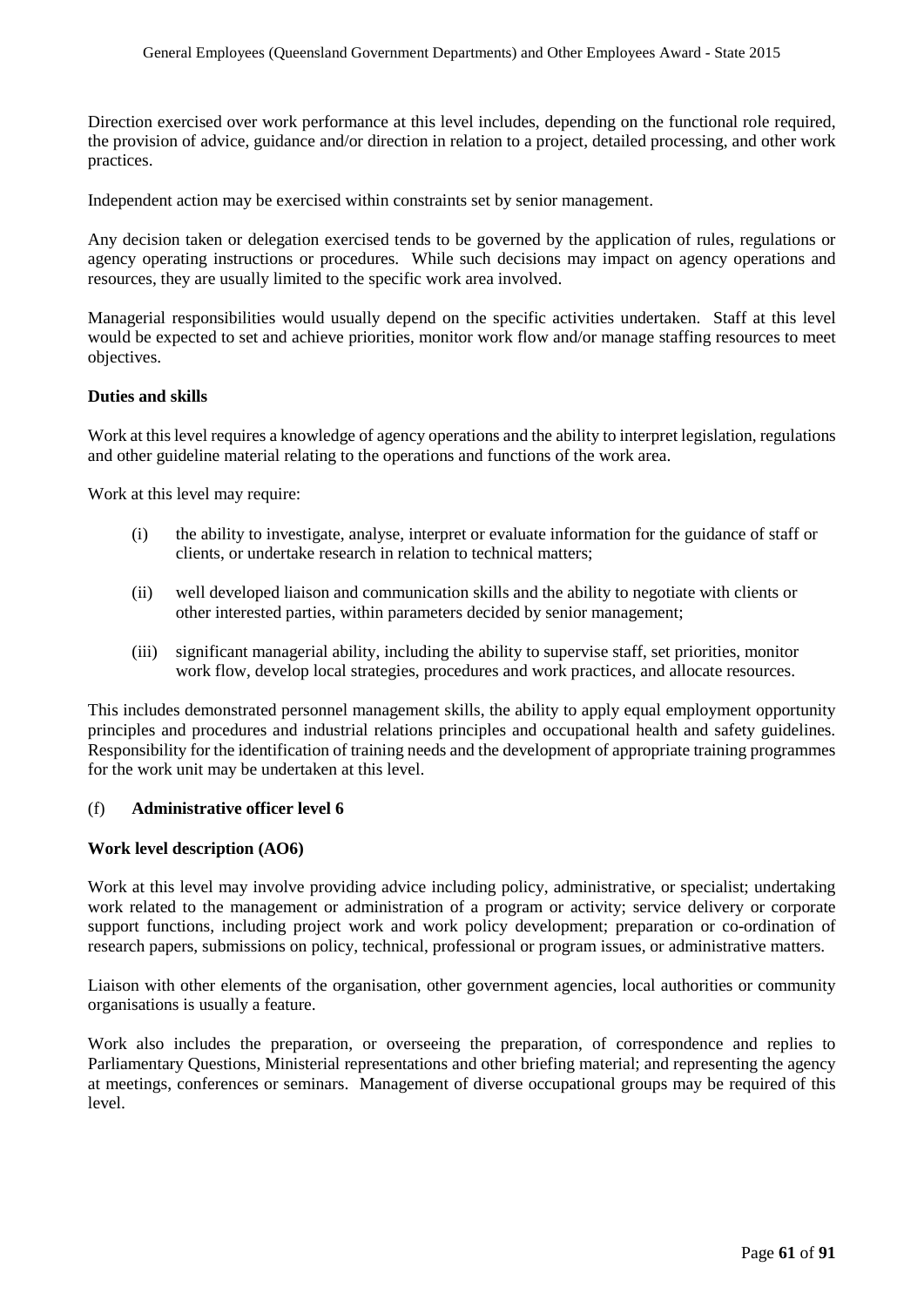Direction exercised over work performance at this level includes, depending on the functional role required, the provision of advice, guidance and/or direction in relation to a project, detailed processing, and other work practices.

Independent action may be exercised within constraints set by senior management.

Any decision taken or delegation exercised tends to be governed by the application of rules, regulations or agency operating instructions or procedures. While such decisions may impact on agency operations and resources, they are usually limited to the specific work area involved.

Managerial responsibilities would usually depend on the specific activities undertaken. Staff at this level would be expected to set and achieve priorities, monitor work flow and/or manage staffing resources to meet objectives.

**Duties and skills**

Work at this level requires a knowledge of agency operations and the ability to interpret legislation, regulations and other guideline material relating to the operations and functions of the work area.

Work at this level may require:

(i) the ability to investigate, analyse, interpret or evaluate information for the guidance of staff or clients, or undertake research in relation to technical matters;

(ii) well developed liaison and communication skills and the ability to negotiate with clients or other interested parties, within parameters decided by senior management;

(iii) significant managerial ability, including the ability to supervise staff, set priorities, monitor work flow, develop local strategies, procedures and work practices, and allocate resources.

This includes demonstrated personnel management skills, the ability to apply equal employment opportunity principles and procedures and industrial relations principles and occupational health and safety guidelines. Responsibility for the identification of training needs and the development of appropriate training programmes for the work unit may be undertaken at this level.

(f) **Administrative officer level 6**

**Work level description (AO6)**

Work at this level may involve providing advice including policy, administrative, or specialist; undertaking work related to the management or administration of a program or activity; service delivery or corporate support functions, including project work and work policy development; preparation or co-ordination of research papers, submissions on policy, technical, professional or program issues, or administrative matters.

Liaison with other elements of the organisation, other government agencies, local authorities or community organisations is usually a feature.

Work also includes the preparation, or overseeing the preparation, of correspondence and replies to Parliamentary Questions, Ministerial representations and other briefing material; and representing the agency at meetings, conferences or seminars. Management of diverse occupational groups may be required of this level.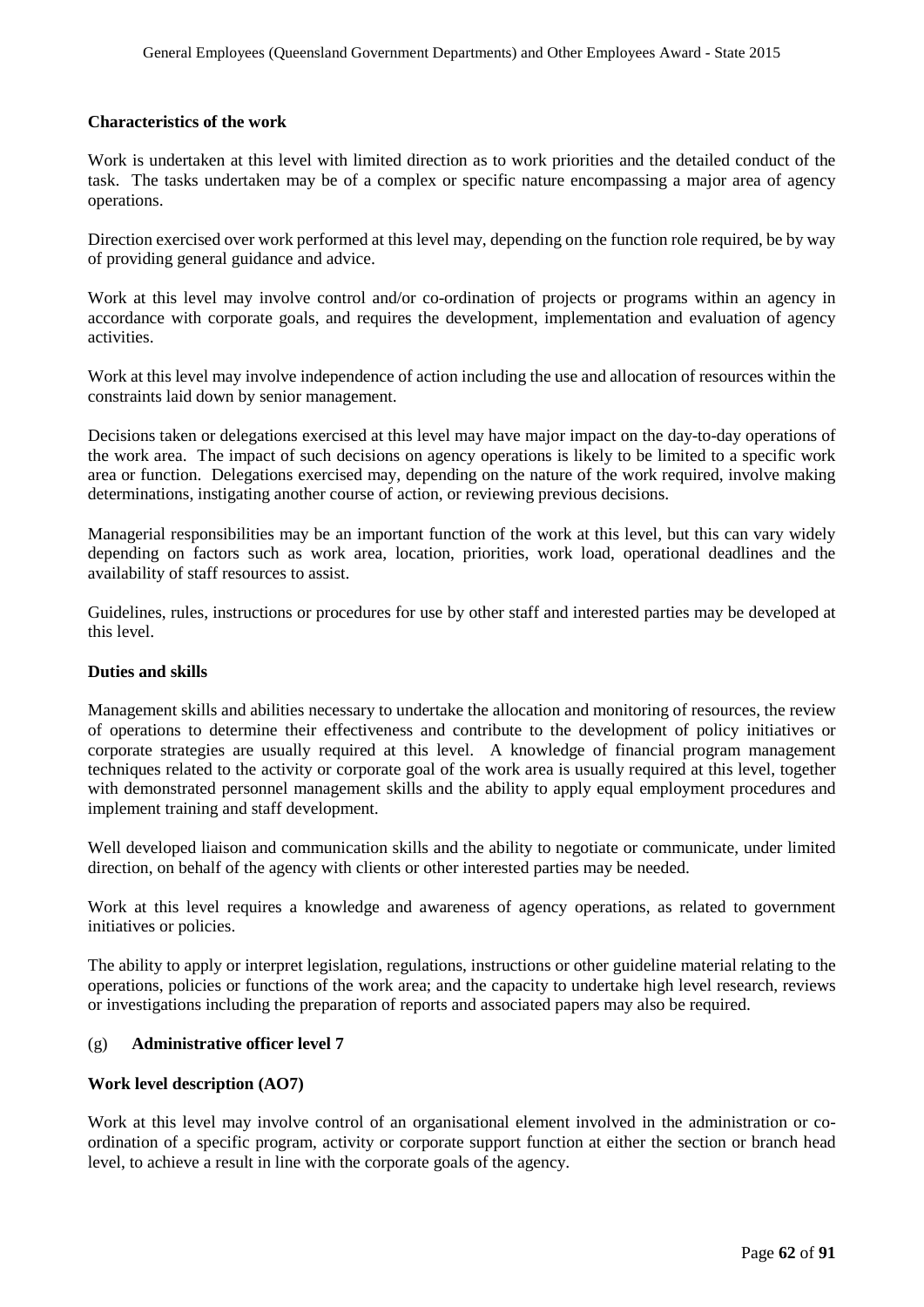**Characteristics of the work**

Work is undertaken at this level with limited direction as to work priorities and the detailed conduct of the task. The tasks undertaken may be of a complex or specific nature encompassing a major area of agency operations.

Direction exercised over work performed at this level may, depending on the function role required, be by way of providing general guidance and advice.

Work at this level may involve control and/or co-ordination of projects or programs within an agency in accordance with corporate goals, and requires the development, implementation and evaluation of agency activities.

Work at this level may involve independence of action including the use and allocation of resources within the constraints laid down by senior management.

Decisions taken or delegations exercised at this level may have major impact on the day-to-day operations of the work area. The impact of such decisions on agency operations is likely to be limited to a specific work area or function. Delegations exercised may, depending on the nature of the work required, involve making determinations, instigating another course of action, or reviewing previous decisions.

Managerial responsibilities may be an important function of the work at this level, but this can vary widely depending on factors such as work area, location, priorities, work load, operational deadlines and the availability of staff resources to assist.

Guidelines, rules, instructions or procedures for use by other staff and interested parties may be developed at this level.

**Duties and skills**

Management skills and abilities necessary to undertake the allocation and monitoring of resources, the review of operations to determine their effectiveness and contribute to the development of policy initiatives or corporate strategies are usually required at this level. A knowledge of financial program management techniques related to the activity or corporate goal of the work area is usually required at this level, together with demonstrated personnel management skills and the ability to apply equal employment procedures and implement training and staff development.

Well developed liaison and communication skills and the ability to negotiate or communicate, under limited direction, on behalf of the agency with clients or other interested parties may be needed.

Work at this level requires a knowledge and awareness of agency operations, as related to government initiatives or policies.

The ability to apply or interpret legislation, regulations, instructions or other guideline material relating to the operations, policies or functions of the work area; and the capacity to undertake high level research, reviews or investigations including the preparation of reports and associated papers may also be required.

(g) **Administrative officer level 7**

**Work level description (AO7)**

Work at this level may involve control of an organisational element involved in the administration or co-ordination of a specific program, activity or corporate support function at either the section or branch head level, to achieve a result in line with the corporate goals of the agency.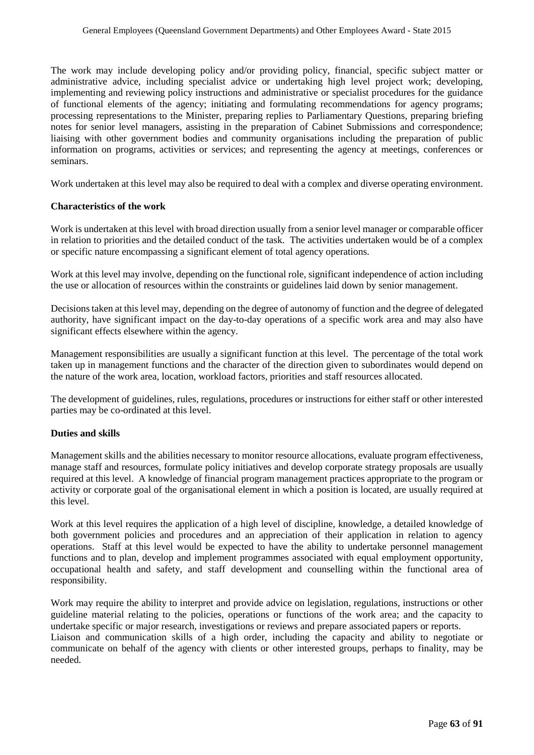The work may include developing policy and/or providing policy, financial, specific subject matter or administrative advice, including specialist advice or undertaking high level project work; developing, implementing and reviewing policy instructions and administrative or specialist procedures for the guidance of functional elements of the agency; initiating and formulating recommendations for agency programs; processing representations to the Minister, preparing replies to Parliamentary Questions, preparing briefing notes for senior level managers, assisting in the preparation of Cabinet Submissions and correspondence; liaising with other government bodies and community organisations including the preparation of public information on programs, activities or services; and representing the agency at meetings, conferences or seminars.

Work undertaken at this level may also be required to deal with a complex and diverse operating environment.

**Characteristics of the work**

Work is undertaken at this level with broad direction usually from a senior level manager or comparable officer in relation to priorities and the detailed conduct of the task. The activities undertaken would be of a complex or specific nature encompassing a significant element of total agency operations.

Work at this level may involve, depending on the functional role, significant independence of action including the use or allocation of resources within the constraints or guidelines laid down by senior management.

Decisions taken at this level may, depending on the degree of autonomy of function and the degree of delegated authority, have significant impact on the day-to-day operations of a specific work area and may also have significant effects elsewhere within the agency.

Management responsibilities are usually a significant function at this level. The percentage of the total work taken up in management functions and the character of the direction given to subordinates would depend on the nature of the work area, location, workload factors, priorities and staff resources allocated.

The development of guidelines, rules, regulations, procedures or instructions for either staff or other interested parties may be co-ordinated at this level.

**Duties and skills**

Management skills and the abilities necessary to monitor resource allocations, evaluate program effectiveness, manage staff and resources, formulate policy initiatives and develop corporate strategy proposals are usually required at this level. A knowledge of financial program management practices appropriate to the program or activity or corporate goal of the organisational element in which a position is located, are usually required at this level.

Work at this level requires the application of a high level of discipline, knowledge, a detailed knowledge of both government policies and procedures and an appreciation of their application in relation to agency operations. Staff at this level would be expected to have the ability to undertake personnel management functions and to plan, develop and implement programmes associated with equal employment opportunity, occupational health and safety, and staff development and counselling within the functional area of responsibility.

Work may require the ability to interpret and provide advice on legislation, regulations, instructions or other guideline material relating to the policies, operations or functions of the work area; and the capacity to undertake specific or major research, investigations or reviews and prepare associated papers or reports.

Liaison and communication skills of a high order, including the capacity and ability to negotiate or communicate on behalf of the agency with clients or other interested groups, perhaps to finality, may be needed.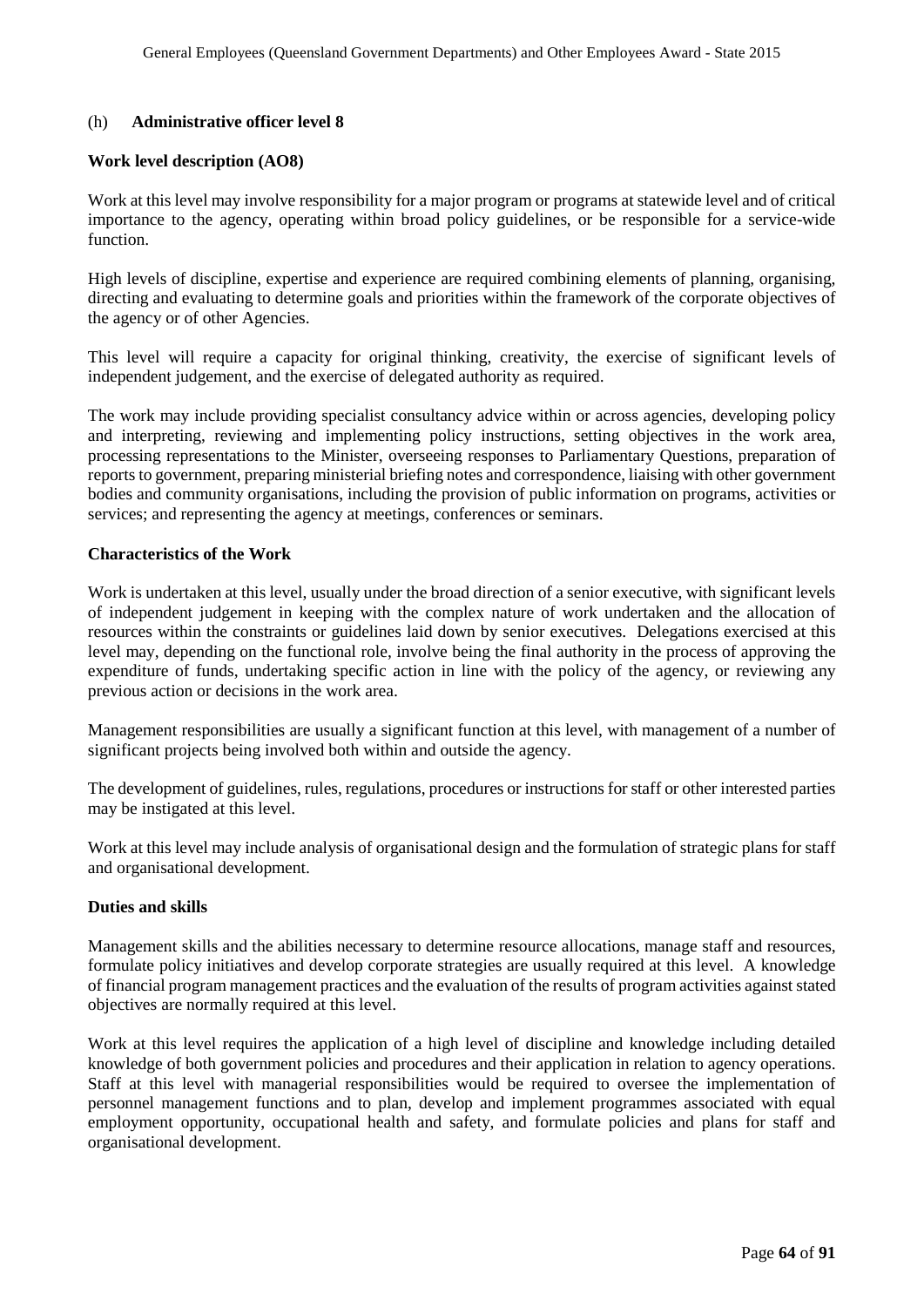(h) **Administrative officer level 8**

**Work level description (AO8)**

Work at this level may involve responsibility for a major program or programs at statewide level and of critical importance to the agency, operating within broad policy guidelines, or be responsible for a service-wide function.

High levels of discipline, expertise and experience are required combining elements of planning, organising, directing and evaluating to determine goals and priorities within the framework of the corporate objectives of the agency or of other Agencies.

This level will require a capacity for original thinking, creativity, the exercise of significant levels of independent judgement, and the exercise of delegated authority as required.

The work may include providing specialist consultancy advice within or across agencies, developing policy and interpreting, reviewing and implementing policy instructions, setting objectives in the work area, processing representations to the Minister, overseeing responses to Parliamentary Questions, preparation of reports to government, preparing ministerial briefing notes and correspondence, liaising with other government bodies and community organisations, including the provision of public information on programs, activities or services; and representing the agency at meetings, conferences or seminars.

**Characteristics of the Work**

Work is undertaken at this level, usually under the broad direction of a senior executive, with significant levels of independent judgement in keeping with the complex nature of work undertaken and the allocation of resources within the constraints or guidelines laid down by senior executives. Delegations exercised at this level may, depending on the functional role, involve being the final authority in the process of approving the expenditure of funds, undertaking specific action in line with the policy of the agency, or reviewing any previous action or decisions in the work area.

Management responsibilities are usually a significant function at this level, with management of a number of significant projects being involved both within and outside the agency.

The development of guidelines, rules, regulations, procedures or instructions for staff or other interested parties may be instigated at this level.

Work at this level may include analysis of organisational design and the formulation of strategic plans for staff and organisational development.

**Duties and skills**

Management skills and the abilities necessary to determine resource allocations, manage staff and resources, formulate policy initiatives and develop corporate strategies are usually required at this level. A knowledge of financial program management practices and the evaluation of the results of program activities against stated objectives are normally required at this level.

Work at this level requires the application of a high level of discipline and knowledge including detailed knowledge of both government policies and procedures and their application in relation to agency operations. Staff at this level with managerial responsibilities would be required to oversee the implementation of personnel management functions and to plan, develop and implement programmes associated with equal employment opportunity, occupational health and safety, and formulate policies and plans for staff and organisational development.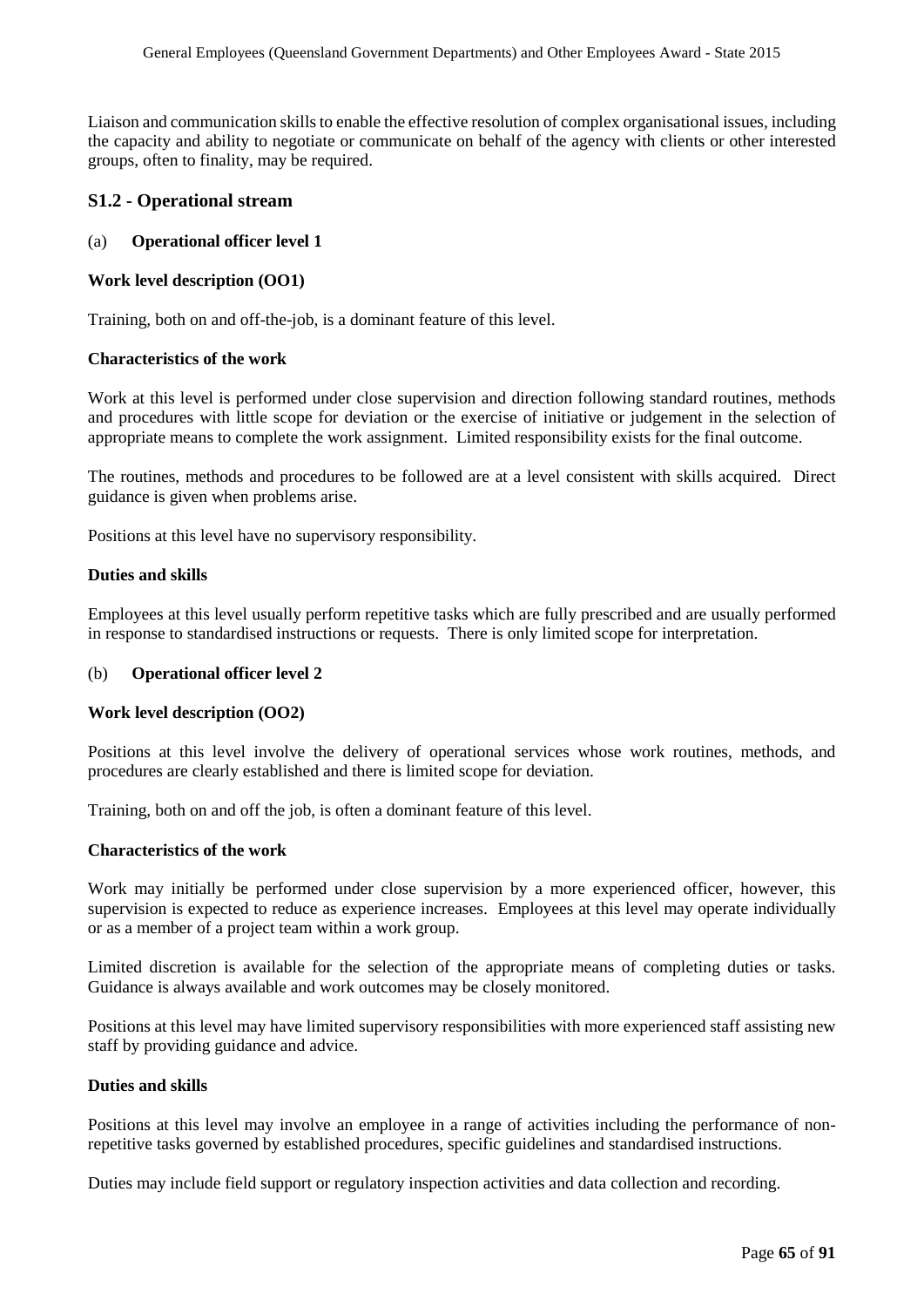Liaison and communication skills to enable the effective resolution of complex organisational issues, including the capacity and ability to negotiate or communicate on behalf of the agency with clients or other interested groups, often to finality, may be required.

## S1.2 - Operational stream

(a) **Operational officer level 1**

**Work level description (OO1)**

Training, both on and off-the-job, is a dominant feature of this level.

**Characteristics of the work**

Work at this level is performed under close supervision and direction following standard routines, methods and procedures with little scope for deviation or the exercise of initiative or judgement in the selection of appropriate means to complete the work assignment. Limited responsibility exists for the final outcome.

The routines, methods and procedures to be followed are at a level consistent with skills acquired. Direct guidance is given when problems arise.

Positions at this level have no supervisory responsibility.

**Duties and skills**

Employees at this level usually perform repetitive tasks which are fully prescribed and are usually performed in response to standardised instructions or requests. There is only limited scope for interpretation.

(b) **Operational officer level 2**

**Work level description (OO2)**

Positions at this level involve the delivery of operational services whose work routines, methods, and procedures are clearly established and there is limited scope for deviation.

Training, both on and off the job, is often a dominant feature of this level.

**Characteristics of the work**

Work may initially be performed under close supervision by a more experienced officer, however, this supervision is expected to reduce as experience increases. Employees at this level may operate individually or as a member of a project team within a work group.

Limited discretion is available for the selection of the appropriate means of completing duties or tasks. Guidance is always available and work outcomes may be closely monitored.

Positions at this level may have limited supervisory responsibilities with more experienced staff assisting new staff by providing guidance and advice.

**Duties and skills**

Positions at this level may involve an employee in a range of activities including the performance of non-repetitive tasks governed by established procedures, specific guidelines and standardised instructions.

Duties may include field support or regulatory inspection activities and data collection and recording.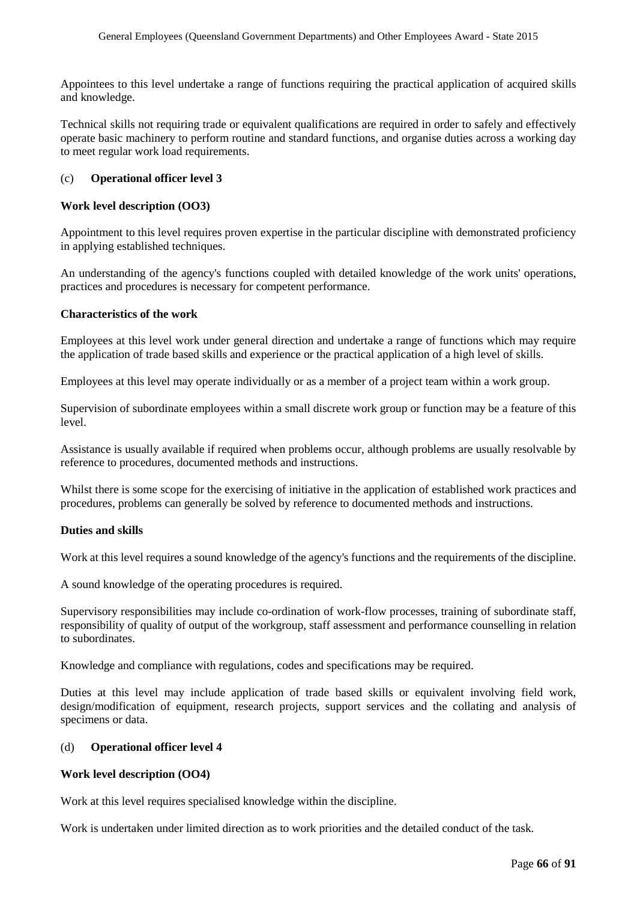Appointees to this level undertake a range of functions requiring the practical application of acquired skills and knowledge.

Technical skills not requiring trade or equivalent qualifications are required in order to safely and effectively operate basic machinery to perform routine and standard functions, and organise duties across a working day to meet regular work load requirements.

(c) **Operational officer level 3**

**Work level description (OO3)**

Appointment to this level requires proven expertise in the particular discipline with demonstrated proficiency in applying established techniques.

An understanding of the agency's functions coupled with detailed knowledge of the work units' operations, practices and procedures is necessary for competent performance.

**Characteristics of the work**

Employees at this level work under general direction and undertake a range of functions which may require the application of trade based skills and experience or the practical application of a high level of skills.

Employees at this level may operate individually or as a member of a project team within a work group.

Supervision of subordinate employees within a small discrete work group or function may be a feature of this level.

Assistance is usually available if required when problems occur, although problems are usually resolvable by reference to procedures, documented methods and instructions.

Whilst there is some scope for the exercising of initiative in the application of established work practices and procedures, problems can generally be solved by reference to documented methods and instructions.

**Duties and skills**

Work at this level requires a sound knowledge of the agency's functions and the requirements of the discipline.

A sound knowledge of the operating procedures is required.

Supervisory responsibilities may include co-ordination of work-flow processes, training of subordinate staff, responsibility of quality of output of the workgroup, staff assessment and performance counselling in relation to subordinates.

Knowledge and compliance with regulations, codes and specifications may be required.

Duties at this level may include application of trade based skills or equivalent involving field work, design/modification of equipment, research projects, support services and the collating and analysis of specimens or data.

(d) **Operational officer level 4**

**Work level description (OO4)**

Work at this level requires specialised knowledge within the discipline.

Work is undertaken under limited direction as to work priorities and the detailed conduct of the task.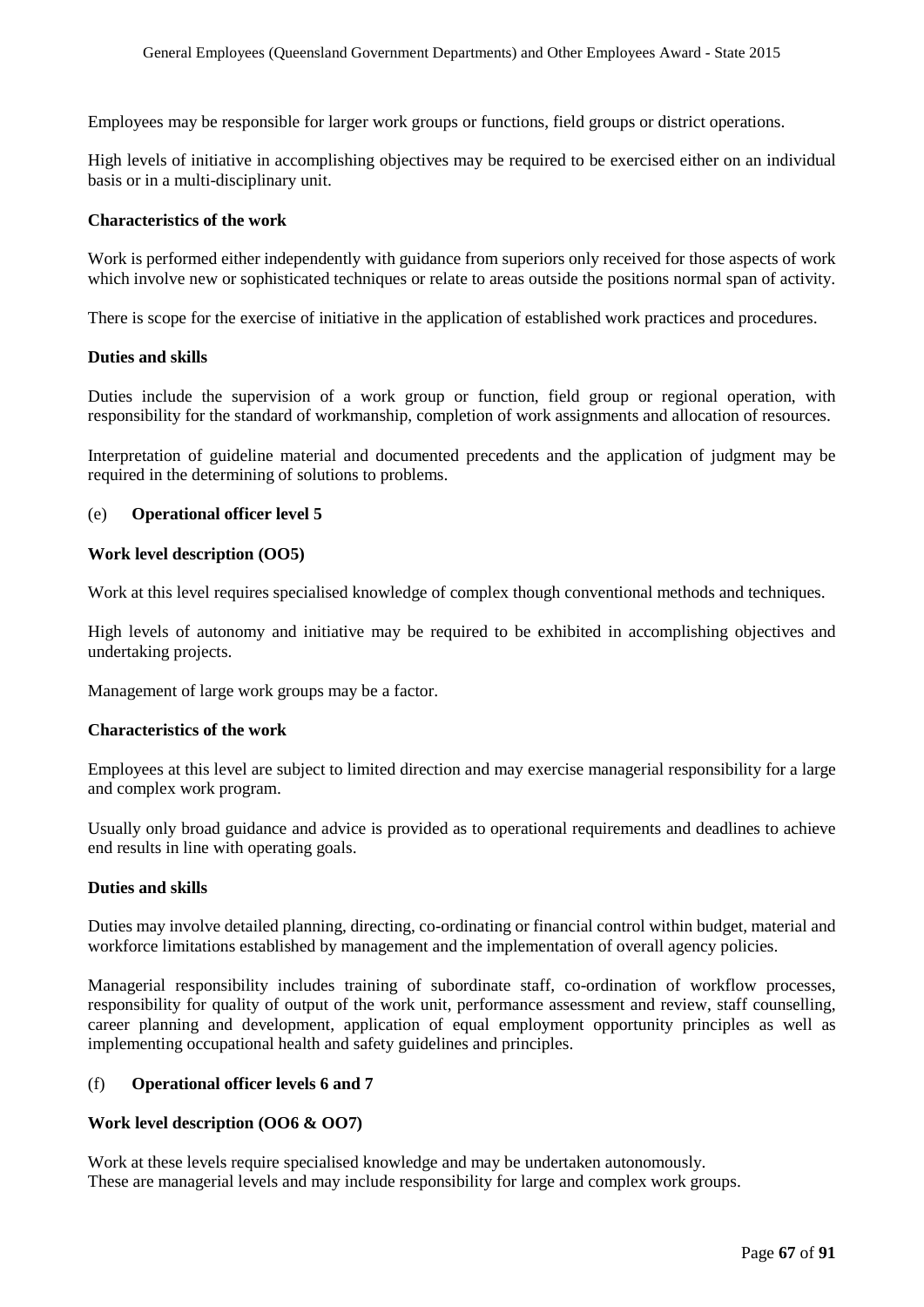Employees may be responsible for larger work groups or functions, field groups or district operations.

High levels of initiative in accomplishing objectives may be required to be exercised either on an individual basis or in a multi-disciplinary unit.

**Characteristics of the work**

Work is performed either independently with guidance from superiors only received for those aspects of work which involve new or sophisticated techniques or relate to areas outside the positions normal span of activity.

There is scope for the exercise of initiative in the application of established work practices and procedures.

**Duties and skills**

Duties include the supervision of a work group or function, field group or regional operation, with responsibility for the standard of workmanship, completion of work assignments and allocation of resources.

Interpretation of guideline material and documented precedents and the application of judgment may be required in the determining of solutions to problems.

(e) **Operational officer level 5**

**Work level description (OO5)**

Work at this level requires specialised knowledge of complex though conventional methods and techniques.

High levels of autonomy and initiative may be required to be exhibited in accomplishing objectives and undertaking projects.

Management of large work groups may be a factor.

**Characteristics of the work**

Employees at this level are subject to limited direction and may exercise managerial responsibility for a large and complex work program.

Usually only broad guidance and advice is provided as to operational requirements and deadlines to achieve end results in line with operating goals.

**Duties and skills**

Duties may involve detailed planning, directing, co-ordinating or financial control within budget, material and workforce limitations established by management and the implementation of overall agency policies.

Managerial responsibility includes training of subordinate staff, co-ordination of workflow processes, responsibility for quality of output of the work unit, performance assessment and review, staff counselling, career planning and development, application of equal employment opportunity principles as well as implementing occupational health and safety guidelines and principles.

(f) **Operational officer levels 6 and 7**

**Work level description (OO6 & OO7)**

Work at these levels require specialised knowledge and may be undertaken autonomously.
These are managerial levels and may include responsibility for large and complex work groups.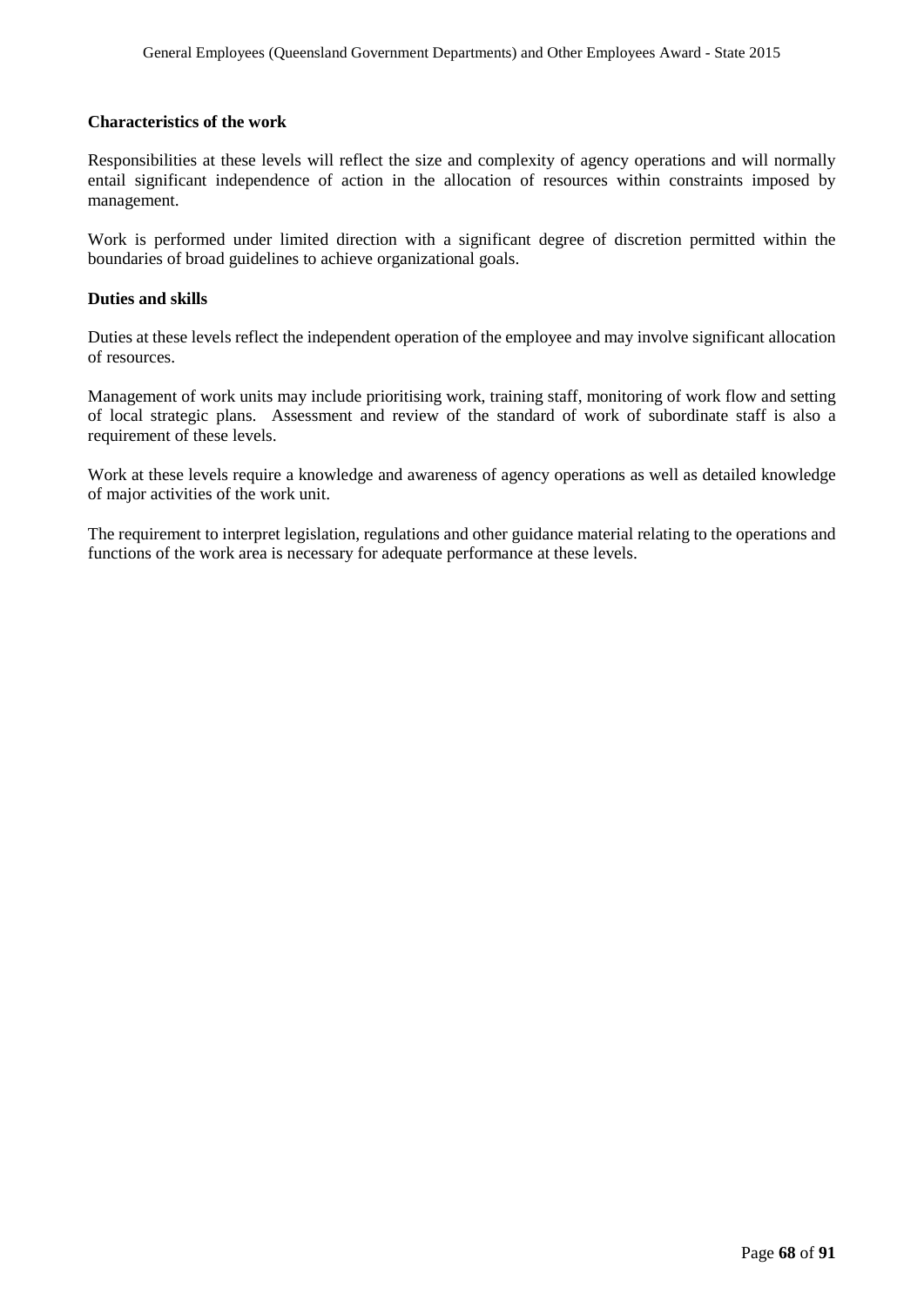**Characteristics of the work**

Responsibilities at these levels will reflect the size and complexity of agency operations and will normally entail significant independence of action in the allocation of resources within constraints imposed by management.

Work is performed under limited direction with a significant degree of discretion permitted within the boundaries of broad guidelines to achieve organizational goals.

**Duties and skills**

Duties at these levels reflect the independent operation of the employee and may involve significant allocation of resources.

Management of work units may include prioritising work, training staff, monitoring of work flow and setting of local strategic plans. Assessment and review of the standard of work of subordinate staff is also a requirement of these levels.

Work at these levels require a knowledge and awareness of agency operations as well as detailed knowledge of major activities of the work unit.

The requirement to interpret legislation, regulations and other guidance material relating to the operations and functions of the work area is necessary for adequate performance at these levels.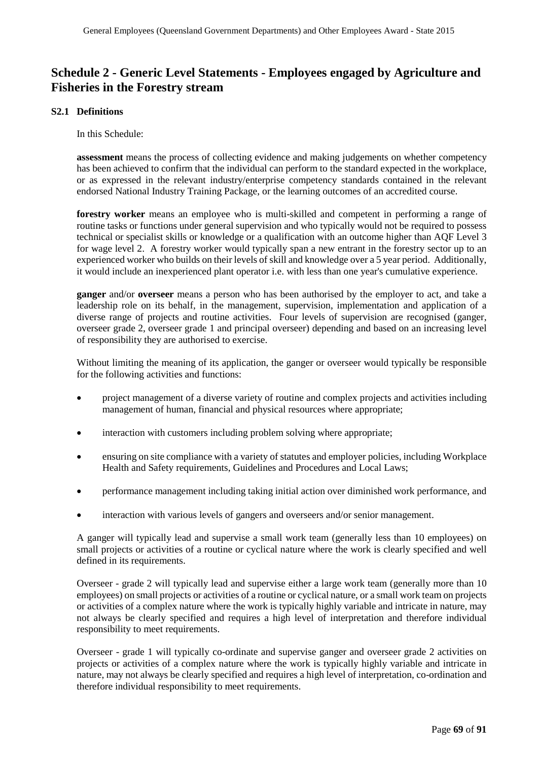# Schedule 2 - Generic Level Statements - Employees engaged by Agriculture and Fisheries in the Forestry stream

### S2.1 Definitions

In this Schedule:

**assessment** means the process of collecting evidence and making judgements on whether competency has been achieved to confirm that the individual can perform to the standard expected in the workplace, or as expressed in the relevant industry/enterprise competency standards contained in the relevant endorsed National Industry Training Package, or the learning outcomes of an accredited course.

**forestry worker** means an employee who is multi-skilled and competent in performing a range of routine tasks or functions under general supervision and who typically would not be required to possess technical or specialist skills or knowledge or a qualification with an outcome higher than AQF Level 3 for wage level 2. A forestry worker would typically span a new entrant in the forestry sector up to an experienced worker who builds on their levels of skill and knowledge over a 5 year period. Additionally, it would include an inexperienced plant operator i.e. with less than one year's cumulative experience.

**ganger** and/or **overseer** means a person who has been authorised by the employer to act, and take a leadership role on its behalf, in the management, supervision, implementation and application of a diverse range of projects and routine activities. Four levels of supervision are recognised (ganger, overseer grade 2, overseer grade 1 and principal overseer) depending and based on an increasing level of responsibility they are authorised to exercise.

Without limiting the meaning of its application, the ganger or overseer would typically be responsible for the following activities and functions:

- project management of a diverse variety of routine and complex projects and activities including management of human, financial and physical resources where appropriate;
- interaction with customers including problem solving where appropriate;
- ensuring on site compliance with a variety of statutes and employer policies, including Workplace Health and Safety requirements, Guidelines and Procedures and Local Laws;
- performance management including taking initial action over diminished work performance, and
- interaction with various levels of gangers and overseers and/or senior management.

A ganger will typically lead and supervise a small work team (generally less than 10 employees) on small projects or activities of a routine or cyclical nature where the work is clearly specified and well defined in its requirements.

Overseer - grade 2 will typically lead and supervise either a large work team (generally more than 10 employees) on small projects or activities of a routine or cyclical nature, or a small work team on projects or activities of a complex nature where the work is typically highly variable and intricate in nature, may not always be clearly specified and requires a high level of interpretation and therefore individual responsibility to meet requirements.

Overseer - grade 1 will typically co-ordinate and supervise ganger and overseer grade 2 activities on projects or activities of a complex nature where the work is typically highly variable and intricate in nature, may not always be clearly specified and requires a high level of interpretation, co-ordination and therefore individual responsibility to meet requirements.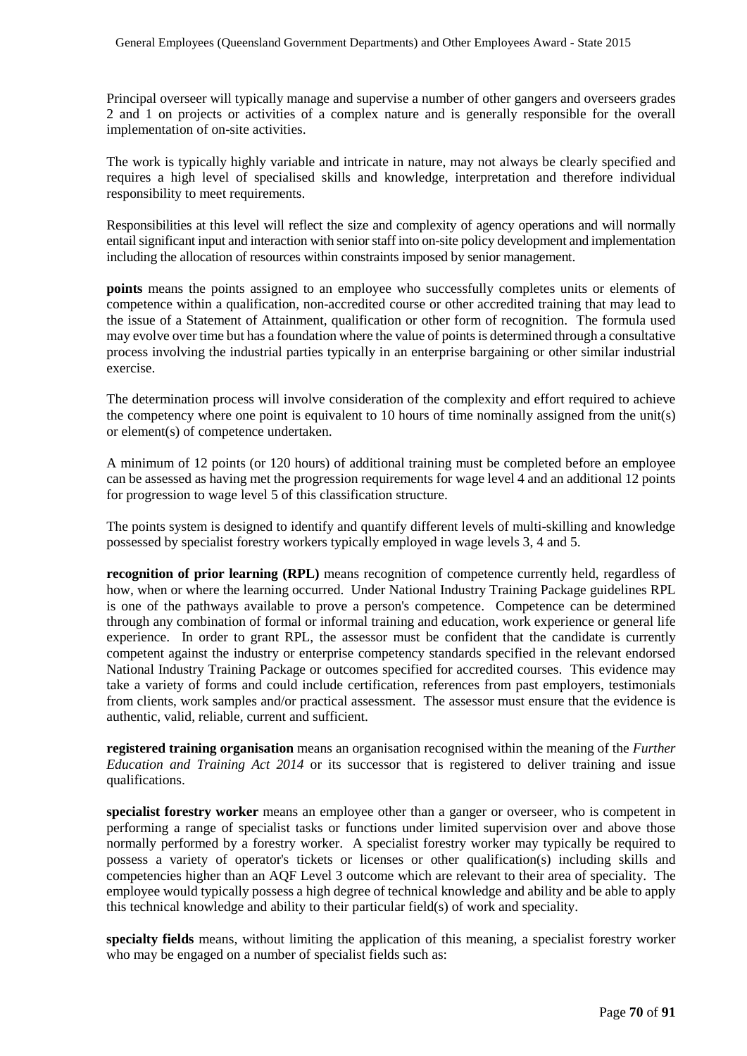Principal overseer will typically manage and supervise a number of other gangers and overseers grades 2 and 1 on projects or activities of a complex nature and is generally responsible for the overall implementation of on-site activities.

The work is typically highly variable and intricate in nature, may not always be clearly specified and requires a high level of specialised skills and knowledge, interpretation and therefore individual responsibility to meet requirements.

Responsibilities at this level will reflect the size and complexity of agency operations and will normally entail significant input and interaction with senior staff into on-site policy development and implementation including the allocation of resources within constraints imposed by senior management.

**points** means the points assigned to an employee who successfully completes units or elements of competence within a qualification, non-accredited course or other accredited training that may lead to the issue of a Statement of Attainment, qualification or other form of recognition. The formula used may evolve over time but has a foundation where the value of points is determined through a consultative process involving the industrial parties typically in an enterprise bargaining or other similar industrial exercise.

The determination process will involve consideration of the complexity and effort required to achieve the competency where one point is equivalent to 10 hours of time nominally assigned from the unit(s) or element(s) of competence undertaken.

A minimum of 12 points (or 120 hours) of additional training must be completed before an employee can be assessed as having met the progression requirements for wage level 4 and an additional 12 points for progression to wage level 5 of this classification structure.

The points system is designed to identify and quantify different levels of multi-skilling and knowledge possessed by specialist forestry workers typically employed in wage levels 3, 4 and 5.

**recognition of prior learning (RPL)** means recognition of competence currently held, regardless of how, when or where the learning occurred. Under National Industry Training Package guidelines RPL is one of the pathways available to prove a person's competence. Competence can be determined through any combination of formal or informal training and education, work experience or general life experience. In order to grant RPL, the assessor must be confident that the candidate is currently competent against the industry or enterprise competency standards specified in the relevant endorsed National Industry Training Package or outcomes specified for accredited courses. This evidence may take a variety of forms and could include certification, references from past employers, testimonials from clients, work samples and/or practical assessment. The assessor must ensure that the evidence is authentic, valid, reliable, current and sufficient.

**registered training organisation** means an organisation recognised within the meaning of the *Further Education and Training Act 2014* or its successor that is registered to deliver training and issue qualifications.

**specialist forestry worker** means an employee other than a ganger or overseer, who is competent in performing a range of specialist tasks or functions under limited supervision over and above those normally performed by a forestry worker. A specialist forestry worker may typically be required to possess a variety of operator's tickets or licenses or other qualification(s) including skills and competencies higher than an AQF Level 3 outcome which are relevant to their area of speciality. The employee would typically possess a high degree of technical knowledge and ability and be able to apply this technical knowledge and ability to their particular field(s) of work and speciality.

**specialty fields** means, without limiting the application of this meaning, a specialist forestry worker who may be engaged on a number of specialist fields such as: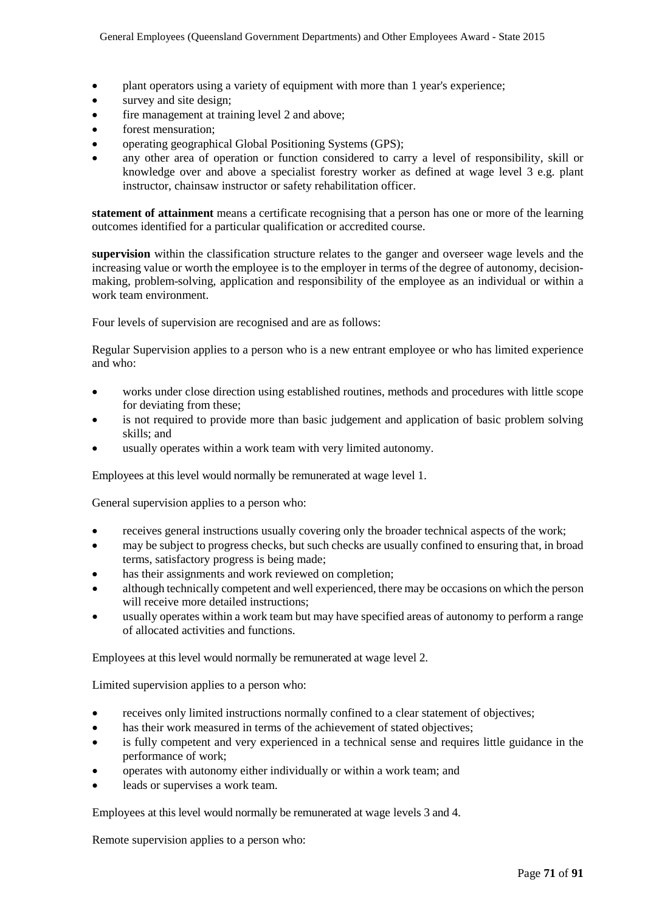- plant operators using a variety of equipment with more than 1 year's experience;
- survey and site design;
- fire management at training level 2 and above;
- forest mensuration;
- operating geographical Global Positioning Systems (GPS);
- any other area of operation or function considered to carry a level of responsibility, skill or knowledge over and above a specialist forestry worker as defined at wage level 3 e.g. plant instructor, chainsaw instructor or safety rehabilitation officer.

**statement of attainment** means a certificate recognising that a person has one or more of the learning outcomes identified for a particular qualification or accredited course.

**supervision** within the classification structure relates to the ganger and overseer wage levels and the increasing value or worth the employee is to the employer in terms of the degree of autonomy, decision-making, problem-solving, application and responsibility of the employee as an individual or within a work team environment.

Four levels of supervision are recognised and are as follows:

Regular Supervision applies to a person who is a new entrant employee or who has limited experience and who:

- works under close direction using established routines, methods and procedures with little scope for deviating from these;
- is not required to provide more than basic judgement and application of basic problem solving skills; and
- usually operates within a work team with very limited autonomy.

Employees at this level would normally be remunerated at wage level 1.

General supervision applies to a person who:

- receives general instructions usually covering only the broader technical aspects of the work;
- may be subject to progress checks, but such checks are usually confined to ensuring that, in broad terms, satisfactory progress is being made;
- has their assignments and work reviewed on completion;
- although technically competent and well experienced, there may be occasions on which the person will receive more detailed instructions;
- usually operates within a work team but may have specified areas of autonomy to perform a range of allocated activities and functions.

Employees at this level would normally be remunerated at wage level 2.

Limited supervision applies to a person who:

- receives only limited instructions normally confined to a clear statement of objectives;
- has their work measured in terms of the achievement of stated objectives;
- is fully competent and very experienced in a technical sense and requires little guidance in the performance of work;
- operates with autonomy either individually or within a work team; and
- leads or supervises a work team.

Employees at this level would normally be remunerated at wage levels 3 and 4.

Remote supervision applies to a person who: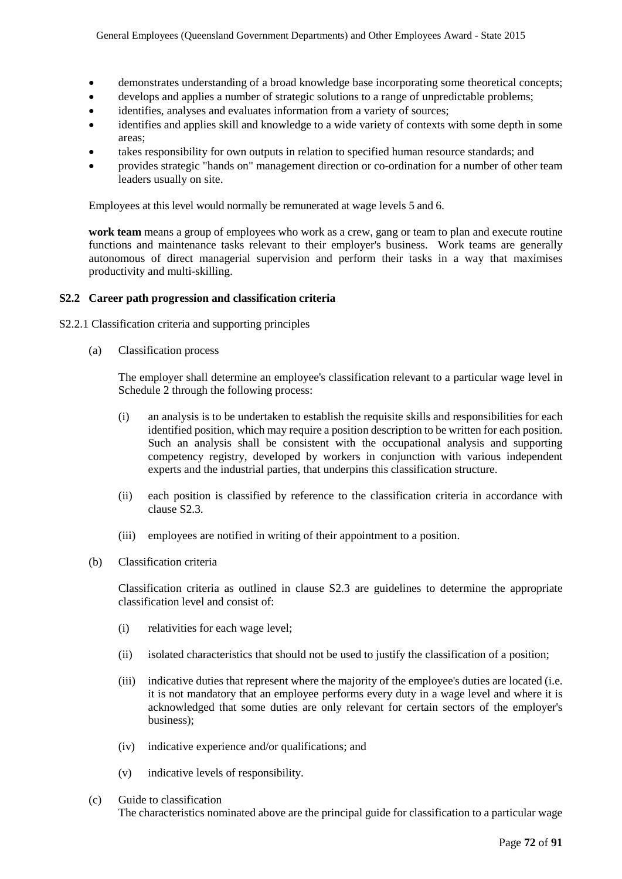- demonstrates understanding of a broad knowledge base incorporating some theoretical concepts;
- develops and applies a number of strategic solutions to a range of unpredictable problems;
- identifies, analyses and evaluates information from a variety of sources;
- identifies and applies skill and knowledge to a wide variety of contexts with some depth in some areas;
- takes responsibility for own outputs in relation to specified human resource standards; and
- provides strategic "hands on" management direction or co-ordination for a number of other team leaders usually on site.

Employees at this level would normally be remunerated at wage levels 5 and 6.

**work team** means a group of employees who work as a crew, gang or team to plan and execute routine functions and maintenance tasks relevant to their employer's business. Work teams are generally autonomous of direct managerial supervision and perform their tasks in a way that maximises productivity and multi-skilling.

### S2.2 Career path progression and classification criteria

S2.2.1 Classification criteria and supporting principles

(a) Classification process

The employer shall determine an employee's classification relevant to a particular wage level in Schedule 2 through the following process:

(i) an analysis is to be undertaken to establish the requisite skills and responsibilities for each identified position, which may require a position description to be written for each position. Such an analysis shall be consistent with the occupational analysis and supporting competency registry, developed by workers in conjunction with various independent experts and the industrial parties, that underpins this classification structure.

(ii) each position is classified by reference to the classification criteria in accordance with clause S2.3.

(iii) employees are notified in writing of their appointment to a position.

(b) Classification criteria

Classification criteria as outlined in clause S2.3 are guidelines to determine the appropriate classification level and consist of:

(i) relativities for each wage level;

(ii) isolated characteristics that should not be used to justify the classification of a position;

(iii) indicative duties that represent where the majority of the employee's duties are located (i.e. it is not mandatory that an employee performs every duty in a wage level and where it is acknowledged that some duties are only relevant for certain sectors of the employer's business);

(iv) indicative experience and/or qualifications; and

(v) indicative levels of responsibility.

(c) Guide to classification

The characteristics nominated above are the principal guide for classification to a particular wage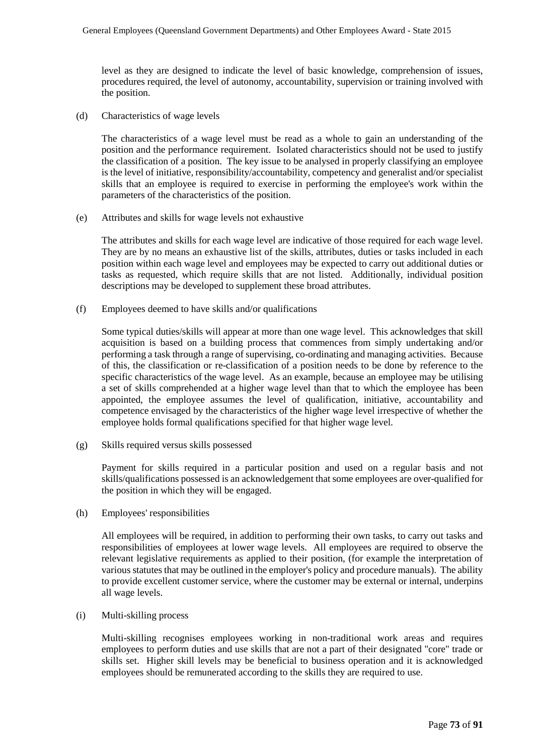level as they are designed to indicate the level of basic knowledge, comprehension of issues, procedures required, the level of autonomy, accountability, supervision or training involved with the position.

(d) Characteristics of wage levels

The characteristics of a wage level must be read as a whole to gain an understanding of the position and the performance requirement. Isolated characteristics should not be used to justify the classification of a position. The key issue to be analysed in properly classifying an employee is the level of initiative, responsibility/accountability, competency and generalist and/or specialist skills that an employee is required to exercise in performing the employee's work within the parameters of the characteristics of the position.

(e) Attributes and skills for wage levels not exhaustive

The attributes and skills for each wage level are indicative of those required for each wage level. They are by no means an exhaustive list of the skills, attributes, duties or tasks included in each position within each wage level and employees may be expected to carry out additional duties or tasks as requested, which require skills that are not listed. Additionally, individual position descriptions may be developed to supplement these broad attributes.

(f) Employees deemed to have skills and/or qualifications

Some typical duties/skills will appear at more than one wage level. This acknowledges that skill acquisition is based on a building process that commences from simply undertaking and/or performing a task through a range of supervising, co-ordinating and managing activities. Because of this, the classification or re-classification of a position needs to be done by reference to the specific characteristics of the wage level. As an example, because an employee may be utilising a set of skills comprehended at a higher wage level than that to which the employee has been appointed, the employee assumes the level of qualification, initiative, accountability and competence envisaged by the characteristics of the higher wage level irrespective of whether the employee holds formal qualifications specified for that higher wage level.

(g) Skills required versus skills possessed

Payment for skills required in a particular position and used on a regular basis and not skills/qualifications possessed is an acknowledgement that some employees are over-qualified for the position in which they will be engaged.

(h) Employees' responsibilities

All employees will be required, in addition to performing their own tasks, to carry out tasks and responsibilities of employees at lower wage levels. All employees are required to observe the relevant legislative requirements as applied to their position, (for example the interpretation of various statutes that may be outlined in the employer's policy and procedure manuals). The ability to provide excellent customer service, where the customer may be external or internal, underpins all wage levels.

(i) Multi-skilling process

Multi-skilling recognises employees working in non-traditional work areas and requires employees to perform duties and use skills that are not a part of their designated "core" trade or skills set. Higher skill levels may be beneficial to business operation and it is acknowledged employees should be remunerated according to the skills they are required to use.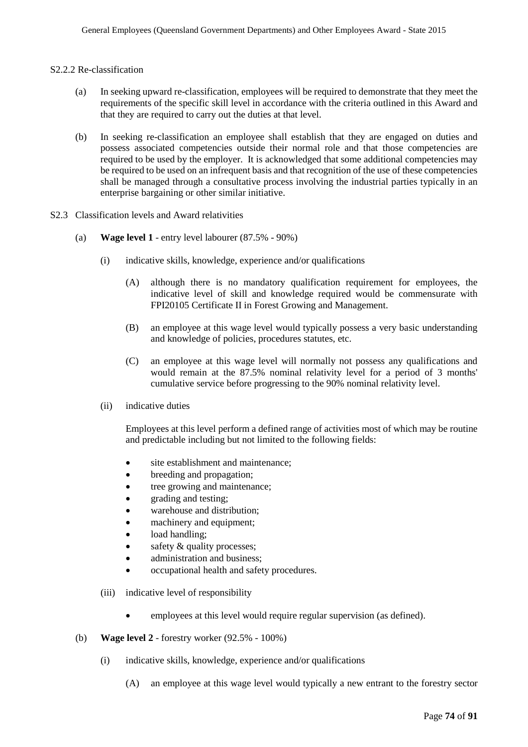S2.2.2 Re-classification

(a) In seeking upward re-classification, employees will be required to demonstrate that they meet the requirements of the specific skill level in accordance with the criteria outlined in this Award and that they are required to carry out the duties at that level.

(b) In seeking re-classification an employee shall establish that they are engaged on duties and possess associated competencies outside their normal role and that those competencies are required to be used by the employer. It is acknowledged that some additional competencies may be required to be used on an infrequent basis and that recognition of the use of these competencies shall be managed through a consultative process involving the industrial parties typically in an enterprise bargaining or other similar initiative.

S2.3 Classification levels and Award relativities

(a) **Wage level 1** - entry level labourer (87.5% - 90%)

(i) indicative skills, knowledge, experience and/or qualifications

(A) although there is no mandatory qualification requirement for employees, the indicative level of skill and knowledge required would be commensurate with FPI20105 Certificate II in Forest Growing and Management.

(B) an employee at this wage level would typically possess a very basic understanding and knowledge of policies, procedures statutes, etc.

(C) an employee at this wage level will normally not possess any qualifications and would remain at the 87.5% nominal relativity level for a period of 3 months' cumulative service before progressing to the 90% nominal relativity level.

(ii) indicative duties

Employees at this level perform a defined range of activities most of which may be routine and predictable including but not limited to the following fields:

- site establishment and maintenance;
- breeding and propagation;
- tree growing and maintenance;
- grading and testing;
- warehouse and distribution;
- machinery and equipment;
- load handling;
- safety & quality processes;
- administration and business;
- occupational health and safety procedures.

(iii) indicative level of responsibility

- employees at this level would require regular supervision (as defined).

(b) **Wage level 2** - forestry worker (92.5% - 100%)

(i) indicative skills, knowledge, experience and/or qualifications

(A) an employee at this wage level would typically a new entrant to the forestry sector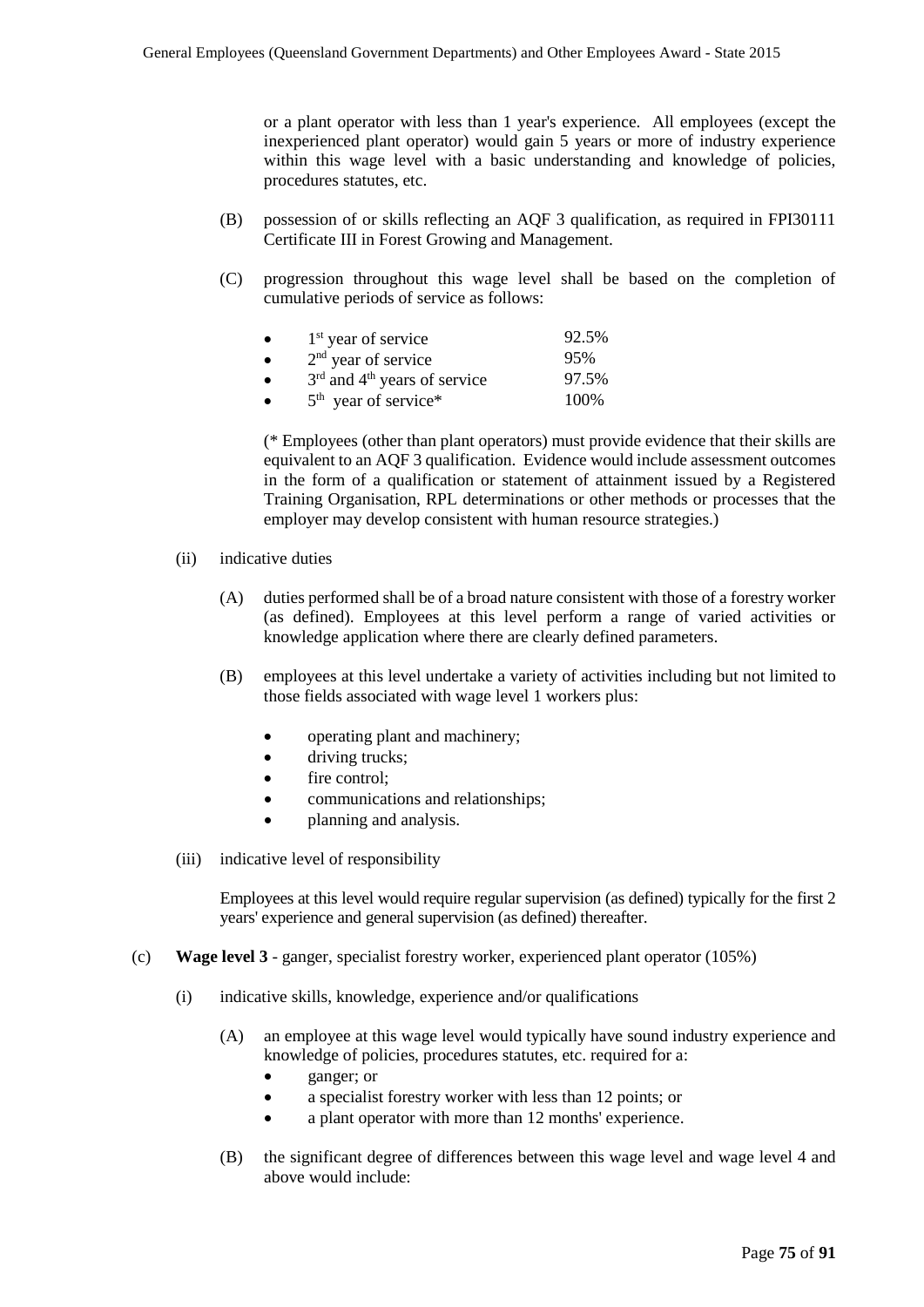or a plant operator with less than 1 year's experience. All employees (except the inexperienced plant operator) would gain 5 years or more of industry experience within this wage level with a basic understanding and knowledge of policies, procedures statutes, etc.

(B) possession of or skills reflecting an AQF 3 qualification, as required in FPI30111 Certificate III in Forest Growing and Management.

(C) progression throughout this wage level shall be based on the completion of cumulative periods of service as follows:

- 1st year of service — 92.5%
- 2nd year of service — 95%
- 3rd and 4th years of service — 97.5%
- 5th year of service* — 100%

(* Employees (other than plant operators) must provide evidence that their skills are equivalent to an AQF 3 qualification. Evidence would include assessment outcomes in the form of a qualification or statement of attainment issued by a Registered Training Organisation, RPL determinations or other methods or processes that the employer may develop consistent with human resource strategies.)

(ii) indicative duties

(A) duties performed shall be of a broad nature consistent with those of a forestry worker (as defined). Employees at this level perform a range of varied activities or knowledge application where there are clearly defined parameters.

(B) employees at this level undertake a variety of activities including but not limited to those fields associated with wage level 1 workers plus:

- operating plant and machinery;
- driving trucks;
- fire control;
- communications and relationships;
- planning and analysis.

(iii) indicative level of responsibility

Employees at this level would require regular supervision (as defined) typically for the first 2 years' experience and general supervision (as defined) thereafter.

(c) **Wage level 3** - ganger, specialist forestry worker, experienced plant operator (105%)

(i) indicative skills, knowledge, experience and/or qualifications

(A) an employee at this wage level would typically have sound industry experience and knowledge of policies, procedures statutes, etc. required for a:

- ganger; or
- a specialist forestry worker with less than 12 points; or
- a plant operator with more than 12 months' experience.

(B) the significant degree of differences between this wage level and wage level 4 and above would include: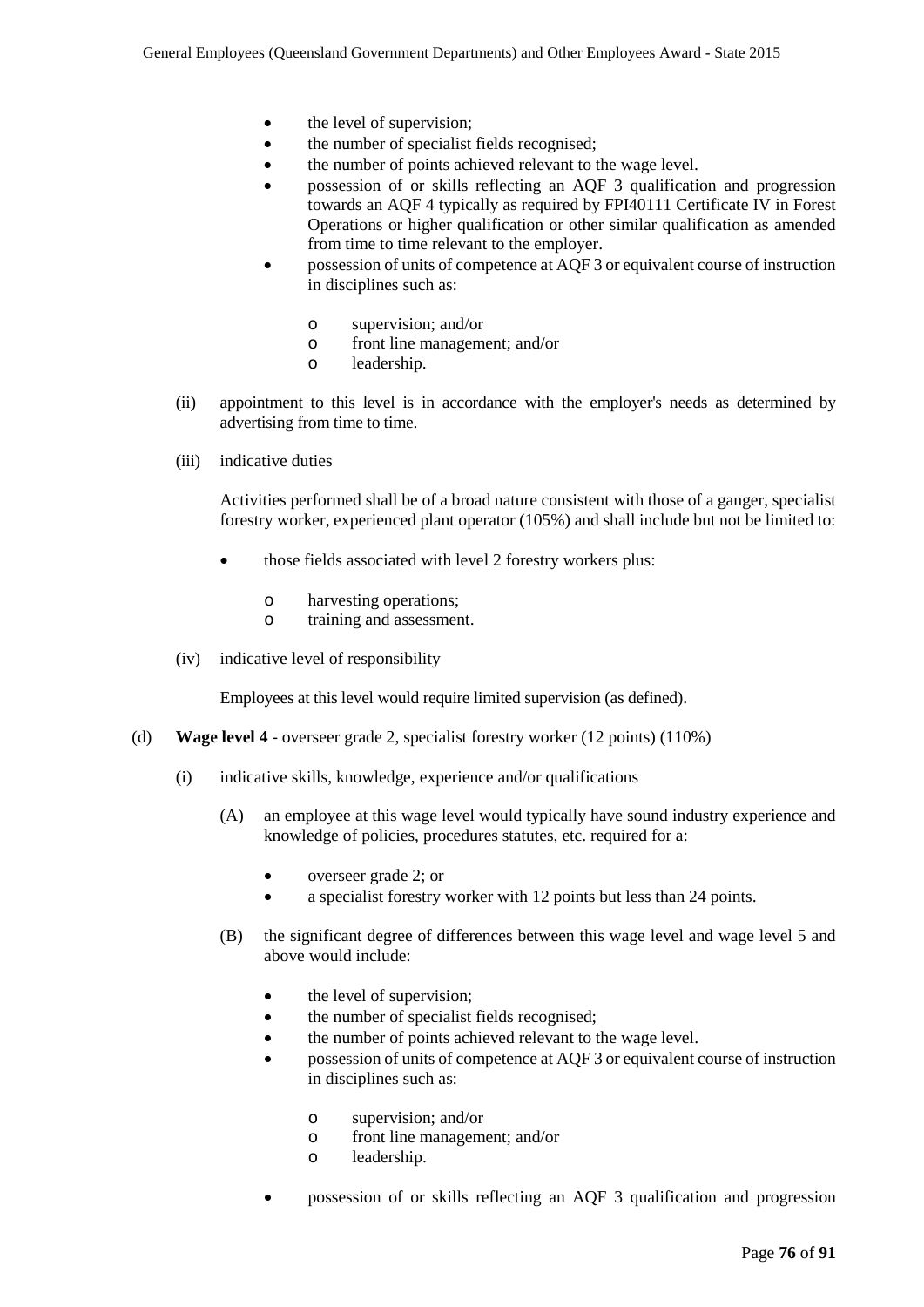- the level of supervision;
- the number of specialist fields recognised;
- the number of points achieved relevant to the wage level.
- possession of or skills reflecting an AQF 3 qualification and progression towards an AQF 4 typically as required by FPI40111 Certificate IV in Forest Operations or higher qualification or other similar qualification as amended from time to time relevant to the employer.
- possession of units of competence at AQF 3 or equivalent course of instruction in disciplines such as:
  - supervision; and/or
  - front line management; and/or
  - leadership.

(ii) appointment to this level is in accordance with the employer's needs as determined by advertising from time to time.

(iii) indicative duties

Activities performed shall be of a broad nature consistent with those of a ganger, specialist forestry worker, experienced plant operator (105%) and shall include but not be limited to:

- those fields associated with level 2 forestry workers plus:
  - harvesting operations;
  - training and assessment.

(iv) indicative level of responsibility

Employees at this level would require limited supervision (as defined).

(d) **Wage level 4** - overseer grade 2, specialist forestry worker (12 points) (110%)

(i) indicative skills, knowledge, experience and/or qualifications

(A) an employee at this wage level would typically have sound industry experience and knowledge of policies, procedures statutes, etc. required for a:

- overseer grade 2; or
- a specialist forestry worker with 12 points but less than 24 points.

(B) the significant degree of differences between this wage level and wage level 5 and above would include:

- the level of supervision;
- the number of specialist fields recognised;
- the number of points achieved relevant to the wage level.
- possession of units of competence at AQF 3 or equivalent course of instruction in disciplines such as:
  - supervision; and/or
  - front line management; and/or
  - leadership.
- possession of or skills reflecting an AQF 3 qualification and progression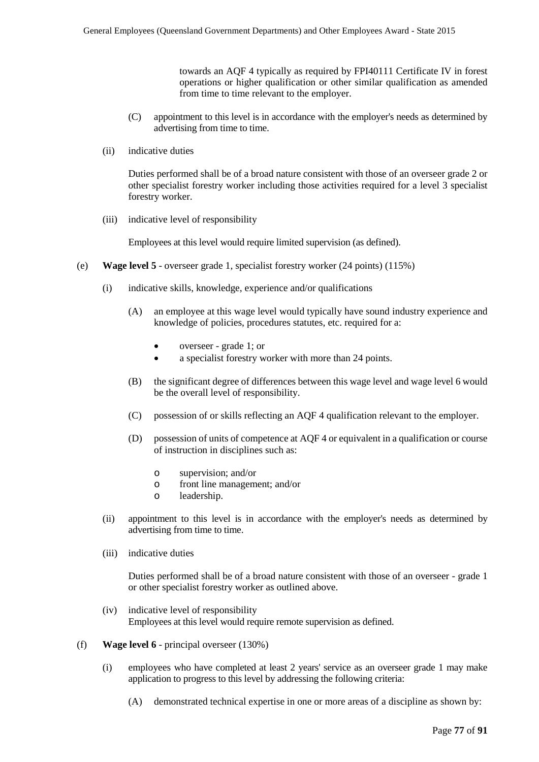towards an AQF 4 typically as required by FPI40111 Certificate IV in forest operations or higher qualification or other similar qualification as amended from time to time relevant to the employer.

(C) appointment to this level is in accordance with the employer's needs as determined by advertising from time to time.

(ii) indicative duties

Duties performed shall be of a broad nature consistent with those of an overseer grade 2 or other specialist forestry worker including those activities required for a level 3 specialist forestry worker.

(iii) indicative level of responsibility

Employees at this level would require limited supervision (as defined).

(e) **Wage level 5** - overseer grade 1, specialist forestry worker (24 points) (115%)

(i) indicative skills, knowledge, experience and/or qualifications

(A) an employee at this wage level would typically have sound industry experience and knowledge of policies, procedures statutes, etc. required for a:

- overseer - grade 1; or
- a specialist forestry worker with more than 24 points.

(B) the significant degree of differences between this wage level and wage level 6 would be the overall level of responsibility.

(C) possession of or skills reflecting an AQF 4 qualification relevant to the employer.

(D) possession of units of competence at AQF 4 or equivalent in a qualification or course of instruction in disciplines such as:

- o supervision; and/or
- o front line management; and/or
- o leadership.

(ii) appointment to this level is in accordance with the employer's needs as determined by advertising from time to time.

(iii) indicative duties

Duties performed shall be of a broad nature consistent with those of an overseer - grade 1 or other specialist forestry worker as outlined above.

(iv) indicative level of responsibility
Employees at this level would require remote supervision as defined.

(f) **Wage level 6** - principal overseer (130%)

(i) employees who have completed at least 2 years' service as an overseer grade 1 may make application to progress to this level by addressing the following criteria:

(A) demonstrated technical expertise in one or more areas of a discipline as shown by: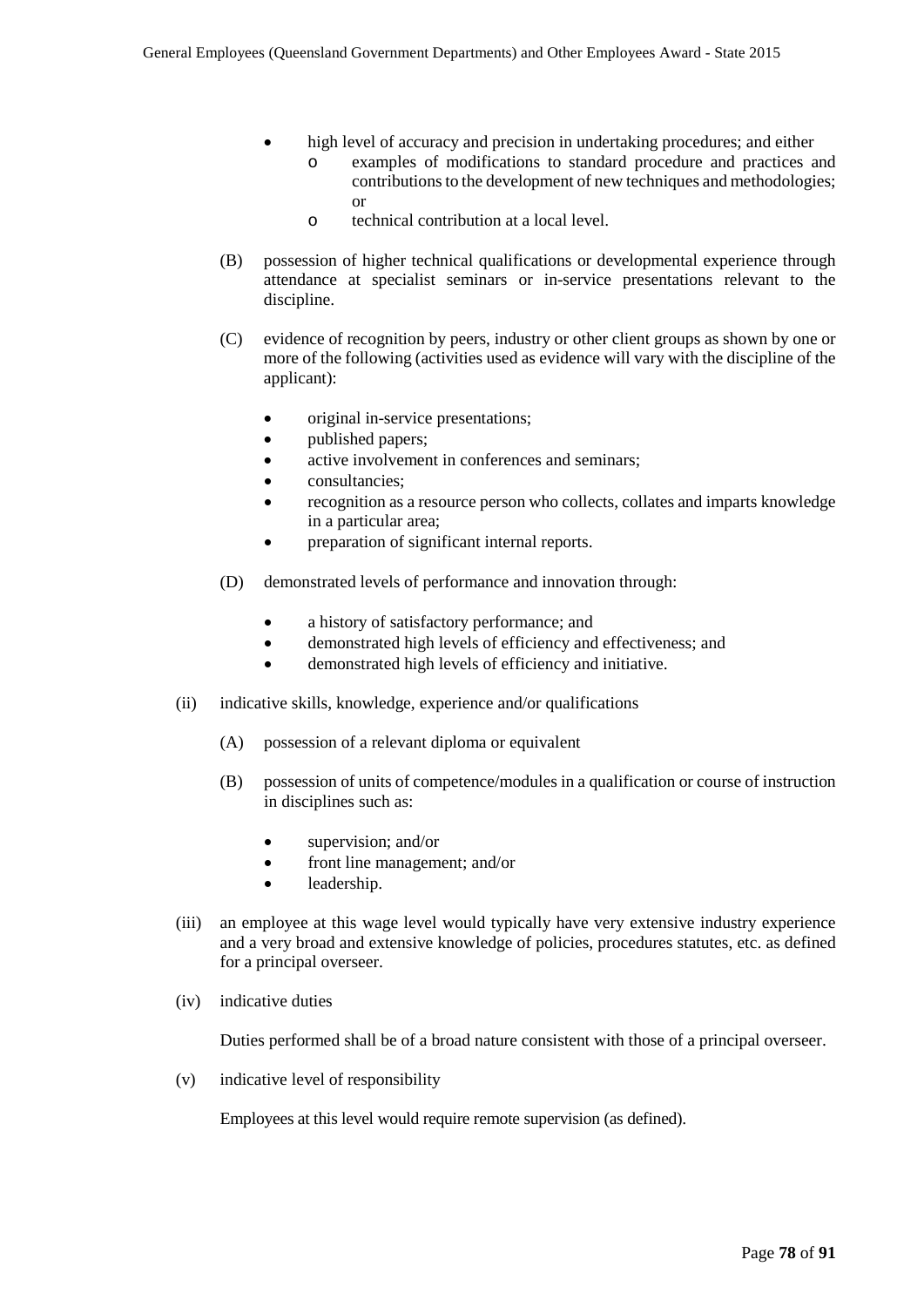- high level of accuracy and precision in undertaking procedures; and either
    - examples of modifications to standard procedure and practices and contributions to the development of new techniques and methodologies; or
    - technical contribution at a local level.

(B) possession of higher technical qualifications or developmental experience through attendance at specialist seminars or in-service presentations relevant to the discipline.

(C) evidence of recognition by peers, industry or other client groups as shown by one or more of the following (activities used as evidence will vary with the discipline of the applicant):

- original in-service presentations;
- published papers;
- active involvement in conferences and seminars;
- consultancies;
- recognition as a resource person who collects, collates and imparts knowledge in a particular area;
- preparation of significant internal reports.

(D) demonstrated levels of performance and innovation through:

- a history of satisfactory performance; and
- demonstrated high levels of efficiency and effectiveness; and
- demonstrated high levels of efficiency and initiative.

(ii) indicative skills, knowledge, experience and/or qualifications

(A) possession of a relevant diploma or equivalent

(B) possession of units of competence/modules in a qualification or course of instruction in disciplines such as:

- supervision; and/or
- front line management; and/or
- leadership.

(iii) an employee at this wage level would typically have very extensive industry experience and a very broad and extensive knowledge of policies, procedures statutes, etc. as defined for a principal overseer.

(iv) indicative duties

Duties performed shall be of a broad nature consistent with those of a principal overseer.

(v) indicative level of responsibility

Employees at this level would require remote supervision (as defined).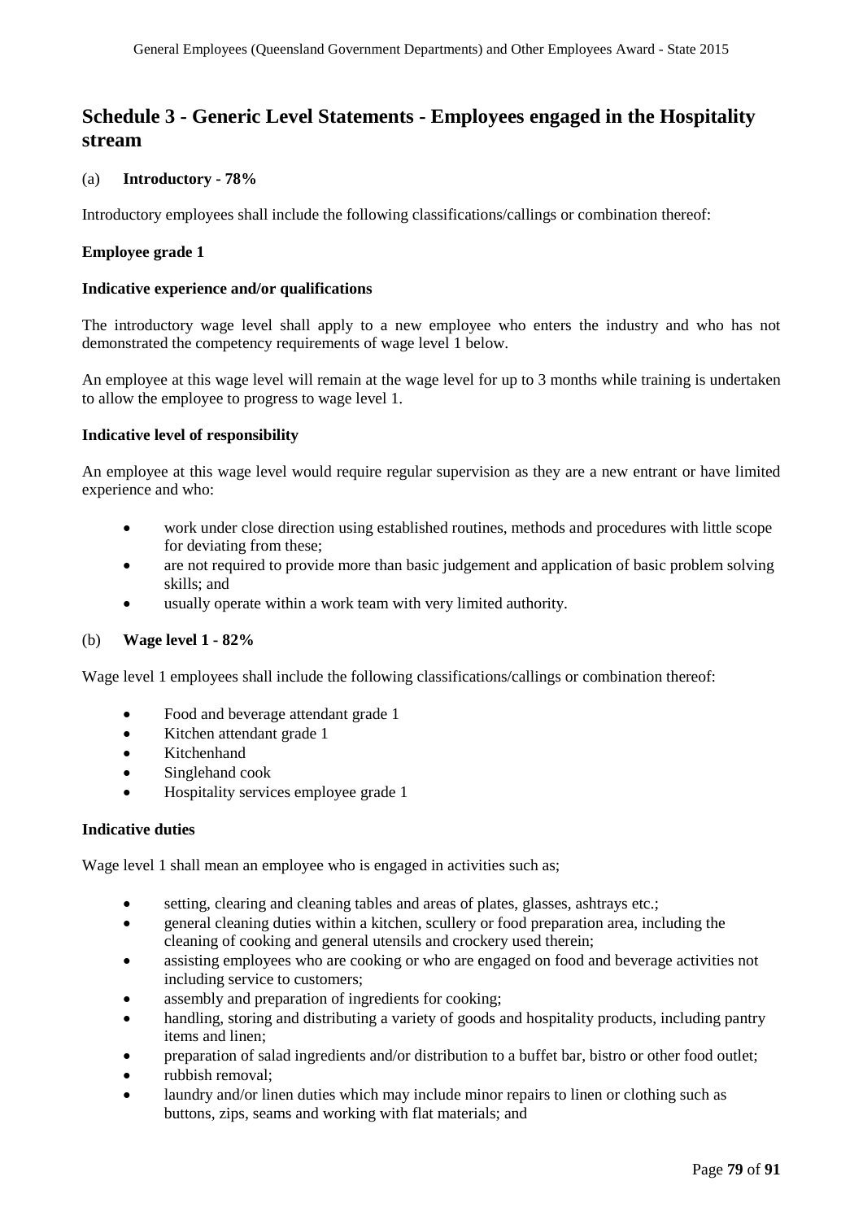# Schedule 3 - Generic Level Statements - Employees engaged in the Hospitality stream

(a) **Introductory - 78%**

Introductory employees shall include the following classifications/callings or combination thereof:

**Employee grade 1**

**Indicative experience and/or qualifications**

The introductory wage level shall apply to a new employee who enters the industry and who has not demonstrated the competency requirements of wage level 1 below.

An employee at this wage level will remain at the wage level for up to 3 months while training is undertaken to allow the employee to progress to wage level 1.

**Indicative level of responsibility**

An employee at this wage level would require regular supervision as they are a new entrant or have limited experience and who:

- work under close direction using established routines, methods and procedures with little scope for deviating from these;
- are not required to provide more than basic judgement and application of basic problem solving skills; and
- usually operate within a work team with very limited authority.

(b) **Wage level 1 - 82%**

Wage level 1 employees shall include the following classifications/callings or combination thereof:

- Food and beverage attendant grade 1
- Kitchen attendant grade 1
- Kitchenhand
- Singlehand cook
- Hospitality services employee grade 1

**Indicative duties**

Wage level 1 shall mean an employee who is engaged in activities such as;

- setting, clearing and cleaning tables and areas of plates, glasses, ashtrays etc.;
- general cleaning duties within a kitchen, scullery or food preparation area, including the cleaning of cooking and general utensils and crockery used therein;
- assisting employees who are cooking or who are engaged on food and beverage activities not including service to customers;
- assembly and preparation of ingredients for cooking;
- handling, storing and distributing a variety of goods and hospitality products, including pantry items and linen;
- preparation of salad ingredients and/or distribution to a buffet bar, bistro or other food outlet;
- rubbish removal;
- laundry and/or linen duties which may include minor repairs to linen or clothing such as buttons, zips, seams and working with flat materials; and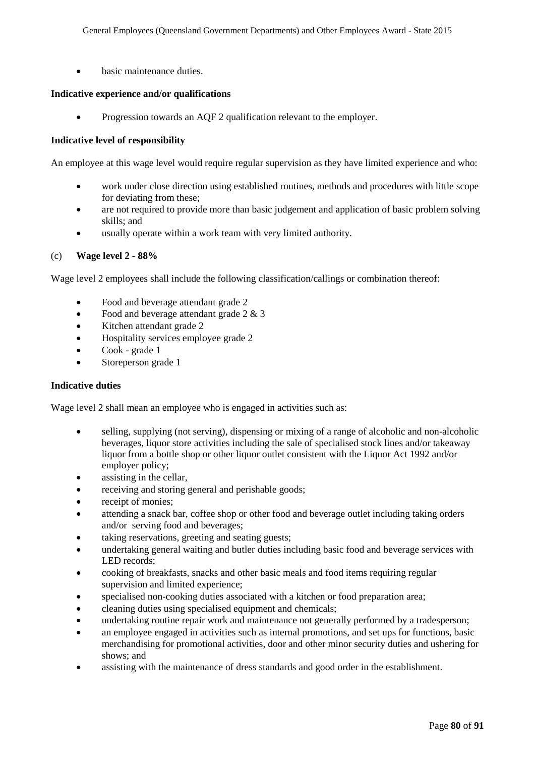- basic maintenance duties.

**Indicative experience and/or qualifications**

- Progression towards an AQF 2 qualification relevant to the employer.

**Indicative level of responsibility**

An employee at this wage level would require regular supervision as they have limited experience and who:

- work under close direction using established routines, methods and procedures with little scope for deviating from these;
- are not required to provide more than basic judgement and application of basic problem solving skills; and
- usually operate within a work team with very limited authority.

(c) **Wage level 2 - 88%**

Wage level 2 employees shall include the following classification/callings or combination thereof:

- Food and beverage attendant grade 2
- Food and beverage attendant grade 2 & 3
- Kitchen attendant grade 2
- Hospitality services employee grade 2
- Cook - grade 1
- Storeperson grade 1

**Indicative duties**

Wage level 2 shall mean an employee who is engaged in activities such as:

- selling, supplying (not serving), dispensing or mixing of a range of alcoholic and non-alcoholic beverages, liquor store activities including the sale of specialised stock lines and/or takeaway liquor from a bottle shop or other liquor outlet consistent with the Liquor Act 1992 and/or employer policy;
- assisting in the cellar,
- receiving and storing general and perishable goods;
- receipt of monies;
- attending a snack bar, coffee shop or other food and beverage outlet including taking orders and/or serving food and beverages;
- taking reservations, greeting and seating guests;
- undertaking general waiting and butler duties including basic food and beverage services with LED records;
- cooking of breakfasts, snacks and other basic meals and food items requiring regular supervision and limited experience;
- specialised non-cooking duties associated with a kitchen or food preparation area;
- cleaning duties using specialised equipment and chemicals;
- undertaking routine repair work and maintenance not generally performed by a tradesperson;
- an employee engaged in activities such as internal promotions, and set ups for functions, basic merchandising for promotional activities, door and other minor security duties and ushering for shows; and
- assisting with the maintenance of dress standards and good order in the establishment.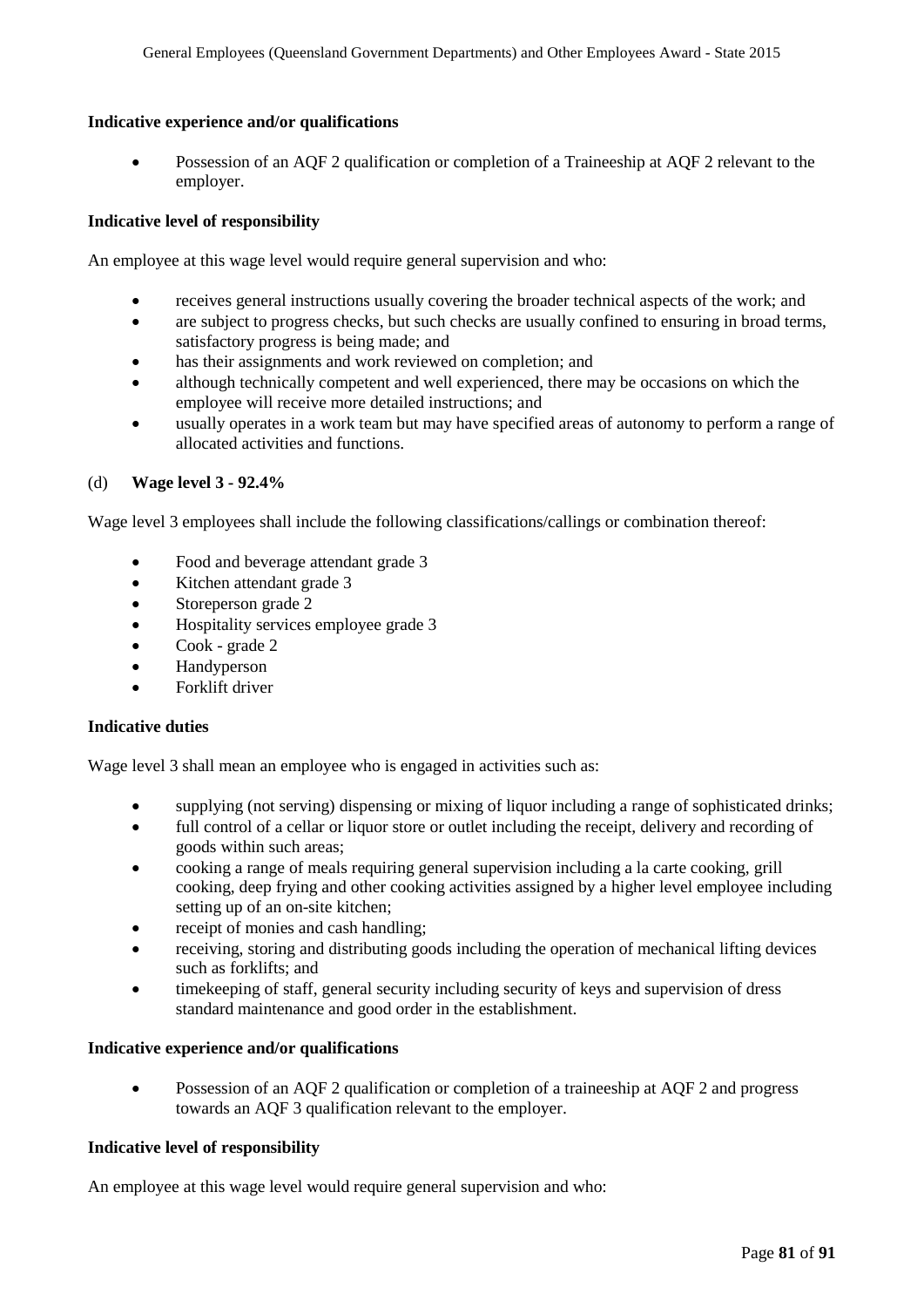**Indicative experience and/or qualifications**

- Possession of an AQF 2 qualification or completion of a Traineeship at AQF 2 relevant to the employer.

**Indicative level of responsibility**

An employee at this wage level would require general supervision and who:

- receives general instructions usually covering the broader technical aspects of the work; and
- are subject to progress checks, but such checks are usually confined to ensuring in broad terms, satisfactory progress is being made; and
- has their assignments and work reviewed on completion; and
- although technically competent and well experienced, there may be occasions on which the employee will receive more detailed instructions; and
- usually operates in a work team but may have specified areas of autonomy to perform a range of allocated activities and functions.

(d) **Wage level 3 - 92.4%**

Wage level 3 employees shall include the following classifications/callings or combination thereof:

- Food and beverage attendant grade 3
- Kitchen attendant grade 3
- Storeperson grade 2
- Hospitality services employee grade 3
- Cook - grade 2
- Handyperson
- Forklift driver

**Indicative duties**

Wage level 3 shall mean an employee who is engaged in activities such as:

- supplying (not serving) dispensing or mixing of liquor including a range of sophisticated drinks;
- full control of a cellar or liquor store or outlet including the receipt, delivery and recording of goods within such areas;
- cooking a range of meals requiring general supervision including a la carte cooking, grill cooking, deep frying and other cooking activities assigned by a higher level employee including setting up of an on-site kitchen;
- receipt of monies and cash handling;
- receiving, storing and distributing goods including the operation of mechanical lifting devices such as forklifts; and
- timekeeping of staff, general security including security of keys and supervision of dress standard maintenance and good order in the establishment.

**Indicative experience and/or qualifications**

- Possession of an AQF 2 qualification or completion of a traineeship at AQF 2 and progress towards an AQF 3 qualification relevant to the employer.

**Indicative level of responsibility**

An employee at this wage level would require general supervision and who: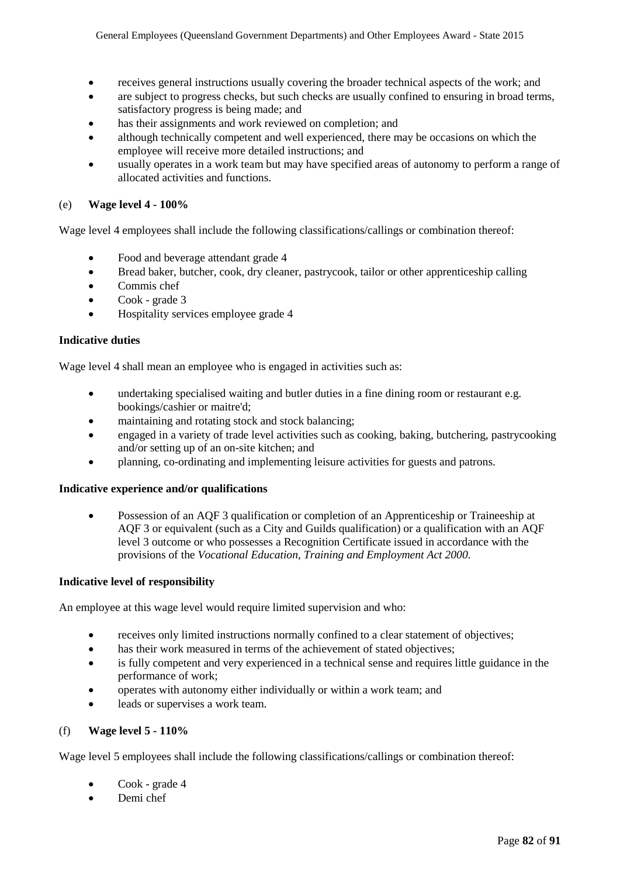- receives general instructions usually covering the broader technical aspects of the work; and
- are subject to progress checks, but such checks are usually confined to ensuring in broad terms, satisfactory progress is being made; and
- has their assignments and work reviewed on completion; and
- although technically competent and well experienced, there may be occasions on which the employee will receive more detailed instructions; and
- usually operates in a work team but may have specified areas of autonomy to perform a range of allocated activities and functions.

(e) **Wage level 4 - 100%**

Wage level 4 employees shall include the following classifications/callings or combination thereof:

- Food and beverage attendant grade 4
- Bread baker, butcher, cook, dry cleaner, pastrycook, tailor or other apprenticeship calling
- Commis chef
- Cook - grade 3
- Hospitality services employee grade 4

**Indicative duties**

Wage level 4 shall mean an employee who is engaged in activities such as:

- undertaking specialised waiting and butler duties in a fine dining room or restaurant e.g. bookings/cashier or maitre'd;
- maintaining and rotating stock and stock balancing;
- engaged in a variety of trade level activities such as cooking, baking, butchering, pastrycooking and/or setting up of an on-site kitchen; and
- planning, co-ordinating and implementing leisure activities for guests and patrons.

**Indicative experience and/or qualifications**

- Possession of an AQF 3 qualification or completion of an Apprenticeship or Traineeship at AQF 3 or equivalent (such as a City and Guilds qualification) or a qualification with an AQF level 3 outcome or who possesses a Recognition Certificate issued in accordance with the provisions of the *Vocational Education, Training and Employment Act 2000*.

**Indicative level of responsibility**

An employee at this wage level would require limited supervision and who:

- receives only limited instructions normally confined to a clear statement of objectives;
- has their work measured in terms of the achievement of stated objectives;
- is fully competent and very experienced in a technical sense and requires little guidance in the performance of work;
- operates with autonomy either individually or within a work team; and
- leads or supervises a work team.

(f) **Wage level 5 - 110%**

Wage level 5 employees shall include the following classifications/callings or combination thereof:

- Cook - grade 4
- Demi chef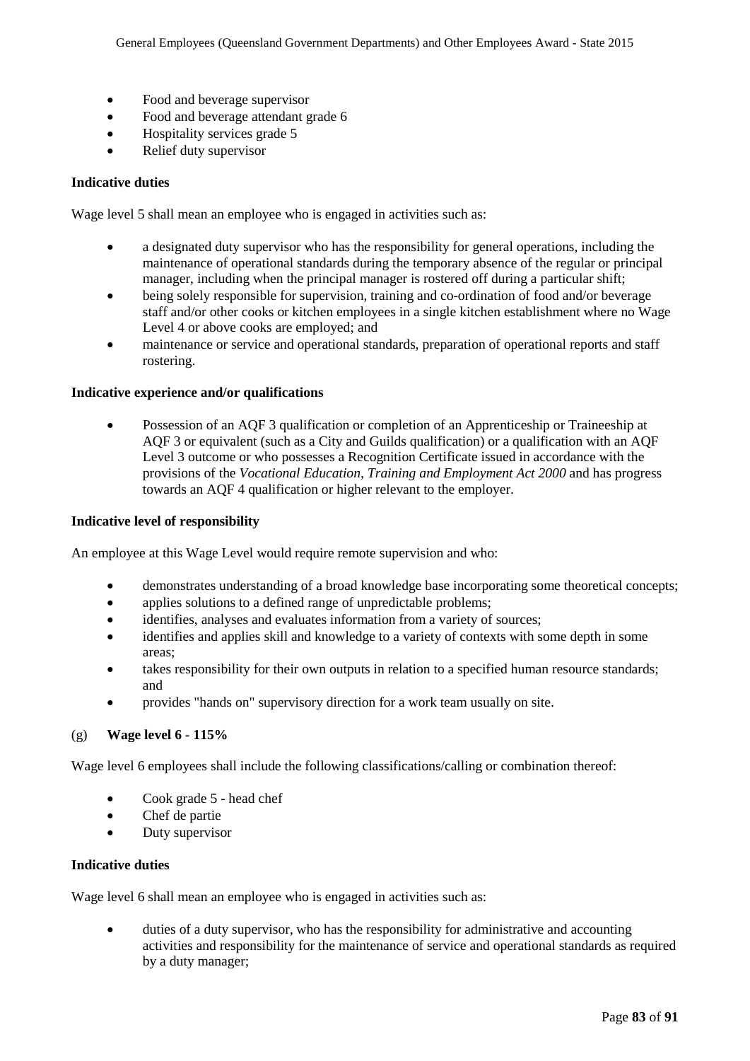- Food and beverage supervisor
- Food and beverage attendant grade 6
- Hospitality services grade 5
- Relief duty supervisor

**Indicative duties**

Wage level 5 shall mean an employee who is engaged in activities such as:

- a designated duty supervisor who has the responsibility for general operations, including the maintenance of operational standards during the temporary absence of the regular or principal manager, including when the principal manager is rostered off during a particular shift;
- being solely responsible for supervision, training and co-ordination of food and/or beverage staff and/or other cooks or kitchen employees in a single kitchen establishment where no Wage Level 4 or above cooks are employed; and
- maintenance or service and operational standards, preparation of operational reports and staff rostering.

**Indicative experience and/or qualifications**

- Possession of an AQF 3 qualification or completion of an Apprenticeship or Traineeship at AQF 3 or equivalent (such as a City and Guilds qualification) or a qualification with an AQF Level 3 outcome or who possesses a Recognition Certificate issued in accordance with the provisions of the *Vocational Education, Training and Employment Act 2000* and has progress towards an AQF 4 qualification or higher relevant to the employer.

**Indicative level of responsibility**

An employee at this Wage Level would require remote supervision and who:

- demonstrates understanding of a broad knowledge base incorporating some theoretical concepts;
- applies solutions to a defined range of unpredictable problems;
- identifies, analyses and evaluates information from a variety of sources;
- identifies and applies skill and knowledge to a variety of contexts with some depth in some areas;
- takes responsibility for their own outputs in relation to a specified human resource standards; and
- provides "hands on" supervisory direction for a work team usually on site.

(g) **Wage level 6 - 115%**

Wage level 6 employees shall include the following classifications/calling or combination thereof:

- Cook grade 5 - head chef
- Chef de partie
- Duty supervisor

**Indicative duties**

Wage level 6 shall mean an employee who is engaged in activities such as:

- duties of a duty supervisor, who has the responsibility for administrative and accounting activities and responsibility for the maintenance of service and operational standards as required by a duty manager;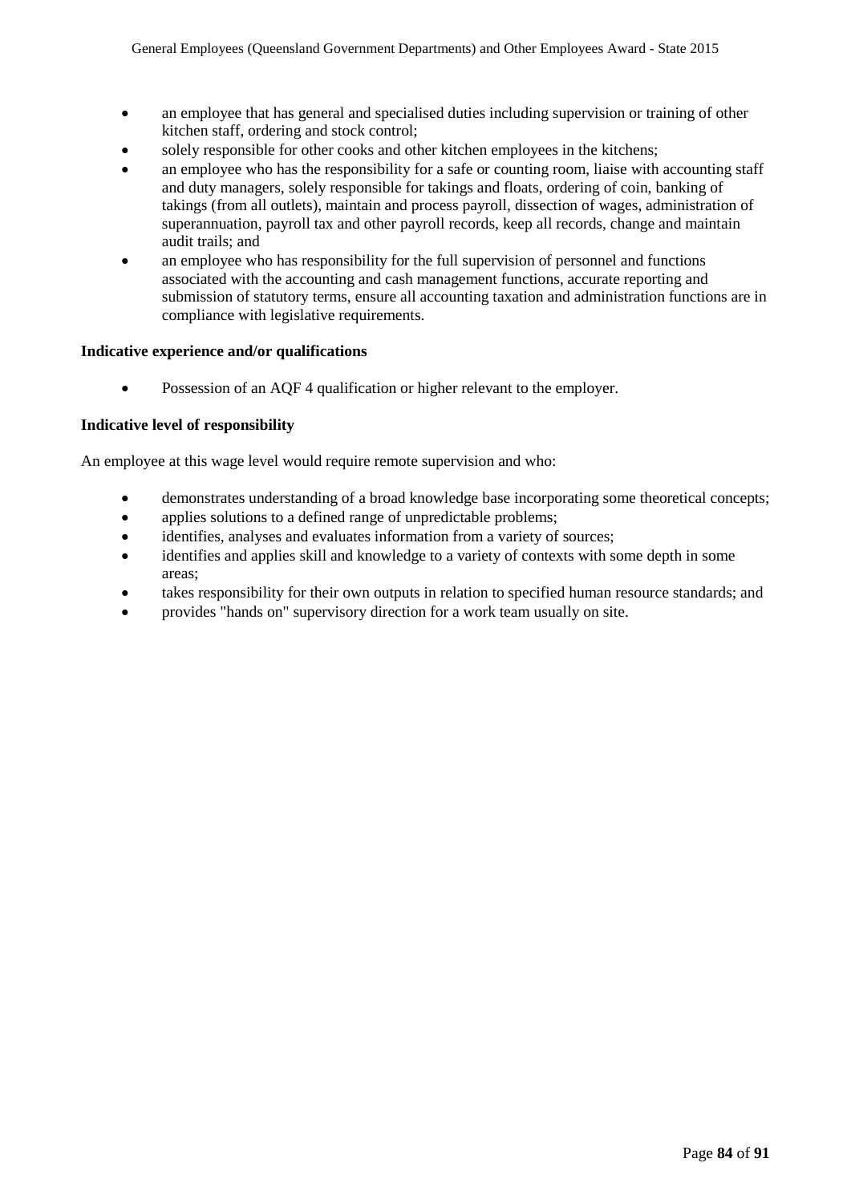- an employee that has general and specialised duties including supervision or training of other kitchen staff, ordering and stock control;
- solely responsible for other cooks and other kitchen employees in the kitchens;
- an employee who has the responsibility for a safe or counting room, liaise with accounting staff and duty managers, solely responsible for takings and floats, ordering of coin, banking of takings (from all outlets), maintain and process payroll, dissection of wages, administration of superannuation, payroll tax and other payroll records, keep all records, change and maintain audit trails; and
- an employee who has responsibility for the full supervision of personnel and functions associated with the accounting and cash management functions, accurate reporting and submission of statutory terms, ensure all accounting taxation and administration functions are in compliance with legislative requirements.

**Indicative experience and/or qualifications**

- Possession of an AQF 4 qualification or higher relevant to the employer.

**Indicative level of responsibility**

An employee at this wage level would require remote supervision and who:

- demonstrates understanding of a broad knowledge base incorporating some theoretical concepts;
- applies solutions to a defined range of unpredictable problems;
- identifies, analyses and evaluates information from a variety of sources;
- identifies and applies skill and knowledge to a variety of contexts with some depth in some areas;
- takes responsibility for their own outputs in relation to specified human resource standards; and
- provides "hands on" supervisory direction for a work team usually on site.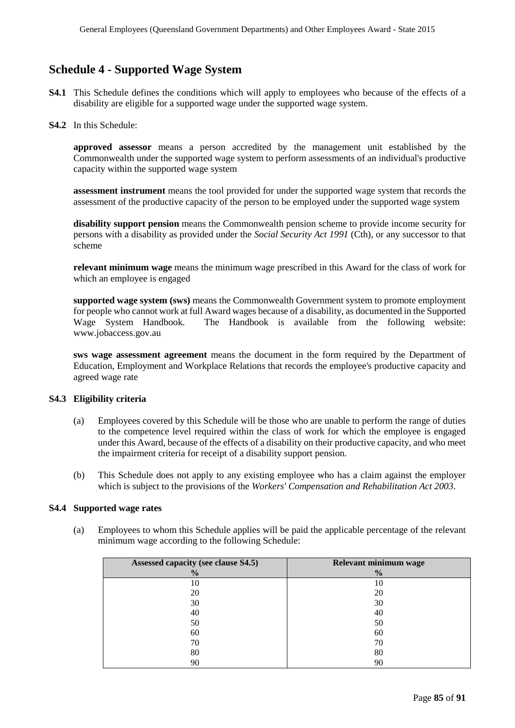## Schedule 4 - Supported Wage System

**S4.1** This Schedule defines the conditions which will apply to employees who because of the effects of a disability are eligible for a supported wage under the supported wage system.

**S4.2** In this Schedule:

**approved assessor** means a person accredited by the management unit established by the Commonwealth under the supported wage system to perform assessments of an individual's productive capacity within the supported wage system

**assessment instrument** means the tool provided for under the supported wage system that records the assessment of the productive capacity of the person to be employed under the supported wage system

**disability support pension** means the Commonwealth pension scheme to provide income security for persons with a disability as provided under the *Social Security Act 1991* (Cth), or any successor to that scheme

**relevant minimum wage** means the minimum wage prescribed in this Award for the class of work for which an employee is engaged

**supported wage system (sws)** means the Commonwealth Government system to promote employment for people who cannot work at full Award wages because of a disability, as documented in the Supported Wage System Handbook. The Handbook is available from the following website: www.jobaccess.gov.au

**sws wage assessment agreement** means the document in the form required by the Department of Education, Employment and Workplace Relations that records the employee's productive capacity and agreed wage rate

**S4.3 Eligibility criteria**

(a) Employees covered by this Schedule will be those who are unable to perform the range of duties to the competence level required within the class of work for which the employee is engaged under this Award, because of the effects of a disability on their productive capacity, and who meet the impairment criteria for receipt of a disability support pension.

(b) This Schedule does not apply to any existing employee who has a claim against the employer which is subject to the provisions of the *Workers' Compensation and Rehabilitation Act 2003*.

**S4.4 Supported wage rates**

(a) Employees to whom this Schedule applies will be paid the applicable percentage of the relevant minimum wage according to the following Schedule:

| Assessed capacity (see clause S4.5) % | Relevant minimum wage % |
|---|---|
| 10 | 10 |
| 20 | 20 |
| 30 | 30 |
| 40 | 40 |
| 50 | 50 |
| 60 | 60 |
| 70 | 70 |
| 80 | 80 |
| 90 | 90 |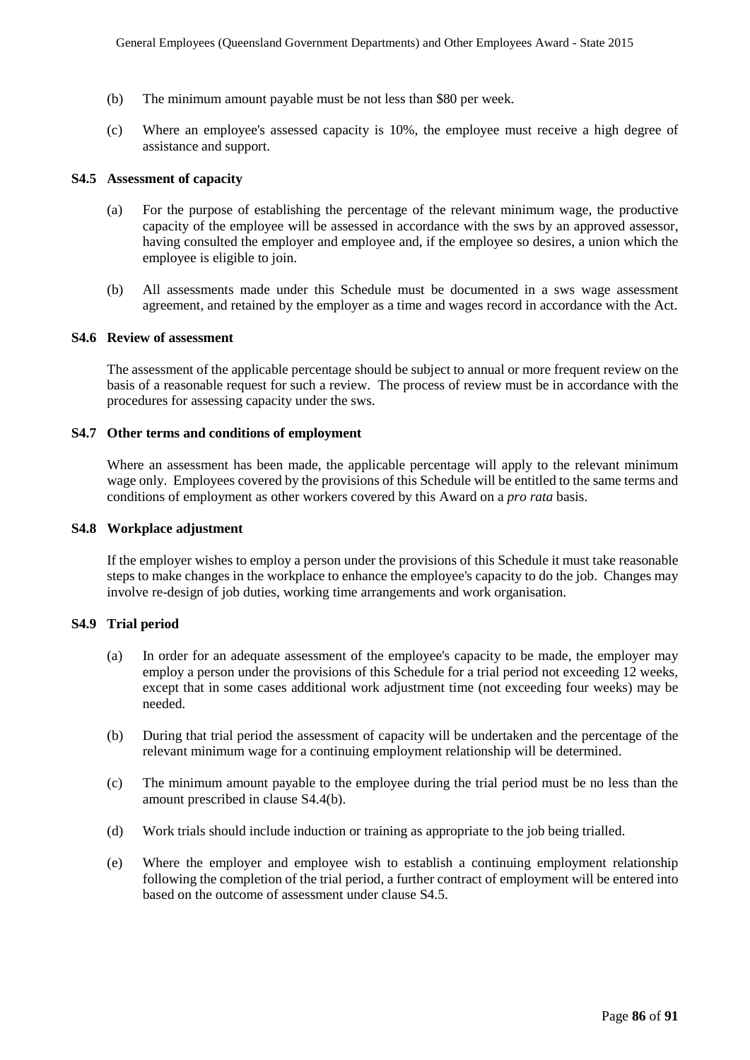(b) The minimum amount payable must be not less than $80 per week.

(c) Where an employee's assessed capacity is 10%, the employee must receive a high degree of assistance and support.

**S4.5 Assessment of capacity**

(a) For the purpose of establishing the percentage of the relevant minimum wage, the productive capacity of the employee will be assessed in accordance with the sws by an approved assessor, having consulted the employer and employee and, if the employee so desires, a union which the employee is eligible to join.

(b) All assessments made under this Schedule must be documented in a sws wage assessment agreement, and retained by the employer as a time and wages record in accordance with the Act.

**S4.6 Review of assessment**

The assessment of the applicable percentage should be subject to annual or more frequent review on the basis of a reasonable request for such a review. The process of review must be in accordance with the procedures for assessing capacity under the sws.

**S4.7 Other terms and conditions of employment**

Where an assessment has been made, the applicable percentage will apply to the relevant minimum wage only. Employees covered by the provisions of this Schedule will be entitled to the same terms and conditions of employment as other workers covered by this Award on a *pro rata* basis.

**S4.8 Workplace adjustment**

If the employer wishes to employ a person under the provisions of this Schedule it must take reasonable steps to make changes in the workplace to enhance the employee's capacity to do the job. Changes may involve re-design of job duties, working time arrangements and work organisation.

**S4.9 Trial period**

(a) In order for an adequate assessment of the employee's capacity to be made, the employer may employ a person under the provisions of this Schedule for a trial period not exceeding 12 weeks, except that in some cases additional work adjustment time (not exceeding four weeks) may be needed.

(b) During that trial period the assessment of capacity will be undertaken and the percentage of the relevant minimum wage for a continuing employment relationship will be determined.

(c) The minimum amount payable to the employee during the trial period must be no less than the amount prescribed in clause S4.4(b).

(d) Work trials should include induction or training as appropriate to the job being trialled.

(e) Where the employer and employee wish to establish a continuing employment relationship following the completion of the trial period, a further contract of employment will be entered into based on the outcome of assessment under clause S4.5.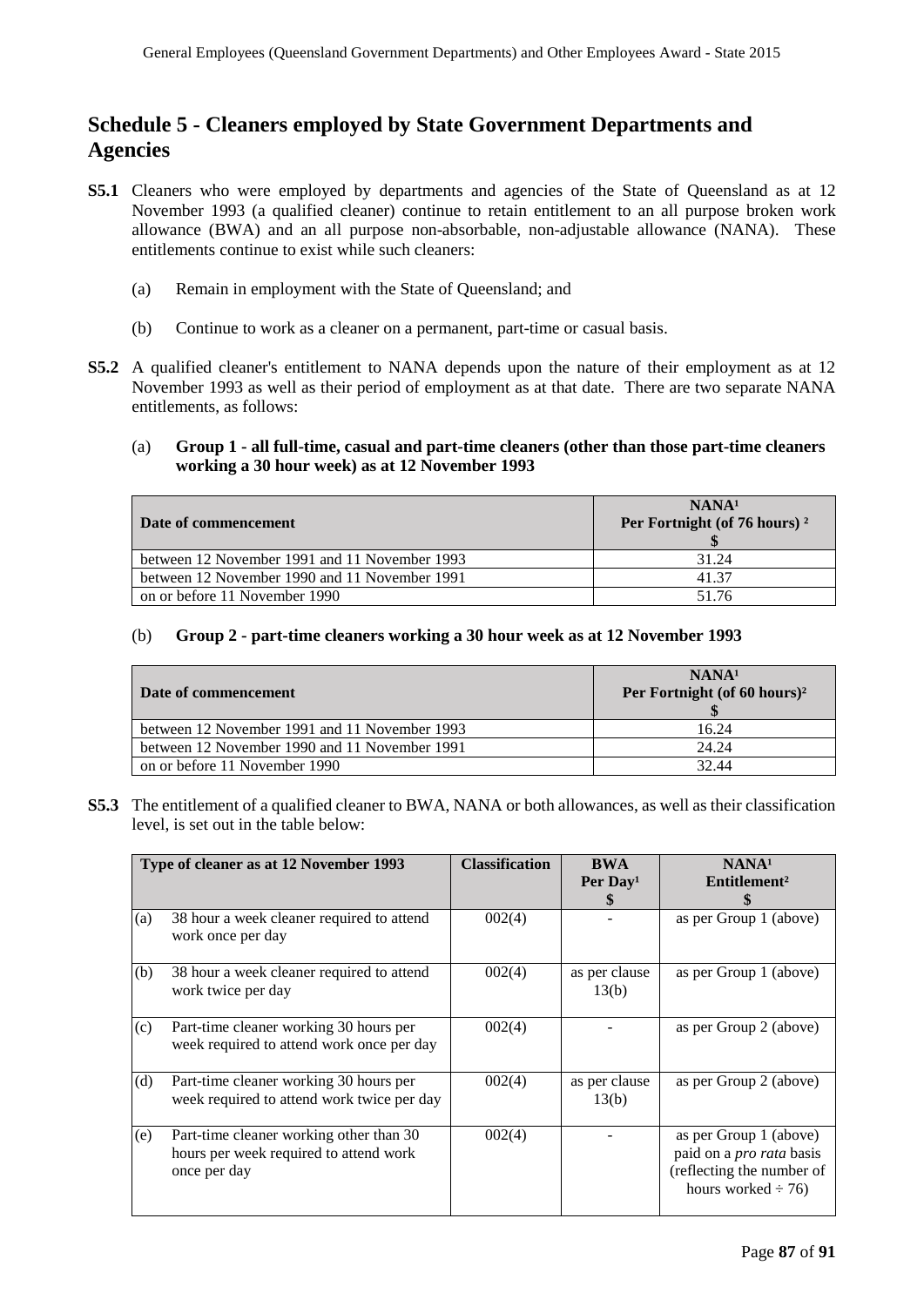## Schedule 5 - Cleaners employed by State Government Departments and Agencies

**S5.1** Cleaners who were employed by departments and agencies of the State of Queensland as at 12 November 1993 (a qualified cleaner) continue to retain entitlement to an all purpose broken work allowance (BWA) and an all purpose non-absorbable, non-adjustable allowance (NANA). These entitlements continue to exist while such cleaners:

(a) Remain in employment with the State of Queensland; and

(b) Continue to work as a cleaner on a permanent, part-time or casual basis.

**S5.2** A qualified cleaner's entitlement to NANA depends upon the nature of their employment as at 12 November 1993 as well as their period of employment as at that date. There are two separate NANA entitlements, as follows:

(a) **Group 1 - all full-time, casual and part-time cleaners (other than those part-time cleaners working a 30 hour week) as at 12 November 1993**

| Date of commencement | NANA[1] Per Fortnight (of 76 hours) [2] $ |
|---|---|
| between 12 November 1991 and 11 November 1993 | 31.24 |
| between 12 November 1990 and 11 November 1991 | 41.37 |
| on or before 11 November 1990 | 51.76 |

(b) **Group 2 - part-time cleaners working a 30 hour week as at 12 November 1993**

| Date of commencement | NANA[1] Per Fortnight (of 60 hours)[2] $ |
|---|---|
| between 12 November 1991 and 11 November 1993 | 16.24 |
| between 12 November 1990 and 11 November 1991 | 24.24 |
| on or before 11 November 1990 | 32.44 |

**S5.3** The entitlement of a qualified cleaner to BWA, NANA or both allowances, as well as their classification level, is set out in the table below:

| | Type of cleaner as at 12 November 1993 | Classification | BWA Per Day[1] $ | NANA[1] Entitlement[2] $ |
|---|---|---|---|---|
| (a) | 38 hour a week cleaner required to attend work once per day | 002(4) | - | as per Group 1 (above) |
| (b) | 38 hour a week cleaner required to attend work twice per day | 002(4) | as per clause 13(b) | as per Group 1 (above) |
| (c) | Part-time cleaner working 30 hours per week required to attend work once per day | 002(4) | - | as per Group 2 (above) |
| (d) | Part-time cleaner working 30 hours per week required to attend work twice per day | 002(4) | as per clause 13(b) | as per Group 2 (above) |
| (e) | Part-time cleaner working other than 30 hours per week required to attend work once per day | 002(4) | - | as per Group 1 (above) paid on a *pro rata* basis (reflecting the number of hours worked ÷ 76) |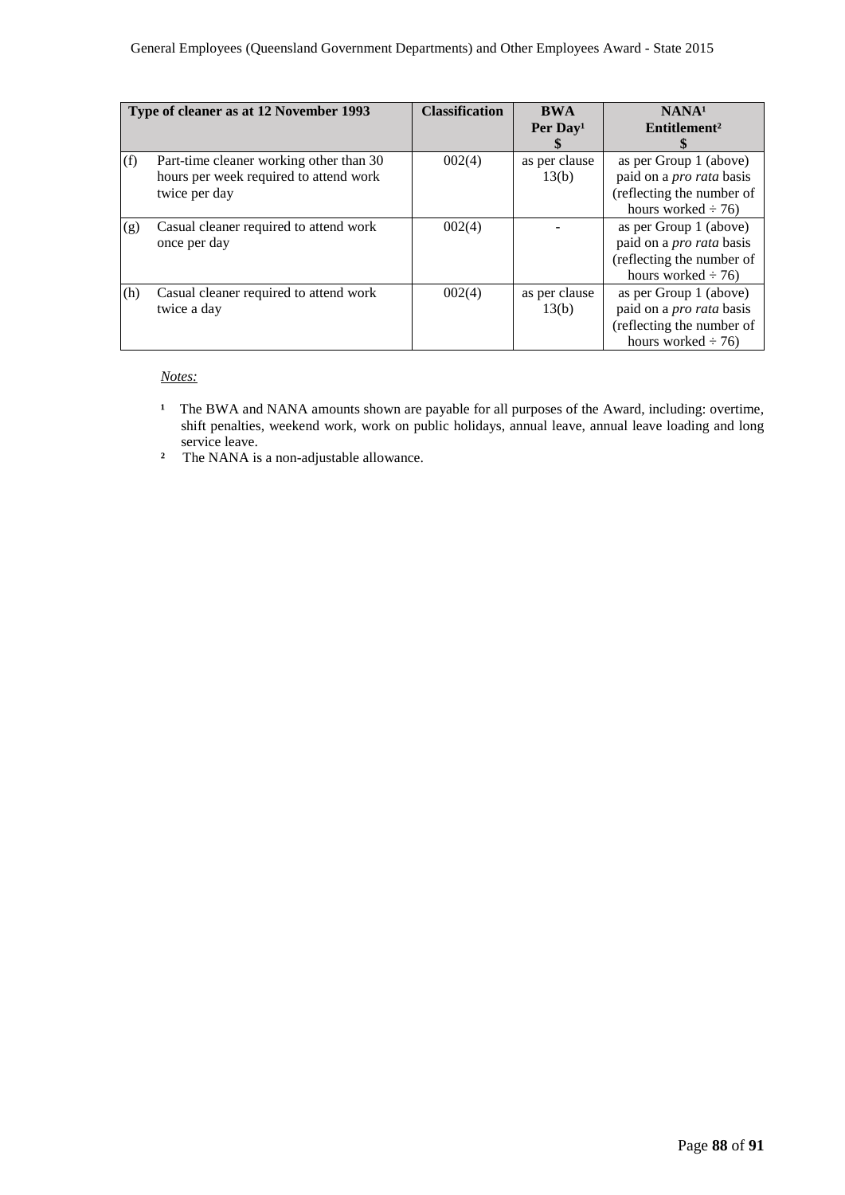| Type of cleaner as at 12 November 1993 | | Classification | BWA Per Day[1] $ | NANA[1] Entitlement[2] $ |
|---|---|---|---|---|
| (f) | Part-time cleaner working other than 30 hours per week required to attend work twice per day | 002(4) | as per clause 13(b) | as per Group 1 (above) paid on a *pro rata* basis (reflecting the number of hours worked ÷ 76) |
| (g) | Casual cleaner required to attend work once per day | 002(4) | - | as per Group 1 (above) paid on a *pro rata* basis (reflecting the number of hours worked ÷ 76) |
| (h) | Casual cleaner required to attend work twice a day | 002(4) | as per clause 13(b) | as per Group 1 (above) paid on a *pro rata* basis (reflecting the number of hours worked ÷ 76) |

*Notes:*

[1] The BWA and NANA amounts shown are payable for all purposes of the Award, including: overtime, shift penalties, weekend work, work on public holidays, annual leave, annual leave loading and long service leave.

[2] The NANA is a non-adjustable allowance.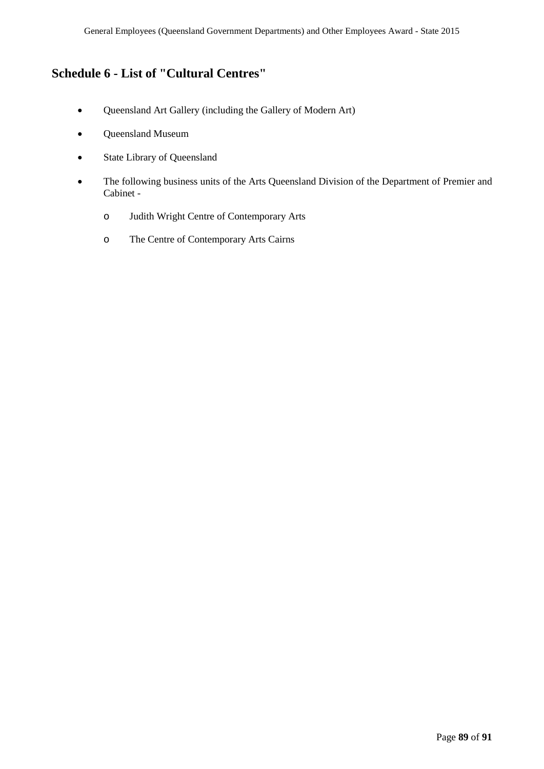## Schedule 6 - List of "Cultural Centres"

- Queensland Art Gallery (including the Gallery of Modern Art)
- Queensland Museum
- State Library of Queensland
- The following business units of the Arts Queensland Division of the Department of Premier and Cabinet -
  - Judith Wright Centre of Contemporary Arts
  - The Centre of Contemporary Arts Cairns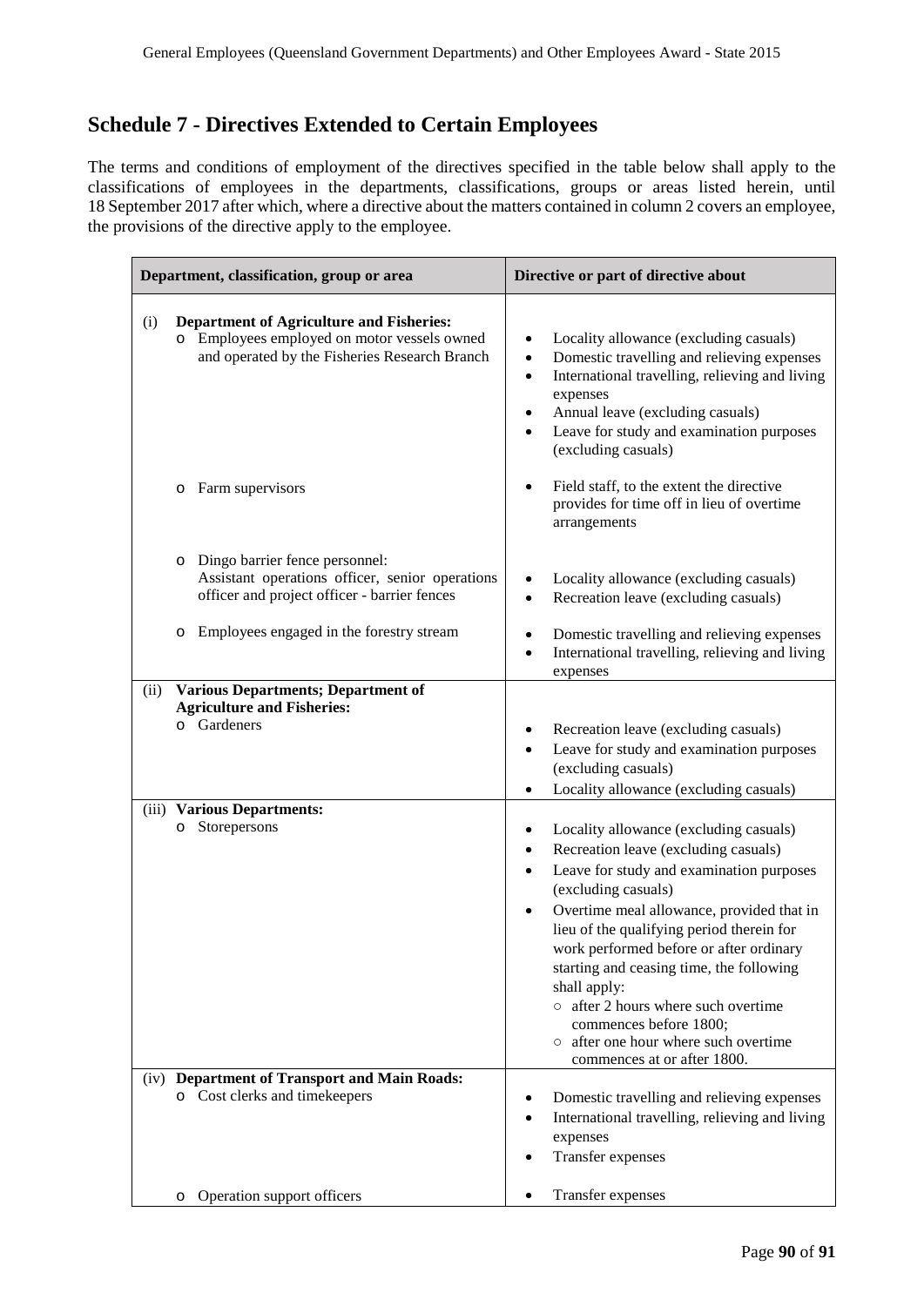## Schedule 7 - Directives Extended to Certain Employees

The terms and conditions of employment of the directives specified in the table below shall apply to the classifications of employees in the departments, classifications, groups or areas listed herein, until 18 September 2017 after which, where a directive about the matters contained in column 2 covers an employee, the provisions of the directive apply to the employee.

| Department, classification, group or area | Directive or part of directive about |
|---|---|
| (i) **Department of Agriculture and Fisheries:**<br>o Employees employed on motor vessels owned and operated by the Fisheries Research Branch | • Locality allowance (excluding casuals)<br>• Domestic travelling and relieving expenses<br>• International travelling, relieving and living expenses<br>• Annual leave (excluding casuals)<br>• Leave for study and examination purposes (excluding casuals) |
| o Farm supervisors | • Field staff, to the extent the directive provides for time off in lieu of overtime arrangements |
| o Dingo barrier fence personnel: Assistant operations officer, senior operations officer and project officer - barrier fences | • Locality allowance (excluding casuals)<br>• Recreation leave (excluding casuals) |
| o Employees engaged in the forestry stream | • Domestic travelling and relieving expenses<br>• International travelling, relieving and living expenses |
| (ii) **Various Departments; Department of Agriculture and Fisheries:**<br>o Gardeners | • Recreation leave (excluding casuals)<br>• Leave for study and examination purposes (excluding casuals)<br>• Locality allowance (excluding casuals) |
| (iii) **Various Departments:**<br>o Storepersons | • Locality allowance (excluding casuals)<br>• Recreation leave (excluding casuals)<br>• Leave for study and examination purposes (excluding casuals)<br>• Overtime meal allowance, provided that in lieu of the qualifying period therein for work performed before or after ordinary starting and ceasing time, the following shall apply:<br>○ after 2 hours where such overtime commences before 1800;<br>○ after one hour where such overtime commences at or after 1800. |
| (iv) **Department of Transport and Main Roads:**<br>o Cost clerks and timekeepers | • Domestic travelling and relieving expenses<br>• International travelling, relieving and living expenses<br>• Transfer expenses |
| o Operation support officers | • Transfer expenses |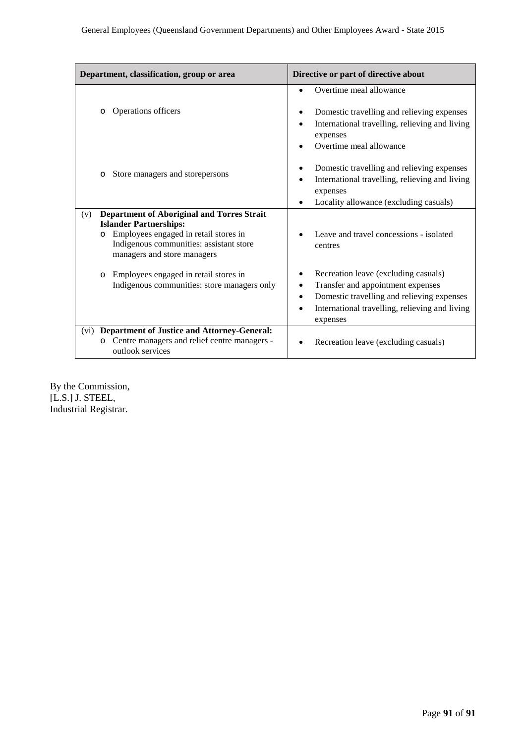| Department, classification, group or area | Directive or part of directive about |
|---|---|
| | • Overtime meal allowance |
| o Operations officers | • Domestic travelling and relieving expenses<br>• International travelling, relieving and living expenses<br>• Overtime meal allowance |
| o Store managers and storepersons | • Domestic travelling and relieving expenses<br>• International travelling, relieving and living expenses<br>• Locality allowance (excluding casuals) |
| (v) **Department of Aboriginal and Torres Strait Islander Partnerships:**<br>o Employees engaged in retail stores in Indigenous communities: assistant store managers and store managers | • Leave and travel concessions - isolated centres |
| o Employees engaged in retail stores in Indigenous communities: store managers only | • Recreation leave (excluding casuals)<br>• Transfer and appointment expenses<br>• Domestic travelling and relieving expenses<br>• International travelling, relieving and living expenses |
| (vi) **Department of Justice and Attorney-General:**<br>o Centre managers and relief centre managers - outlook services | • Recreation leave (excluding casuals) |

By the Commission,
[L.S.] J. STEEL,
Industrial Registrar.